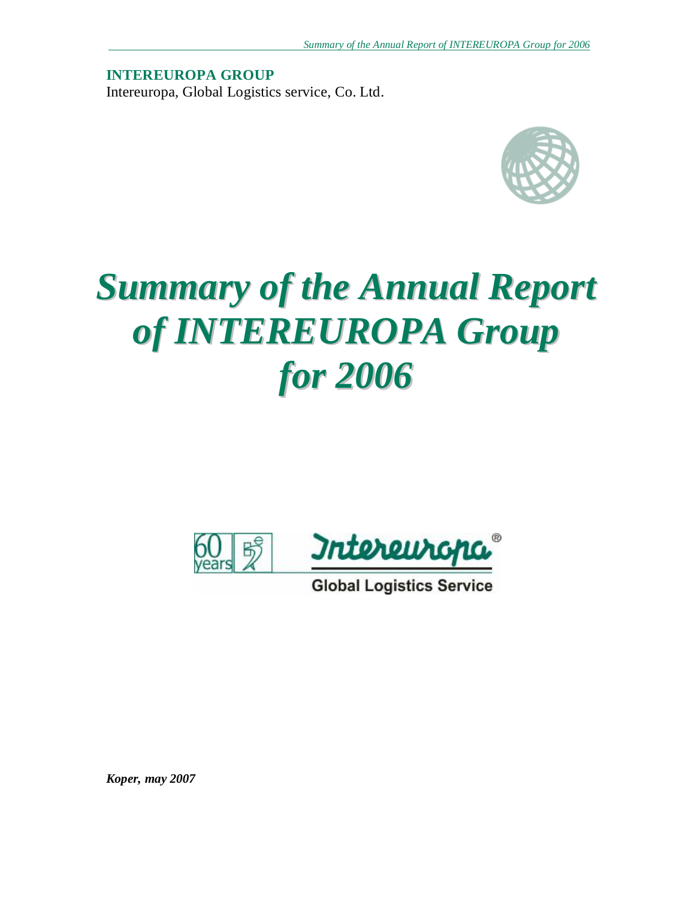**INTEREUROPA GROUP**

Intereuropa, Global Logistics service, Co. Ltd.

# *Summary of the Annual Report of INTEREUROPA Group for 2006*

60 years

Intereuropa®

Global Logistics Service

***Koper, may 2007***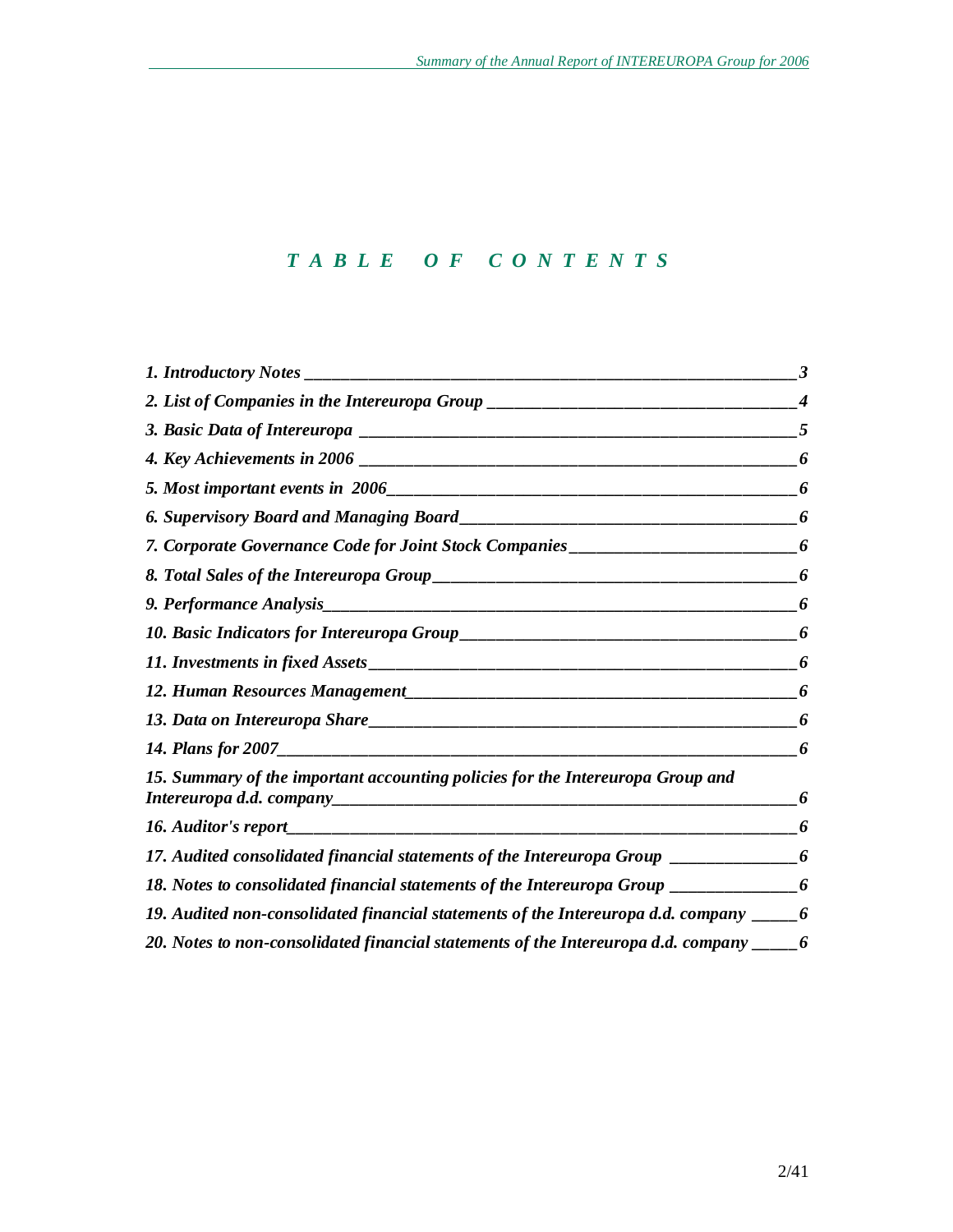# *TABLE OF CONTENTS*

| | |
|---|---|
| *1. Introductory Notes* | *3* |
| *2. List of Companies in the Intereuropa Group* | *4* |
| *3. Basic Data of Intereuropa* | *5* |
| *4. Key Achievements in 2006* | *6* |
| *5. Most important events in 2006* | *6* |
| *6. Supervisory Board and Managing Board* | *6* |
| *7. Corporate Governance Code for Joint Stock Companies* | *6* |
| *8. Total Sales of the Intereuropa Group* | *6* |
| *9. Performance Analysis* | *6* |
| *10. Basic Indicators for Intereuropa Group* | *6* |
| *11. Investments in fixed Assets* | *6* |
| *12. Human Resources Management* | *6* |
| *13. Data on Intereuropa Share* | *6* |
| *14. Plans for 2007* | *6* |
| *15. Summary of the important accounting policies for the Intereuropa Group and Intereuropa d.d. company* | *6* |
| *16. Auditor's report* | *6* |
| *17. Audited consolidated financial statements of the Intereuropa Group* | *6* |
| *18. Notes to consolidated financial statements of the Intereuropa Group* | *6* |
| *19. Audited non-consolidated financial statements of the Intereuropa d.d. company* | *6* |
| *20. Notes to non-consolidated financial statements of the Intereuropa d.d. company* | *6* |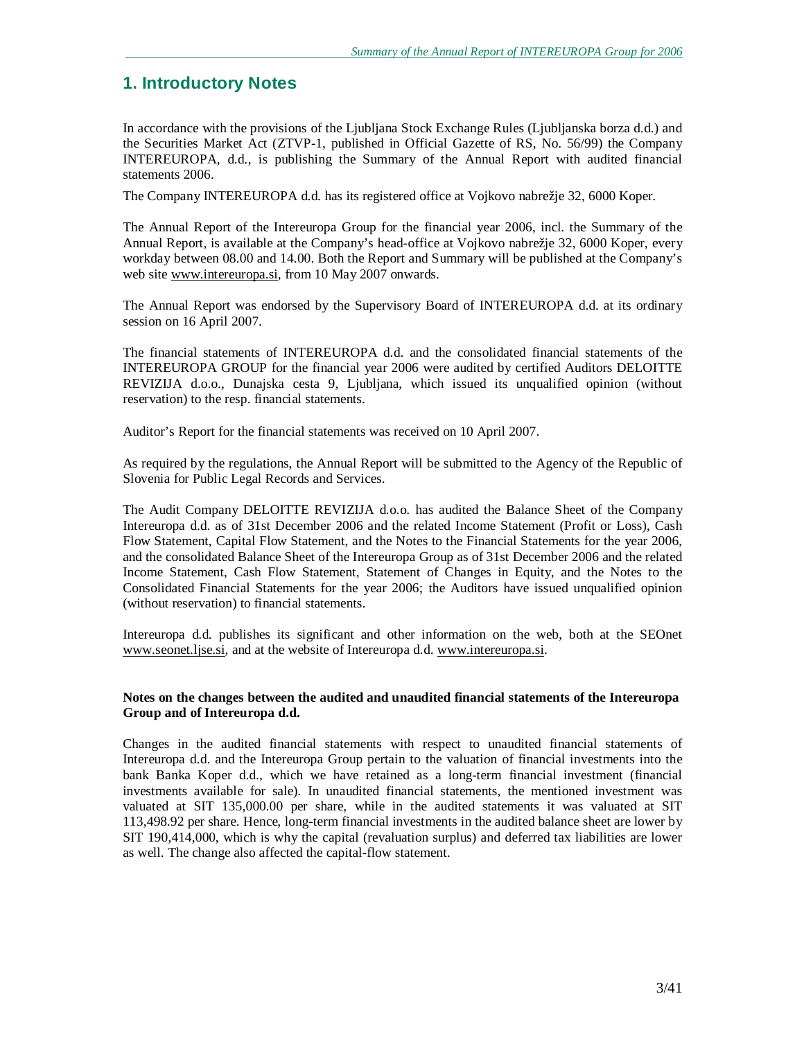# 1. Introductory Notes

In accordance with the provisions of the Ljubljana Stock Exchange Rules (Ljubljanska borza d.d.) and the Securities Market Act (ZTVP-1, published in Official Gazette of RS, No. 56/99) the Company INTEREUROPA, d.d., is publishing the Summary of the Annual Report with audited financial statements 2006.

The Company INTEREUROPA d.d. has its registered office at Vojkovo nabrežje 32, 6000 Koper.

The Annual Report of the Intereuropa Group for the financial year 2006, incl. the Summary of the Annual Report, is available at the Company's head-office at Vojkovo nabrežje 32, 6000 Koper, every workday between 08.00 and 14.00. Both the Report and Summary will be published at the Company's web site www.intereuropa.si, from 10 May 2007 onwards.

The Annual Report was endorsed by the Supervisory Board of INTEREUROPA d.d. at its ordinary session on 16 April 2007.

The financial statements of INTEREUROPA d.d. and the consolidated financial statements of the INTEREUROPA GROUP for the financial year 2006 were audited by certified Auditors DELOITTE REVIZIJA d.o.o., Dunajska cesta 9, Ljubljana, which issued its unqualified opinion (without reservation) to the resp. financial statements.

Auditor's Report for the financial statements was received on 10 April 2007.

As required by the regulations, the Annual Report will be submitted to the Agency of the Republic of Slovenia for Public Legal Records and Services.

The Audit Company DELOITTE REVIZIJA d.o.o. has audited the Balance Sheet of the Company Intereuropa d.d. as of 31st December 2006 and the related Income Statement (Profit or Loss), Cash Flow Statement, Capital Flow Statement, and the Notes to the Financial Statements for the year 2006, and the consolidated Balance Sheet of the Intereuropa Group as of 31st December 2006 and the related Income Statement, Cash Flow Statement, Statement of Changes in Equity, and the Notes to the Consolidated Financial Statements for the year 2006; the Auditors have issued unqualified opinion (without reservation) to financial statements.

Intereuropa d.d. publishes its significant and other information on the web, both at the SEOnet www.seonet.ljse.si, and at the website of Intereuropa d.d. www.intereuropa.si.

**Notes on the changes between the audited and unaudited financial statements of the Intereuropa Group and of Intereuropa d.d.**

Changes in the audited financial statements with respect to unaudited financial statements of Intereuropa d.d. and the Intereuropa Group pertain to the valuation of financial investments into the bank Banka Koper d.d., which we have retained as a long-term financial investment (financial investments available for sale). In unaudited financial statements, the mentioned investment was valuated at SIT 135,000.00 per share, while in the audited statements it was valuated at SIT 113,498.92 per share. Hence, long-term financial investments in the audited balance sheet are lower by SIT 190,414,000, which is why the capital (revaluation surplus) and deferred tax liabilities are lower as well. The change also affected the capital-flow statement.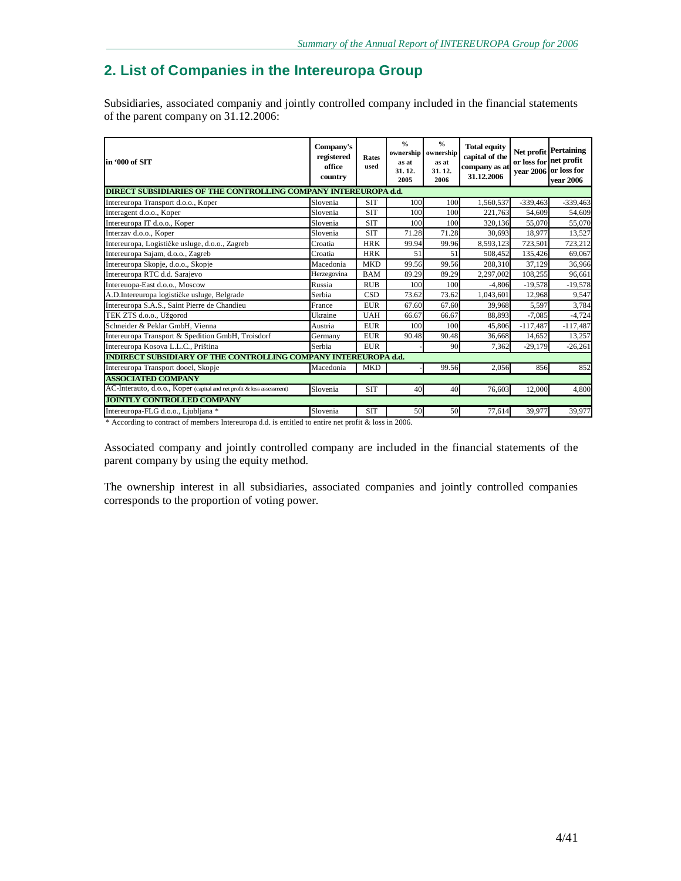## 2. List of Companies in the Intereuropa Group

Subsidiaries, associated companiy and jointly controlled company included in the financial statements of the parent company on 31.12.2006:

| in '000 of SIT | Company's registered office country | Rates used | % ownership as at 31. 12. 2005 | % ownership as at 31. 12. 2006 | Total equity capital of the company as at 31.12.2006 | Net profit or loss for year 2006 | Pertaining net profit or loss for year 2006 |
|---|---|---|---|---|---|---|---|
| **DIRECT SUBSIDIARIES OF THE CONTROLLING COMPANY INTEREUROPA d.d.** | | | | | | | |
| Intereuropa Transport d.o.o., Koper | Slovenia | SIT | 100 | 100 | 1,560,537 | -339,463 | -339,463 |
| Interagent d.o.o., Koper | Slovenia | SIT | 100 | 100 | 221,763 | 54,609 | 54,609 |
| Intereuropa IT d.o.o., Koper | Slovenia | SIT | 100 | 100 | 320,136 | 55,070 | 55,070 |
| Interzav d.o.o., Koper | Slovenia | SIT | 71.28 | 71.28 | 30,693 | 18,977 | 13,527 |
| Intereuropa, Logističke usluge, d.o.o., Zagreb | Croatia | HRK | 99.94 | 99.96 | 8,593,123 | 723,501 | 723,212 |
| Intereuropa Sajam, d.o.o., Zagreb | Croatia | HRK | 51 | 51 | 508,452 | 135,426 | 69,067 |
| Intereuropa Skopje, d.o.o., Skopje | Macedonia | MKD | 99.56 | 99.56 | 288,310 | 37,129 | 36,966 |
| Intereuropa RTC d.d. Sarajevo | Herzegovina | BAM | 89.29 | 89.29 | 2,297,002 | 108,255 | 96,661 |
| Intereuopa-East d.o.o., Moscow | Russia | RUB | 100 | 100 | -4,806 | -19,578 | -19,578 |
| A.D.Intereuropa logističke usluge, Belgrade | Serbia | CSD | 73.62 | 73.62 | 1,043,601 | 12,968 | 9,547 |
| Intereuropa S.A.S., Saint Pierre de Chandieu | France | EUR | 67.60 | 67.60 | 39,968 | 5,597 | 3,784 |
| TEK ZTS d.o.o., Užgorod | Ukraine | UAH | 66.67 | 66.67 | 88,893 | -7,085 | -4,724 |
| Schneider & Peklar GmbH, Vienna | Austria | EUR | 100 | 100 | 45,806 | -117,487 | -117,487 |
| Intereuropa Transport & Spedition GmbH, Troisdorf | Germany | EUR | 90.48 | 90.48 | 36,668 | 14,652 | 13,257 |
| Intereuropa Kosova L.L.C., Priština | Serbia | EUR | - | 90 | 7,362 | -29,179 | -26,261 |
| **INDIRECT SUBSIDIARY OF THE CONTROLLING COMPANY INTEREUROPA d.d.** | | | | | | | |
| Intereuropa Transport dooel, Skopje | Macedonia | MKD | - | 99.56 | 2,056 | 856 | 852 |
| **ASSOCIATED COMPANY** | | | | | | | |
| AC-Interauto, d.o.o., Koper (capital and net profit & loss assessment) | Slovenia | SIT | 40 | 40 | 76,603 | 12,000 | 4,800 |
| **JOINTLY CONTROLLED COMPANY** | | | | | | | |
| Intereuropa-FLG d.o.o., Ljubljana * | Slovenia | SIT | 50 | 50 | 77,614 | 39,977 | 39,977 |

\* According to contract of members Intereuropa d.d. is entitled to entire net profit & loss in 2006.

Associated company and jointly controlled company are included in the financial statements of the parent company by using the equity method.

The ownership interest in all subsidiaries, associated companies and jointly controlled companies corresponds to the proportion of voting power.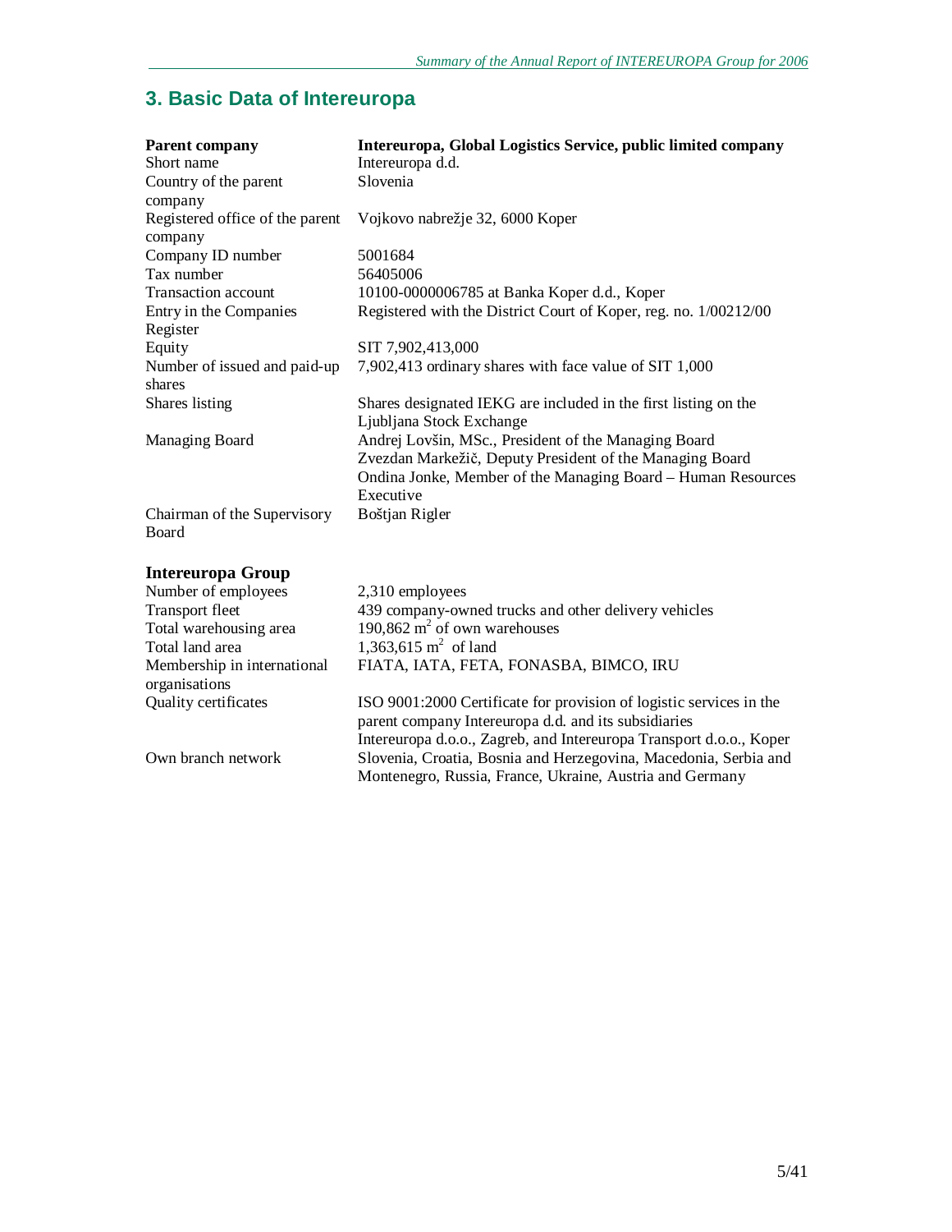# 3. Basic Data of Intereuropa

| **Parent company** | **Intereuropa, Global Logistics Service, public limited company** |
|---|---|
| Short name | Intereuropa d.d. |
| Country of the parent company | Slovenia |
| Registered office of the parent company | Vojkovo nabrežje 32, 6000 Koper |
| Company ID number | 5001684 |
| Tax number | 56405006 |
| Transaction account | 10100-0000006785 at Banka Koper d.d., Koper |
| Entry in the Companies Register | Registered with the District Court of Koper, reg. no. 1/00212/00 |
| Equity | SIT 7,902,413,000 |
| Number of issued and paid-up shares | 7,902,413 ordinary shares with face value of SIT 1,000 |
| Shares listing | Shares designated IEKG are included in the first listing on the Ljubljana Stock Exchange |
| Managing Board | Andrej Lovšin, MSc., President of the Managing Board<br>Zvezdan Markežič, Deputy President of the Managing Board<br>Ondina Jonke, Member of the Managing Board – Human Resources Executive |
| Chairman of the Supervisory Board | Boštjan Rigler |

| **Intereuropa Group** | |
|---|---|
| Number of employees | 2,310 employees |
| Transport fleet | 439 company-owned trucks and other delivery vehicles |
| Total warehousing area | 190,862 m$^2$ of own warehouses |
| Total land area | 1,363,615 m$^2$ of land |
| Membership in international organisations | FIATA, IATA, FETA, FONASBA, BIMCO, IRU |
| Quality certificates | ISO 9001:2000 Certificate for provision of logistic services in the parent company Intereuropa d.d. and its subsidiaries Intereuropa d.o.o., Zagreb, and Intereuropa Transport d.o.o., Koper |
| Own branch network | Slovenia, Croatia, Bosnia and Herzegovina, Macedonia, Serbia and Montenegro, Russia, France, Ukraine, Austria and Germany |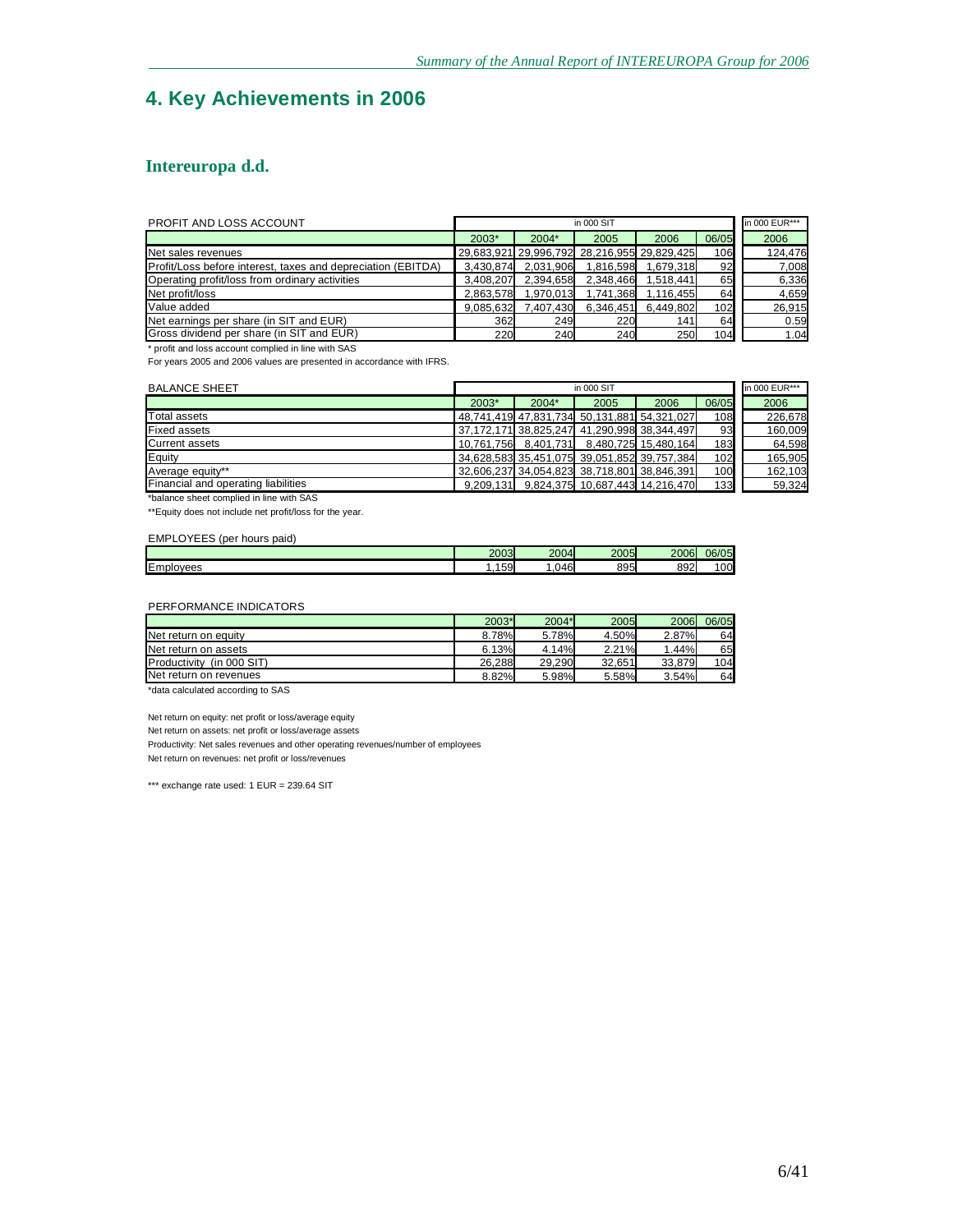# 4. Key Achievements in 2006

## Intereuropa d.d.

| PROFIT AND LOSS ACCOUNT | in 000 SIT | | | | | in 000 EUR*** |
|---|---|---|---|---|---|---|
| | 2003* | 2004* | 2005 | 2006 | 06/05 | 2006 |
| Net sales revenues | 29,683,921 | 29,996,792 | 28,216,955 | 29,829,425 | 106 | 124,476 |
| Profit/Loss before interest, taxes and depreciation (EBITDA) | 3,430,874 | 2,031,906 | 1,816,598 | 1,679,318 | 92 | 7,008 |
| Operating profit/loss from ordinary activities | 3,408,207 | 2,394,658 | 2,348,466 | 1,518,441 | 65 | 6,336 |
| Net profit/loss | 2,863,578 | 1,970,013 | 1,741,368 | 1,116,455 | 64 | 4,659 |
| Value added | 9,085,632 | 7,407,430 | 6,346,451 | 6,449,802 | 102 | 26,915 |
| Net earnings per share (in SIT and EUR) | 362 | 249 | 220 | 141 | 64 | 0.59 |
| Gross dividend per share (in SIT and EUR) | 220 | 240 | 240 | 250 | 104 | 1.04 |

* profit and loss account complied in line with SAS

For years 2005 and 2006 values are presented in accordance with IFRS.

| BALANCE SHEET | in 000 SIT | | | | | in 000 EUR*** |
|---|---|---|---|---|---|---|
| | 2003* | 2004* | 2005 | 2006 | 06/05 | 2006 |
| Total assets | 48,741,419 | 47,831,734 | 50,131,881 | 54,321,027 | 108 | 226,678 |
| Fixed assets | 37,172,171 | 38,825,247 | 41,290,998 | 38,344,497 | 93 | 160,009 |
| Current assets | 10,761,756 | 8,401,731 | 8,480,725 | 15,480,164 | 183 | 64,598 |
| Equity | 34,628,583 | 35,451,075 | 39,051,852 | 39,757,384 | 102 | 165,905 |
| Average equity** | 32,606,237 | 34,054,823 | 38,718,801 | 38,846,391 | 100 | 162,103 |
| Financial and operating liabilities | 9,209,131 | 9,824,375 | 10,687,443 | 14,216,470 | 133 | 59,324 |

*balance sheet complied in line with SAS

**Equity does not include net profit/loss for the year.

EMPLOYEES (per hours paid)

| | 2003 | 2004 | 2005 | 2006 | 06/05 |
|---|---|---|---|---|---|
| Employees | 1,159 | 1,046 | 895 | 892 | 100 |

PERFORMANCE INDICATORS

| | 2003* | 2004* | 2005 | 2006 | 06/05 |
|---|---|---|---|---|---|
| Net return on equity | 8.78% | 5.78% | 4.50% | 2.87% | 64 |
| Net return on assets | 6.13% | 4.14% | 2.21% | 1.44% | 65 |
| Productivity (in 000 SIT) | 26,288 | 29,290 | 32,651 | 33,879 | 104 |
| Net return on revenues | 8.82% | 5.98% | 5.58% | 3.54% | 64 |

*data calculated according to SAS

Net return on equity: net profit or loss/average equity

Net return on assets: net profit or loss/average assets

Productivity: Net sales revenues and other operating revenues/number of employees

Net return on revenues: net profit or loss/revenues

*** exchange rate used: 1 EUR = 239.64 SIT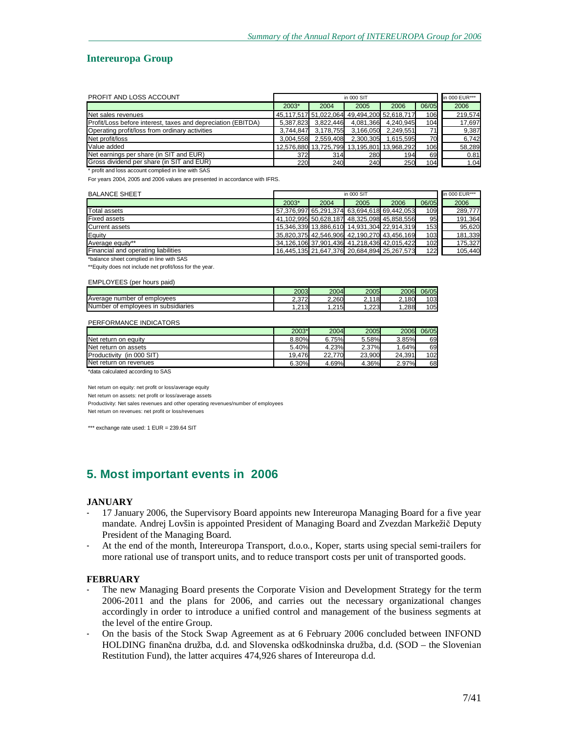## Intereuropa Group

| PROFIT AND LOSS ACCOUNT | in 000 SIT | | | | | in 000 EUR*** |
|---|---|---|---|---|---|---|
| | 2003* | 2004 | 2005 | 2006 | 06/05 | 2006 |
| Net sales revenues | 45,117,517 | 51,022,064 | 49,494,200 | 52,618,717 | 106 | 219,574 |
| Profit/Loss before interest, taxes and depreciation (EBITDA) | 5,387,823 | 3,822,446 | 4,081,366 | 4,240,945 | 104 | 17,697 |
| Operating profit/loss from ordinary activities | 3,744,847 | 3,178,755 | 3,166,050 | 2,249,551 | 71 | 9,387 |
| Net profit/loss | 3,004,558 | 2,559,408 | 2,300,305 | 1,615,595 | 70 | 6,742 |
| Value added | 12,576,880 | 13,725,799 | 13,195,801 | 13,968,292 | 106 | 58,289 |
| Net earnings per share (in SIT and EUR) | 372 | 314 | 280 | 194 | 69 | 0.81 |
| Gross dividend per share (in SIT and EUR) | 220 | 240 | 240 | 250 | 104 | 1.04 |

\* profit and loss account complied in line with SAS

For years 2004, 2005 and 2006 values are presented in accordance with IFRS.

| BALANCE SHEET | in 000 SIT | | | | | in 000 EUR*** |
|---|---|---|---|---|---|---|
| | 2003* | 2004 | 2005 | 2006 | 06/05 | 2006 |
| Total assets | 57,376,997 | 65,291,374 | 63,694,618 | 69,442,053 | 109 | 289,777 |
| Fixed assets | 41,102,995 | 50,628,187 | 48,325,098 | 45,858,556 | 95 | 191,364 |
| Current assets | 15,346,339 | 13,886,610 | 14,931,304 | 22,914,319 | 153 | 95,620 |
| Equity | 35,820,375 | 42,546,906 | 42,190,270 | 43,456,169 | 103 | 181,339 |
| Average equity** | 34,126,106 | 37,901,436 | 41,218,436 | 42,015,422 | 102 | 175,327 |
| Financial and operating liabilities | 16,445,135 | 21,647,376 | 20,684,894 | 25,267,573 | 122 | 105,440 |

\*balance sheet complied in line with SAS

\*\*Equity does not include net profit/loss for the year.

EMPLOYEES (per hours paid)

| | 2003 | 2004 | 2005 | 2006 | 06/05 |
|---|---|---|---|---|---|
| Average number of employees | 2,372 | 2,260 | 2,118 | 2,180 | 103 |
| Number of employees in subsidiaries | 1,213 | 1,215 | 1,223 | 1,288 | 105 |

PERFORMANCE INDICATORS

| | 2003* | 2004 | 2005 | 2006 | 06/05 |
|---|---|---|---|---|---|
| Net return on equity | 8.80% | 6.75% | 5.58% | 3.85% | 69 |
| Net return on assets | 5.40% | 4.23% | 2.37% | 1.64% | 69 |
| Productivity (in 000 SIT) | 19,476 | 22,770 | 23,900 | 24,391 | 102 |
| Net return on revenues | 6.30% | 4.69% | 4.36% | 2.97% | 68 |

\*data calculated according to SAS

Net return on equity: net profit or loss/average equity

Net return on assets: net profit or loss/average assets

Productivity: Net sales revenues and other operating revenues/number of employees

Net return on revenues: net profit or loss/revenues

\*\*\* exchange rate used: 1 EUR = 239.64 SIT

# 5. Most important events in 2006

### JANUARY

- 17 January 2006, the Supervisory Board appoints new Intereuropa Managing Board for a five year mandate. Andrej Lovšin is appointed President of Managing Board and Zvezdan Markežič Deputy President of the Managing Board.
- At the end of the month, Intereuropa Transport, d.o.o., Koper, starts using special semi-trailers for more rational use of transport units, and to reduce transport costs per unit of transported goods.

### FEBRUARY

- The new Managing Board presents the Corporate Vision and Development Strategy for the term 2006-2011 and the plans for 2006, and carries out the necessary organizational changes accordingly in order to introduce a unified control and management of the business segments at the level of the entire Group.
- On the basis of the Stock Swap Agreement as at 6 February 2006 concluded between INFOND HOLDING finančna družba, d.d. and Slovenska odškodninska družba, d.d. (SOD – the Slovenian Restitution Fund), the latter acquires 474,926 shares of Intereuropa d.d.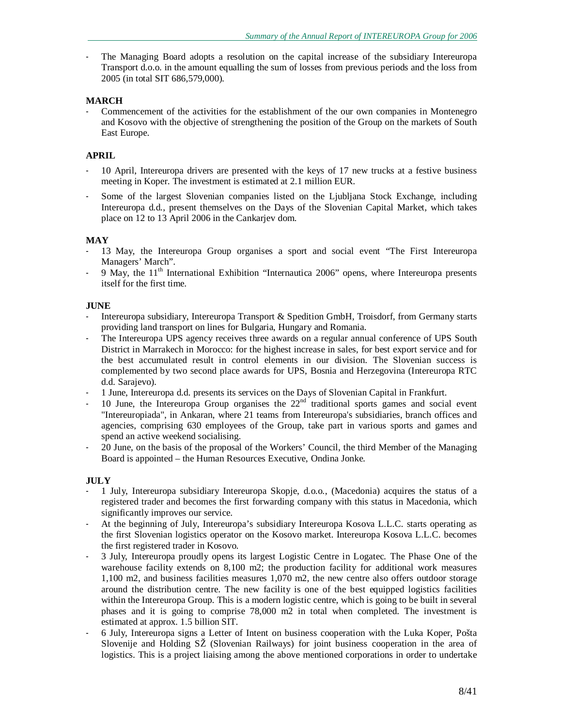- The Managing Board adopts a resolution on the capital increase of the subsidiary Intereuropa Transport d.o.o. in the amount equalling the sum of losses from previous periods and the loss from 2005 (in total SIT 686,579,000).

**MARCH**

- Commencement of the activities for the establishment of the our own companies in Montenegro and Kosovo with the objective of strengthening the position of the Group on the markets of South East Europe.

**APRIL**

- 10 April, Intereuropa drivers are presented with the keys of 17 new trucks at a festive business meeting in Koper. The investment is estimated at 2.1 million EUR.
- Some of the largest Slovenian companies listed on the Ljubljana Stock Exchange, including Intereuropa d.d., present themselves on the Days of the Slovenian Capital Market, which takes place on 12 to 13 April 2006 in the Cankarjev dom.

**MAY**

- 13 May, the Intereuropa Group organises a sport and social event "The First Intereuropa Managers' March".
- 9 May, the 11th International Exhibition "Internautica 2006" opens, where Intereuropa presents itself for the first time.

**JUNE**

- Intereuropa subsidiary, Intereuropa Transport & Spedition GmbH, Troisdorf, from Germany starts providing land transport on lines for Bulgaria, Hungary and Romania.
- The Intereuropa UPS agency receives three awards on a regular annual conference of UPS South District in Marrakech in Morocco: for the highest increase in sales, for best export service and for the best accumulated result in control elements in our division. The Slovenian success is complemented by two second place awards for UPS, Bosnia and Herzegovina (Intereuropa RTC d.d. Sarajevo).
- 1 June, Intereuropa d.d. presents its services on the Days of Slovenian Capital in Frankfurt.
- 10 June, the Intereuropa Group organises the 22nd traditional sports games and social event "Intereuropiada", in Ankaran, where 21 teams from Intereuropa's subsidiaries, branch offices and agencies, comprising 630 employees of the Group, take part in various sports and games and spend an active weekend socialising.
- 20 June, on the basis of the proposal of the Workers' Council, the third Member of the Managing Board is appointed – the Human Resources Executive, Ondina Jonke.

**JULY**

- 1 July, Intereuropa subsidiary Intereuropa Skopje, d.o.o., (Macedonia) acquires the status of a registered trader and becomes the first forwarding company with this status in Macedonia, which significantly improves our service.
- At the beginning of July, Intereuropa's subsidiary Intereuropa Kosova L.L.C. starts operating as the first Slovenian logistics operator on the Kosovo market. Intereuropa Kosova L.L.C. becomes the first registered trader in Kosovo.
- 3 July, Intereuropa proudly opens its largest Logistic Centre in Logatec. The Phase One of the warehouse facility extends on 8,100 m2; the production facility for additional work measures 1,100 m2, and business facilities measures 1,070 m2, the new centre also offers outdoor storage around the distribution centre. The new facility is one of the best equipped logistics facilities within the Intereuropa Group. This is a modern logistic centre, which is going to be built in several phases and it is going to comprise 78,000 m2 in total when completed. The investment is estimated at approx. 1.5 billion SIT.
- 6 July, Intereuropa signs a Letter of Intent on business cooperation with the Luka Koper, Pošta Slovenije and Holding SŽ (Slovenian Railways) for joint business cooperation in the area of logistics. This is a project liaising among the above mentioned corporations in order to undertake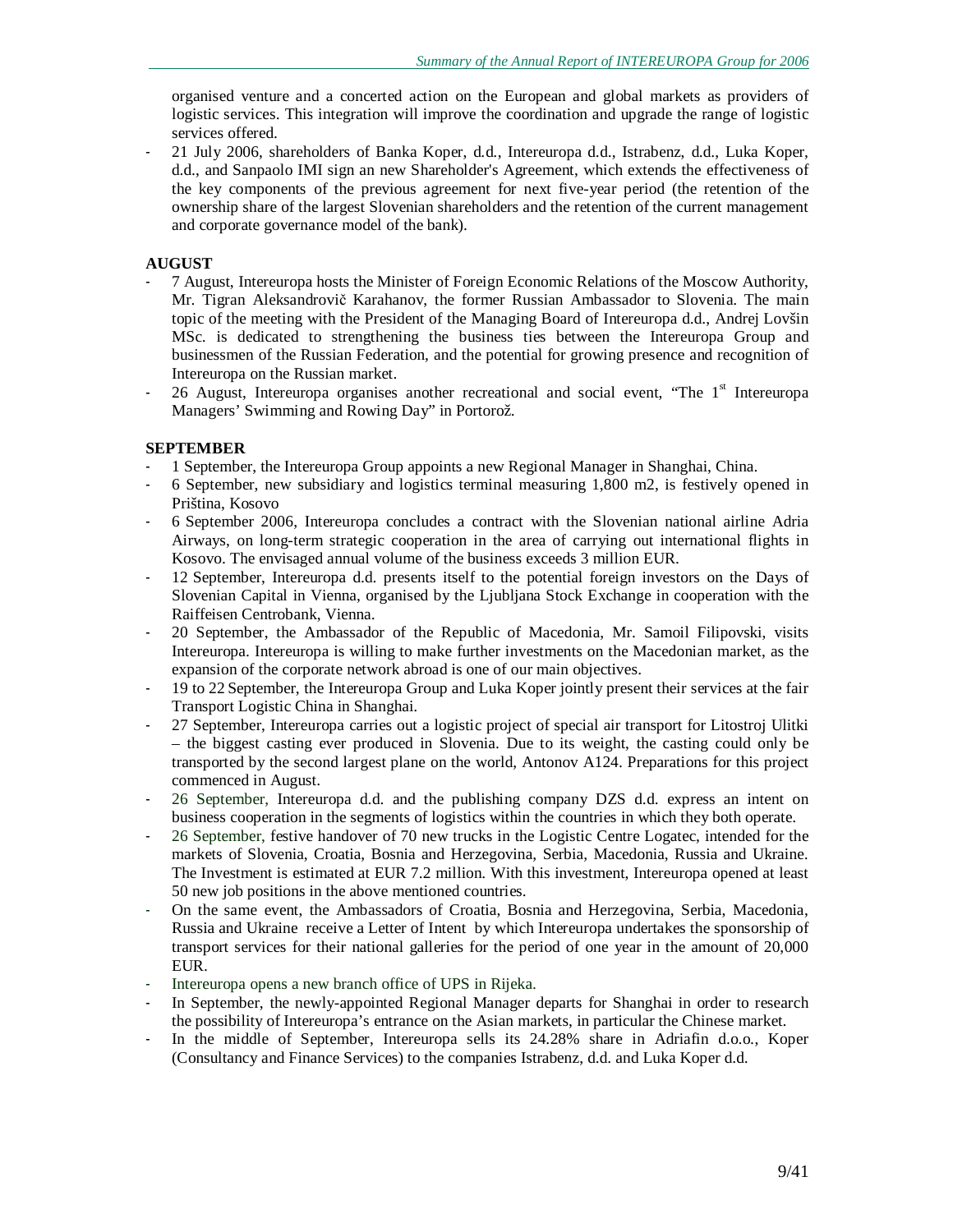organised venture and a concerted action on the European and global markets as providers of logistic services. This integration will improve the coordination and upgrade the range of logistic services offered.

- 21 July 2006, shareholders of Banka Koper, d.d., Intereuropa d.d., Istrabenz, d.d., Luka Koper, d.d., and Sanpaolo IMI sign an new Shareholder's Agreement, which extends the effectiveness of the key components of the previous agreement for next five-year period (the retention of the ownership share of the largest Slovenian shareholders and the retention of the current management and corporate governance model of the bank).

**AUGUST**

- 7 August, Intereuropa hosts the Minister of Foreign Economic Relations of the Moscow Authority, Mr. Tigran Aleksandrovič Karahanov, the former Russian Ambassador to Slovenia. The main topic of the meeting with the President of the Managing Board of Intereuropa d.d., Andrej Lovšin MSc. is dedicated to strengthening the business ties between the Intereuropa Group and businessmen of the Russian Federation, and the potential for growing presence and recognition of Intereuropa on the Russian market.
- 26 August, Intereuropa organises another recreational and social event, "The 1st Intereuropa Managers' Swimming and Rowing Day" in Portorož.

**SEPTEMBER**

- 1 September, the Intereuropa Group appoints a new Regional Manager in Shanghai, China.
- 6 September, new subsidiary and logistics terminal measuring 1,800 m2, is festively opened in Priština, Kosovo
- 6 September 2006, Intereuropa concludes a contract with the Slovenian national airline Adria Airways, on long-term strategic cooperation in the area of carrying out international flights in Kosovo. The envisaged annual volume of the business exceeds 3 million EUR.
- 12 September, Intereuropa d.d. presents itself to the potential foreign investors on the Days of Slovenian Capital in Vienna, organised by the Ljubljana Stock Exchange in cooperation with the Raiffeisen Centrobank, Vienna.
- 20 September, the Ambassador of the Republic of Macedonia, Mr. Samoil Filipovski, visits Intereuropa. Intereuropa is willing to make further investments on the Macedonian market, as the expansion of the corporate network abroad is one of our main objectives.
- 19 to 22 September, the Intereuropa Group and Luka Koper jointly present their services at the fair Transport Logistic China in Shanghai.
- 27 September, Intereuropa carries out a logistic project of special air transport for Litostroj Ulitki – the biggest casting ever produced in Slovenia. Due to its weight, the casting could only be transported by the second largest plane on the world, Antonov A124. Preparations for this project commenced in August.
- 26 September, Intereuropa d.d. and the publishing company DZS d.d. express an intent on business cooperation in the segments of logistics within the countries in which they both operate.
- 26 September, festive handover of 70 new trucks in the Logistic Centre Logatec, intended for the markets of Slovenia, Croatia, Bosnia and Herzegovina, Serbia, Macedonia, Russia and Ukraine. The Investment is estimated at EUR 7.2 million. With this investment, Intereuropa opened at least 50 new job positions in the above mentioned countries.
- On the same event, the Ambassadors of Croatia, Bosnia and Herzegovina, Serbia, Macedonia, Russia and Ukraine receive a Letter of Intent by which Intereuropa undertakes the sponsorship of transport services for their national galleries for the period of one year in the amount of 20,000 EUR.
- Intereuropa opens a new branch office of UPS in Rijeka.
- In September, the newly-appointed Regional Manager departs for Shanghai in order to research the possibility of Intereuropa's entrance on the Asian markets, in particular the Chinese market.
- In the middle of September, Intereuropa sells its 24.28% share in Adriafin d.o.o., Koper (Consultancy and Finance Services) to the companies Istrabenz, d.d. and Luka Koper d.d.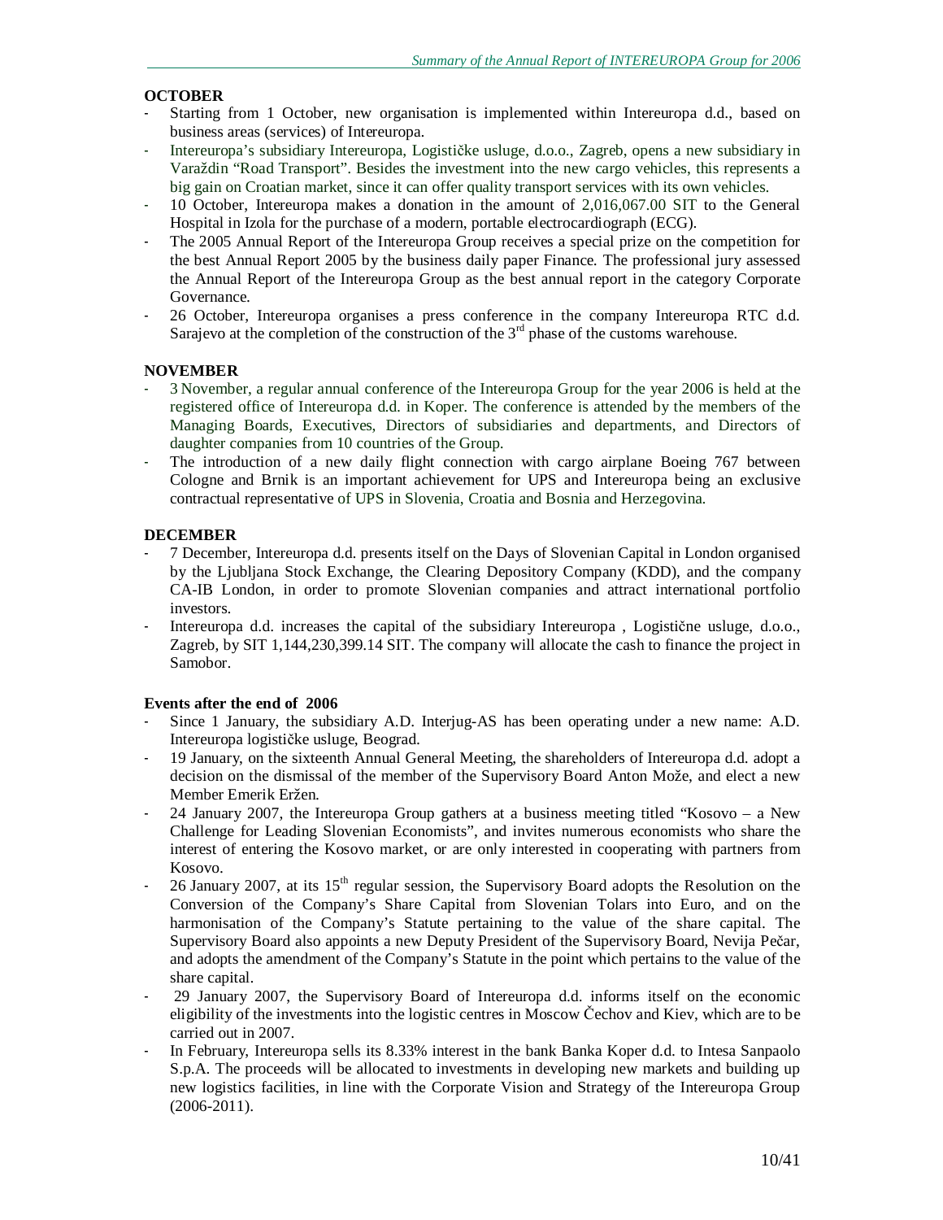**OCTOBER**

- Starting from 1 October, new organisation is implemented within Intereuropa d.d., based on business areas (services) of Intereuropa.
- Intereuropa's subsidiary Intereuropa, Logističke usluge, d.o.o., Zagreb, opens a new subsidiary in Varaždin "Road Transport". Besides the investment into the new cargo vehicles, this represents a big gain on Croatian market, since it can offer quality transport services with its own vehicles.
- 10 October, Intereuropa makes a donation in the amount of 2,016,067.00 SIT to the General Hospital in Izola for the purchase of a modern, portable electrocardiograph (ECG).
- The 2005 Annual Report of the Intereuropa Group receives a special prize on the competition for the best Annual Report 2005 by the business daily paper Finance. The professional jury assessed the Annual Report of the Intereuropa Group as the best annual report in the category Corporate Governance.
- 26 October, Intereuropa organises a press conference in the company Intereuropa RTC d.d. Sarajevo at the completion of the construction of the 3rd phase of the customs warehouse.

**NOVEMBER**

- 3 November, a regular annual conference of the Intereuropa Group for the year 2006 is held at the registered office of Intereuropa d.d. in Koper. The conference is attended by the members of the Managing Boards, Executives, Directors of subsidiaries and departments, and Directors of daughter companies from 10 countries of the Group.
- The introduction of a new daily flight connection with cargo airplane Boeing 767 between Cologne and Brnik is an important achievement for UPS and Intereuropa being an exclusive contractual representative of UPS in Slovenia, Croatia and Bosnia and Herzegovina.

**DECEMBER**

- 7 December, Intereuropa d.d. presents itself on the Days of Slovenian Capital in London organised by the Ljubljana Stock Exchange, the Clearing Depository Company (KDD), and the company CA-IB London, in order to promote Slovenian companies and attract international portfolio investors.
- Intereuropa d.d. increases the capital of the subsidiary Intereuropa , Logistične usluge, d.o.o., Zagreb, by SIT 1,144,230,399.14 SIT. The company will allocate the cash to finance the project in Samobor.

**Events after the end of 2006**

- Since 1 January, the subsidiary A.D. Interjug-AS has been operating under a new name: A.D. Intereuropa logističke usluge, Beograd.
- 19 January, on the sixteenth Annual General Meeting, the shareholders of Intereuropa d.d. adopt a decision on the dismissal of the member of the Supervisory Board Anton Može, and elect a new Member Emerik Eržen.
- 24 January 2007, the Intereuropa Group gathers at a business meeting titled "Kosovo – a New Challenge for Leading Slovenian Economists", and invites numerous economists who share the interest of entering the Kosovo market, or are only interested in cooperating with partners from Kosovo.
- 26 January 2007, at its 15th regular session, the Supervisory Board adopts the Resolution on the Conversion of the Company's Share Capital from Slovenian Tolars into Euro, and on the harmonisation of the Company's Statute pertaining to the value of the share capital. The Supervisory Board also appoints a new Deputy President of the Supervisory Board, Nevija Pečar, and adopts the amendment of the Company's Statute in the point which pertains to the value of the share capital.
- 29 January 2007, the Supervisory Board of Intereuropa d.d. informs itself on the economic eligibility of the investments into the logistic centres in Moscow Čechov and Kiev, which are to be carried out in 2007.
- In February, Intereuropa sells its 8.33% interest in the bank Banka Koper d.d. to Intesa Sanpaolo S.p.A. The proceeds will be allocated to investments in developing new markets and building up new logistics facilities, in line with the Corporate Vision and Strategy of the Intereuropa Group (2006-2011).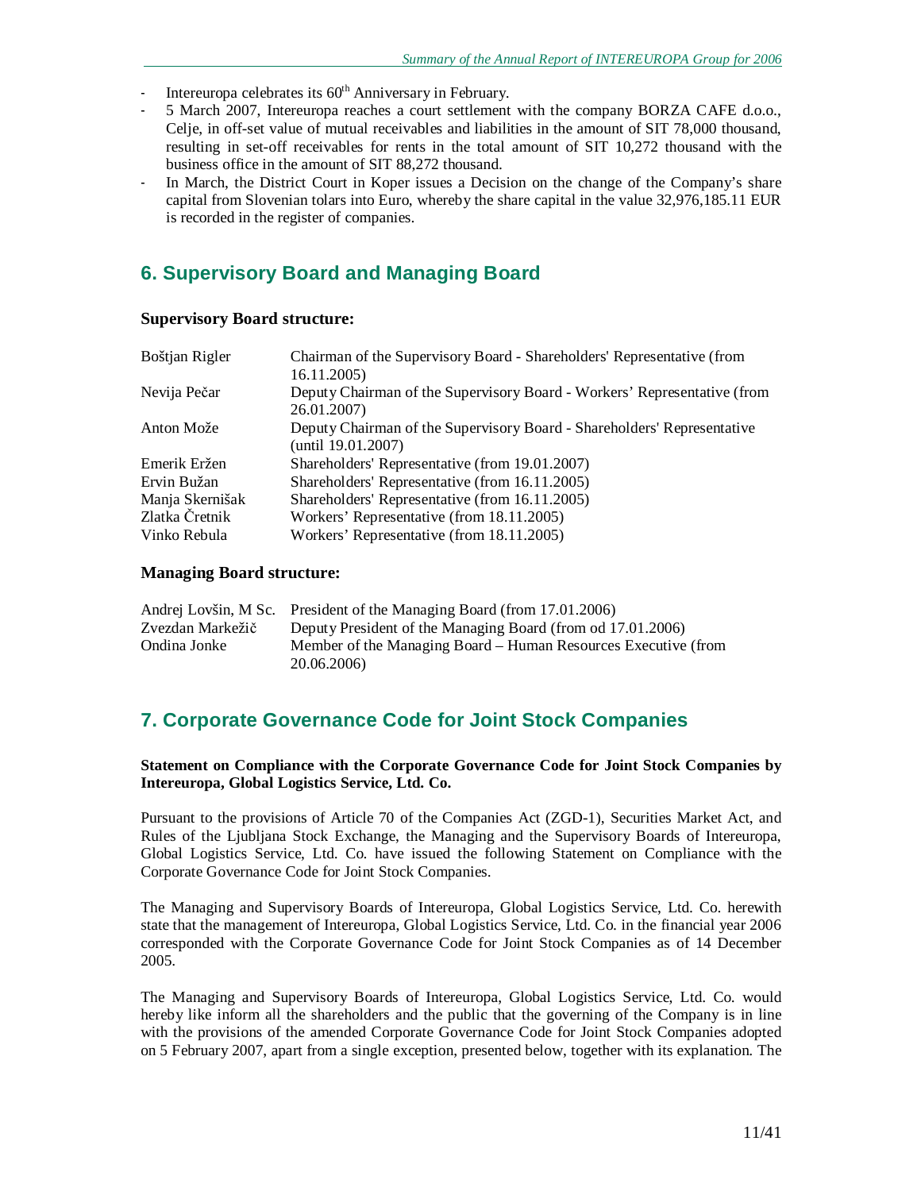- Intereuropa celebrates its 60th Anniversary in February.
- 5 March 2007, Intereuropa reaches a court settlement with the company BORZA CAFE d.o.o., Celje, in off-set value of mutual receivables and liabilities in the amount of SIT 78,000 thousand, resulting in set-off receivables for rents in the total amount of SIT 10,272 thousand with the business office in the amount of SIT 88,272 thousand.
- In March, the District Court in Koper issues a Decision on the change of the Company's share capital from Slovenian tolars into Euro, whereby the share capital in the value 32,976,185.11 EUR is recorded in the register of companies.

## 6. Supervisory Board and Managing Board

**Supervisory Board structure:**

| | |
|---|---|
| Boštjan Rigler | Chairman of the Supervisory Board - Shareholders' Representative (from 16.11.2005) |
| Nevija Pečar | Deputy Chairman of the Supervisory Board - Workers' Representative (from 26.01.2007) |
| Anton Može | Deputy Chairman of the Supervisory Board - Shareholders' Representative (until 19.01.2007) |
| Emerik Eržen | Shareholders' Representative (from 19.01.2007) |
| Ervin Bužan | Shareholders' Representative (from 16.11.2005) |
| Manja Skernišak | Shareholders' Representative (from 16.11.2005) |
| Zlatka Čretnik | Workers' Representative (from 18.11.2005) |
| Vinko Rebula | Workers' Representative (from 18.11.2005) |

**Managing Board structure:**

| | |
|---|---|
| Andrej Lovšin, M Sc. | President of the Managing Board (from 17.01.2006) |
| Zvezdan Markežič | Deputy President of the Managing Board (from od 17.01.2006) |
| Ondina Jonke | Member of the Managing Board – Human Resources Executive (from 20.06.2006) |

## 7. Corporate Governance Code for Joint Stock Companies

**Statement on Compliance with the Corporate Governance Code for Joint Stock Companies by Intereuropa, Global Logistics Service, Ltd. Co.**

Pursuant to the provisions of Article 70 of the Companies Act (ZGD-1), Securities Market Act, and Rules of the Ljubljana Stock Exchange, the Managing and the Supervisory Boards of Intereuropa, Global Logistics Service, Ltd. Co. have issued the following Statement on Compliance with the Corporate Governance Code for Joint Stock Companies.

The Managing and Supervisory Boards of Intereuropa, Global Logistics Service, Ltd. Co. herewith state that the management of Intereuropa, Global Logistics Service, Ltd. Co. in the financial year 2006 corresponded with the Corporate Governance Code for Joint Stock Companies as of 14 December 2005.

The Managing and Supervisory Boards of Intereuropa, Global Logistics Service, Ltd. Co. would hereby like inform all the shareholders and the public that the governing of the Company is in line with the provisions of the amended Corporate Governance Code for Joint Stock Companies adopted on 5 February 2007, apart from a single exception, presented below, together with its explanation. The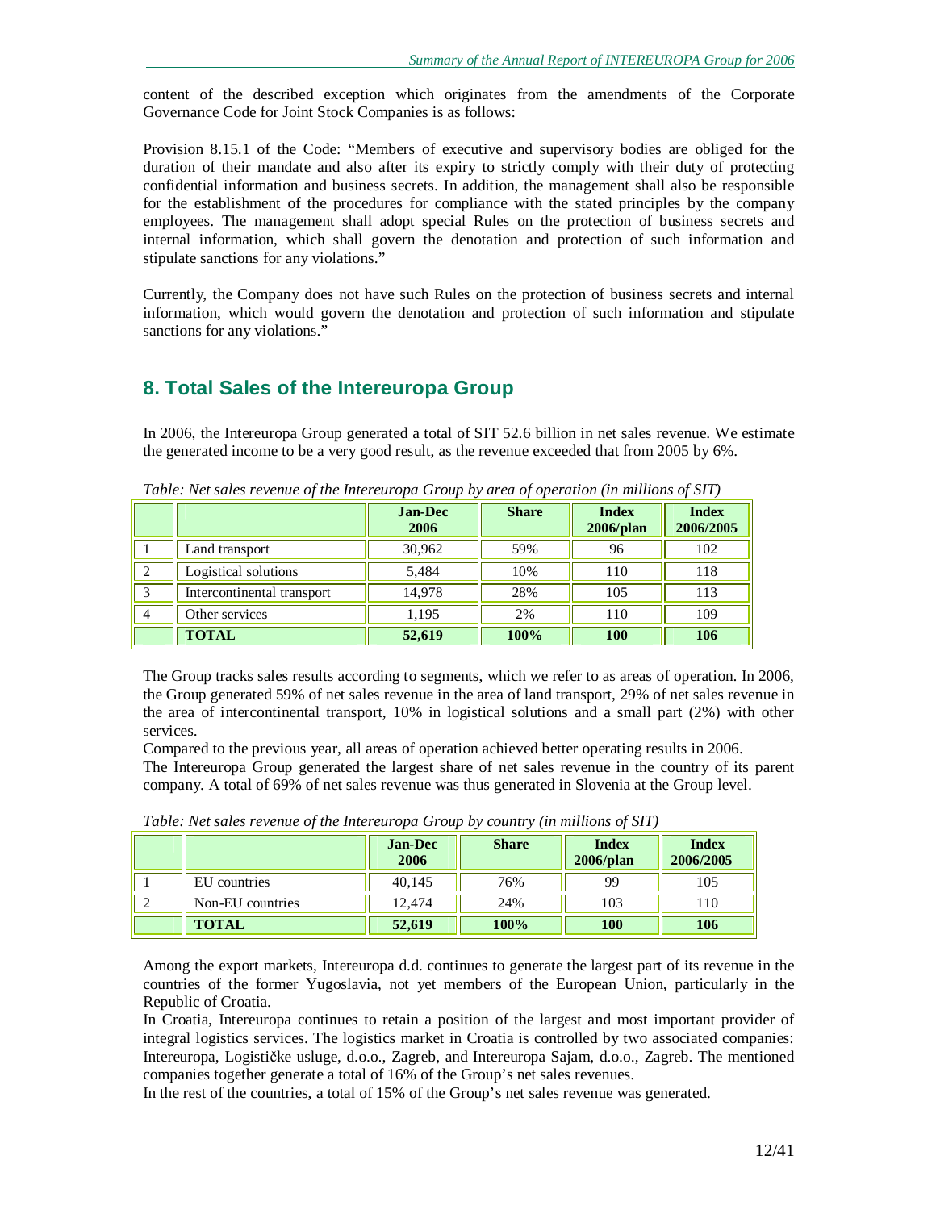content of the described exception which originates from the amendments of the Corporate Governance Code for Joint Stock Companies is as follows:

Provision 8.15.1 of the Code: "Members of executive and supervisory bodies are obliged for the duration of their mandate and also after its expiry to strictly comply with their duty of protecting confidential information and business secrets. In addition, the management shall also be responsible for the establishment of the procedures for compliance with the stated principles by the company employees. The management shall adopt special Rules on the protection of business secrets and internal information, which shall govern the denotation and protection of such information and stipulate sanctions for any violations."

Currently, the Company does not have such Rules on the protection of business secrets and internal information, which would govern the denotation and protection of such information and stipulate sanctions for any violations."

## 8. Total Sales of the Intereuropa Group

In 2006, the Intereuropa Group generated a total of SIT 52.6 billion in net sales revenue. We estimate the generated income to be a very good result, as the revenue exceeded that from 2005 by 6%.

*Table: Net sales revenue of the Intereuropa Group by area of operation (in millions of SIT)*

| | | Jan-Dec 2006 | Share | Index 2006/plan | Index 2006/2005 |
|---|---|---|---|---|---|
| 1 | Land transport | 30,962 | 59% | 96 | 102 |
| 2 | Logistical solutions | 5,484 | 10% | 110 | 118 |
| 3 | Intercontinental transport | 14,978 | 28% | 105 | 113 |
| 4 | Other services | 1,195 | 2% | 110 | 109 |
| | **TOTAL** | **52,619** | **100%** | **100** | **106** |

The Group tracks sales results according to segments, which we refer to as areas of operation. In 2006, the Group generated 59% of net sales revenue in the area of land transport, 29% of net sales revenue in the area of intercontinental transport, 10% in logistical solutions and a small part (2%) with other services.

Compared to the previous year, all areas of operation achieved better operating results in 2006.

The Intereuropa Group generated the largest share of net sales revenue in the country of its parent company. A total of 69% of net sales revenue was thus generated in Slovenia at the Group level.

*Table: Net sales revenue of the Intereuropa Group by country (in millions of SIT)*

| | | Jan-Dec 2006 | Share | Index 2006/plan | Index 2006/2005 |
|---|---|---|---|---|---|
| 1 | EU countries | 40,145 | 76% | 99 | 105 |
| 2 | Non-EU countries | 12,474 | 24% | 103 | 110 |
| | **TOTAL** | **52,619** | **100%** | **100** | **106** |

Among the export markets, Intereuropa d.d. continues to generate the largest part of its revenue in the countries of the former Yugoslavia, not yet members of the European Union, particularly in the Republic of Croatia.

In Croatia, Intereuropa continues to retain a position of the largest and most important provider of integral logistics services. The logistics market in Croatia is controlled by two associated companies: Intereuropa, Logističke usluge, d.o.o., Zagreb, and Intereuropa Sajam, d.o.o., Zagreb. The mentioned companies together generate a total of 16% of the Group's net sales revenues.

In the rest of the countries, a total of 15% of the Group's net sales revenue was generated.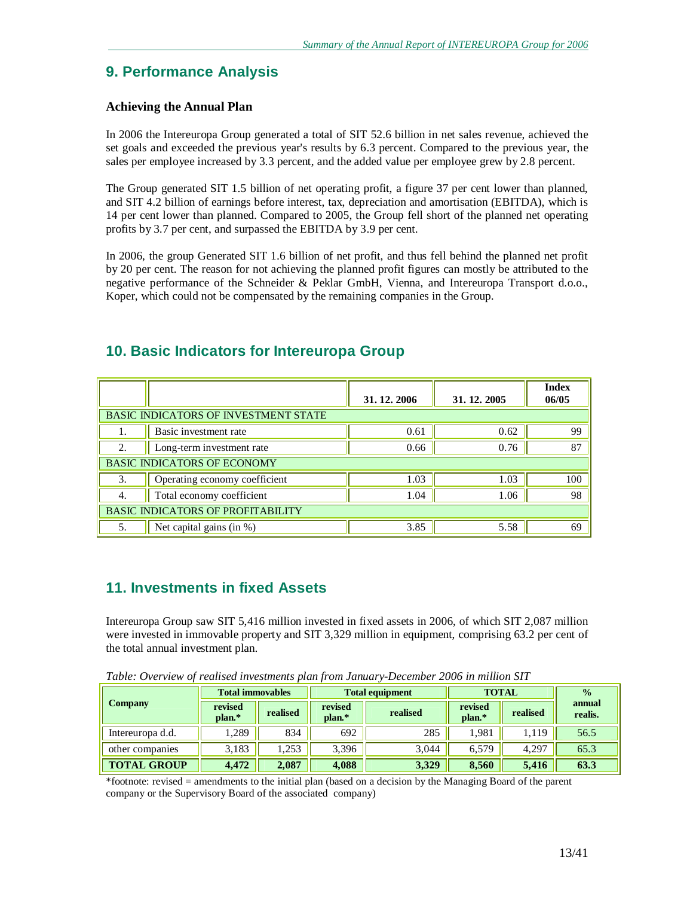## 9. Performance Analysis

### Achieving the Annual Plan

In 2006 the Intereuropa Group generated a total of SIT 52.6 billion in net sales revenue, achieved the set goals and exceeded the previous year's results by 6.3 percent. Compared to the previous year, the sales per employee increased by 3.3 percent, and the added value per employee grew by 2.8 percent.

The Group generated SIT 1.5 billion of net operating profit, a figure 37 per cent lower than planned, and SIT 4.2 billion of earnings before interest, tax, depreciation and amortisation (EBITDA), which is 14 per cent lower than planned. Compared to 2005, the Group fell short of the planned net operating profits by 3.7 per cent, and surpassed the EBITDA by 3.9 per cent.

In 2006, the group Generated SIT 1.6 billion of net profit, and thus fell behind the planned net profit by 20 per cent. The reason for not achieving the planned profit figures can mostly be attributed to the negative performance of the Schneider & Peklar GmbH, Vienna, and Intereuropa Transport d.o.o., Koper, which could not be compensated by the remaining companies in the Group.

## 10. Basic Indicators for Intereuropa Group

| | | 31. 12. 2006 | 31. 12. 2005 | Index 06/05 |
|---|---|---|---|---|
| BASIC INDICATORS OF INVESTMENT STATE | | | | |
| 1. | Basic investment rate | 0.61 | 0.62 | 99 |
| 2. | Long-term investment rate | 0.66 | 0.76 | 87 |
| BASIC INDICATORS OF ECONOMY | | | | |
| 3. | Operating economy coefficient | 1.03 | 1.03 | 100 |
| 4. | Total economy coefficient | 1.04 | 1.06 | 98 |
| BASIC INDICATORS OF PROFITABILITY | | | | |
| 5. | Net capital gains (in %) | 3.85 | 5.58 | 69 |

## 11. Investments in fixed Assets

Intereuropa Group saw SIT 5,416 million invested in fixed assets in 2006, of which SIT 2,087 million were invested in immovable property and SIT 3,329 million in equipment, comprising 63.2 per cent of the total annual investment plan.

*Table: Overview of realised investments plan from January-December 2006 in million SIT*

| Company | Total immovables | | Total equipment | | TOTAL | | % annual realis. |
|---|---|---|---|---|---|---|---|
| | revised plan.* | realised | revised plan.* | realised | revised plan.* | realised | |
| Intereuropa d.d. | 1,289 | 834 | 692 | 285 | 1,981 | 1,119 | 56.5 |
| other companies | 3,183 | 1,253 | 3,396 | 3,044 | 6,579 | 4,297 | 65.3 |
| **TOTAL GROUP** | **4,472** | **2,087** | **4,088** | **3,329** | **8,560** | **5,416** | **63.3** |

*footnote: revised = amendments to the initial plan (based on a decision by the Managing Board of the parent company or the Supervisory Board of the associated company)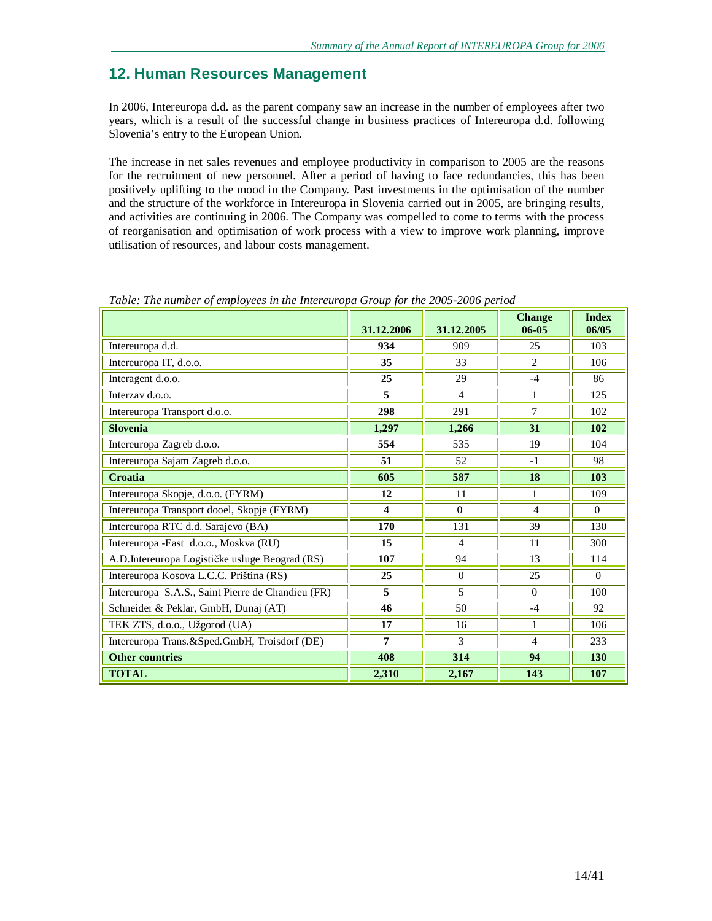## 12. Human Resources Management

In 2006, Intereuropa d.d. as the parent company saw an increase in the number of employees after two years, which is a result of the successful change in business practices of Intereuropa d.d. following Slovenia's entry to the European Union.

The increase in net sales revenues and employee productivity in comparison to 2005 are the reasons for the recruitment of new personnel. After a period of having to face redundancies, this has been positively uplifting to the mood in the Company. Past investments in the optimisation of the number and the structure of the workforce in Intereuropa in Slovenia carried out in 2005, are bringing results, and activities are continuing in 2006. The Company was compelled to come to terms with the process of reorganisation and optimisation of work process with a view to improve work planning, improve utilisation of resources, and labour costs management.

*Table: The number of employees in the Intereuropa Group for the 2005-2006 period*

| | 31.12.2006 | 31.12.2005 | Change 06-05 | Index 06/05 |
|---|---|---|---|---|
| Intereuropa d.d. | **934** | 909 | 25 | 103 |
| Intereuropa IT, d.o.o. | **35** | 33 | 2 | 106 |
| Interagent d.o.o. | **25** | 29 | -4 | 86 |
| Interzav d.o.o. | **5** | 4 | 1 | 125 |
| Intereuropa Transport d.o.o. | **298** | 291 | 7 | 102 |
| **Slovenia** | **1,297** | **1,266** | **31** | **102** |
| Intereuropa Zagreb d.o.o. | **554** | 535 | 19 | 104 |
| Intereuropa Sajam Zagreb d.o.o. | **51** | 52 | -1 | 98 |
| **Croatia** | **605** | **587** | **18** | **103** |
| Intereuropa Skopje, d.o.o. (FYRM) | **12** | 11 | 1 | 109 |
| Intereuropa Transport dooel, Skopje (FYRM) | **4** | 0 | 4 | 0 |
| Intereuropa RTC d.d. Sarajevo (BA) | **170** | 131 | 39 | 130 |
| Intereuropa -East d.o.o., Moskva (RU) | **15** | 4 | 11 | 300 |
| A.D.Intereuropa Logističke usluge Beograd (RS) | **107** | 94 | 13 | 114 |
| Intereuropa Kosova L.C.C. Priština (RS) | **25** | 0 | 25 | 0 |
| Intereuropa S.A.S., Saint Pierre de Chandieu (FR) | **5** | 5 | 0 | 100 |
| Schneider & Peklar, GmbH, Dunaj (AT) | **46** | 50 | -4 | 92 |
| TEK ZTS, d.o.o., Užgorod (UA) | **17** | 16 | 1 | 106 |
| Intereuropa Trans.&Sped.GmbH, Troisdorf (DE) | **7** | 3 | 4 | 233 |
| **Other countries** | **408** | **314** | **94** | **130** |
| **TOTAL** | **2,310** | **2,167** | **143** | **107** |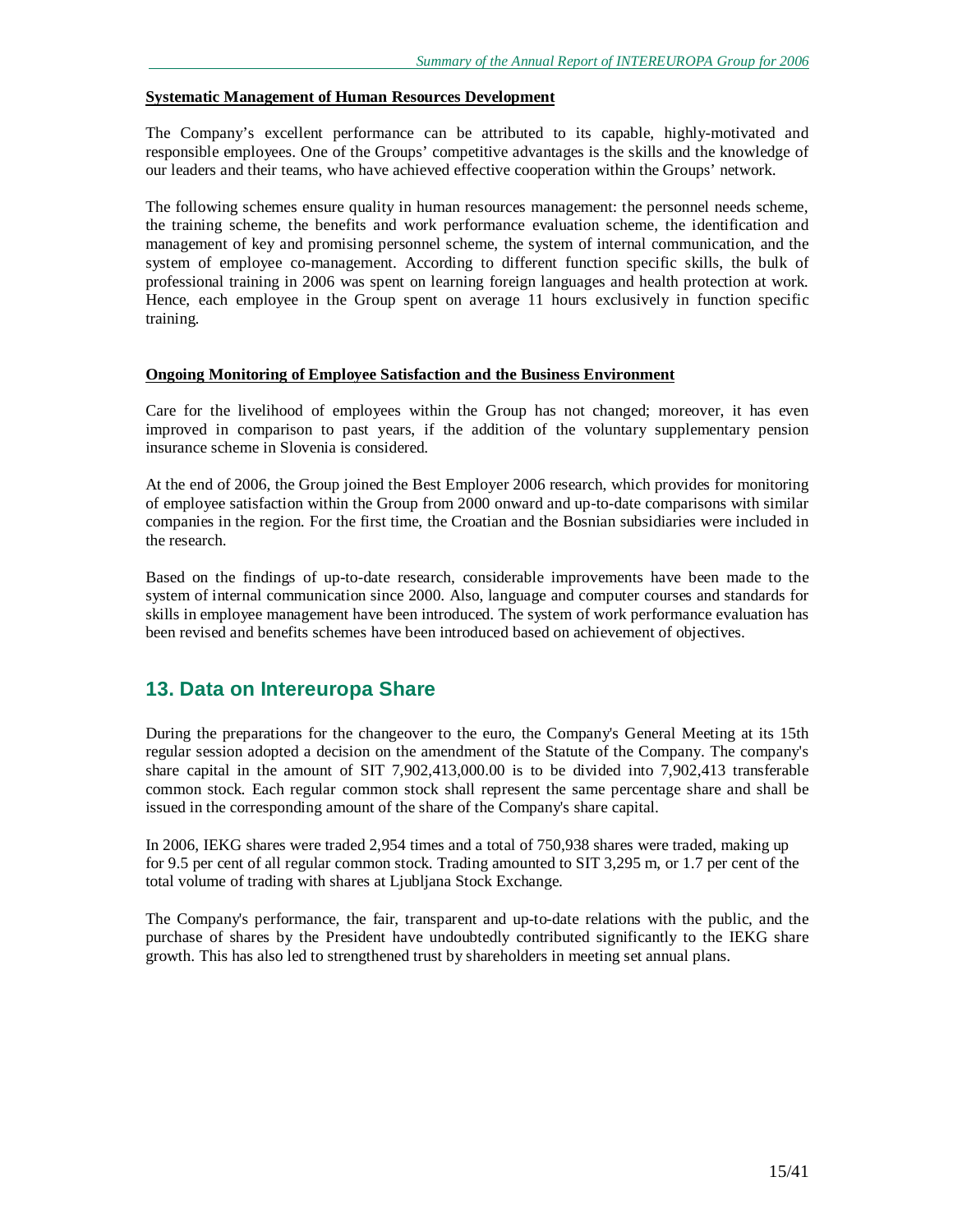**Systematic Management of Human Resources Development**

The Company's excellent performance can be attributed to its capable, highly-motivated and responsible employees. One of the Groups' competitive advantages is the skills and the knowledge of our leaders and their teams, who have achieved effective cooperation within the Groups' network.

The following schemes ensure quality in human resources management: the personnel needs scheme, the training scheme, the benefits and work performance evaluation scheme, the identification and management of key and promising personnel scheme, the system of internal communication, and the system of employee co-management. According to different function specific skills, the bulk of professional training in 2006 was spent on learning foreign languages and health protection at work. Hence, each employee in the Group spent on average 11 hours exclusively in function specific training.

**Ongoing Monitoring of Employee Satisfaction and the Business Environment**

Care for the livelihood of employees within the Group has not changed; moreover, it has even improved in comparison to past years, if the addition of the voluntary supplementary pension insurance scheme in Slovenia is considered.

At the end of 2006, the Group joined the Best Employer 2006 research, which provides for monitoring of employee satisfaction within the Group from 2000 onward and up-to-date comparisons with similar companies in the region. For the first time, the Croatian and the Bosnian subsidiaries were included in the research.

Based on the findings of up-to-date research, considerable improvements have been made to the system of internal communication since 2000. Also, language and computer courses and standards for skills in employee management have been introduced. The system of work performance evaluation has been revised and benefits schemes have been introduced based on achievement of objectives.

## 13. Data on Intereuropa Share

During the preparations for the changeover to the euro, the Company's General Meeting at its 15th regular session adopted a decision on the amendment of the Statute of the Company. The company's share capital in the amount of SIT 7,902,413,000.00 is to be divided into 7,902,413 transferable common stock. Each regular common stock shall represent the same percentage share and shall be issued in the corresponding amount of the share of the Company's share capital.

In 2006, IEKG shares were traded 2,954 times and a total of 750,938 shares were traded, making up for 9.5 per cent of all regular common stock. Trading amounted to SIT 3,295 m, or 1.7 per cent of the total volume of trading with shares at Ljubljana Stock Exchange.

The Company's performance, the fair, transparent and up-to-date relations with the public, and the purchase of shares by the President have undoubtedly contributed significantly to the IEKG share growth. This has also led to strengthened trust by shareholders in meeting set annual plans.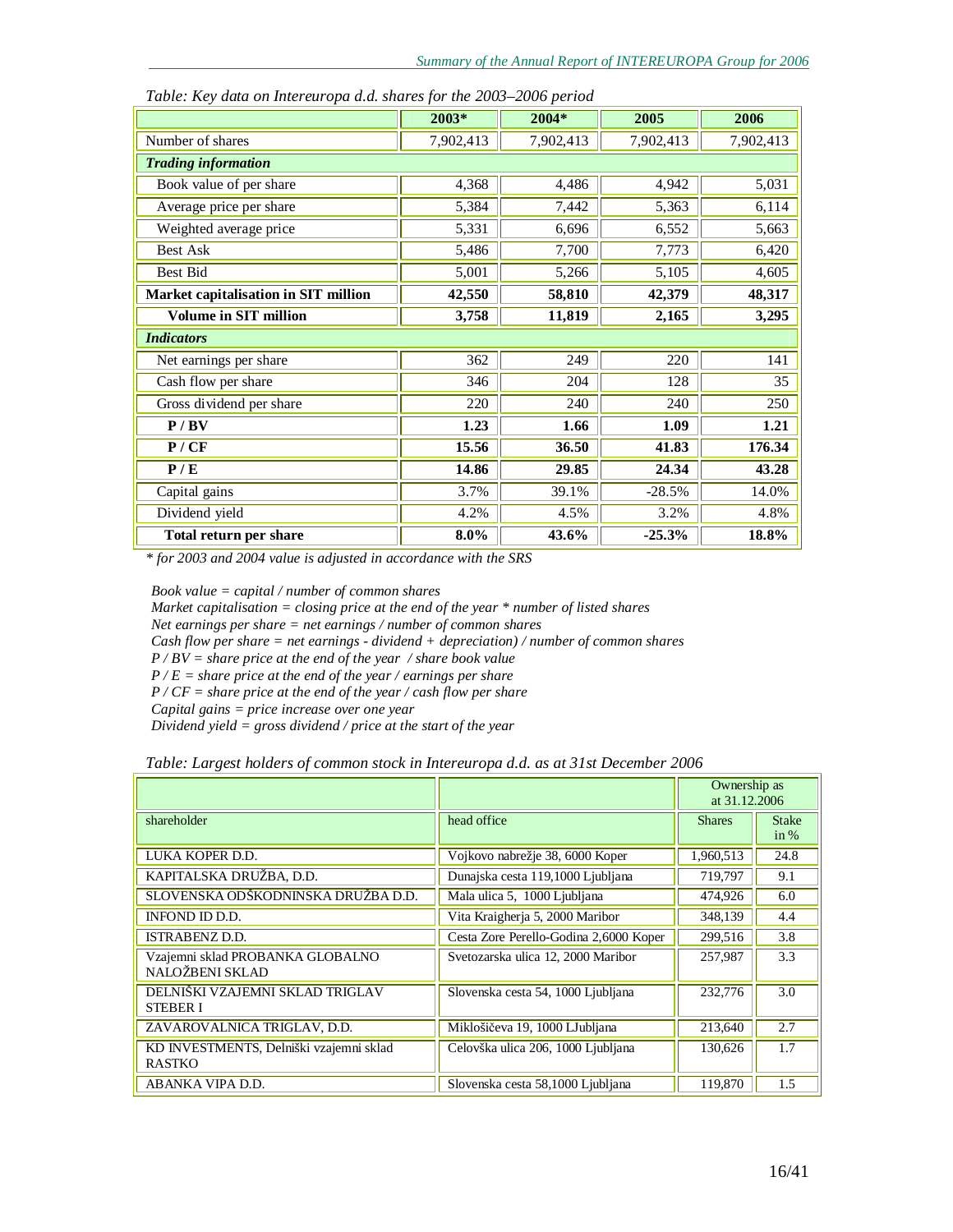*Table: Key data on Intereuropa d.d. shares for the 2003–2006 period*

| | 2003* | 2004* | 2005 | 2006 |
|---|---|---|---|---|
| Number of shares | 7,902,413 | 7,902,413 | 7,902,413 | 7,902,413 |
| ***Trading information*** | | | | |
| Book value of per share | 4,368 | 4,486 | 4,942 | 5,031 |
| Average price per share | 5,384 | 7,442 | 5,363 | 6,114 |
| Weighted average price | 5,331 | 6,696 | 6,552 | 5,663 |
| Best Ask | 5,486 | 7,700 | 7,773 | 6,420 |
| Best Bid | 5,001 | 5,266 | 5,105 | 4,605 |
| **Market capitalisation in SIT million** | **42,550** | **58,810** | **42,379** | **48,317** |
| **Volume in SIT million** | **3,758** | **11,819** | **2,165** | **3,295** |
| ***Indicators*** | | | | |
| Net earnings per share | 362 | 249 | 220 | 141 |
| Cash flow per share | 346 | 204 | 128 | 35 |
| Gross dividend per share | 220 | 240 | 240 | 250 |
| **P / BV** | **1.23** | **1.66** | **1.09** | **1.21** |
| **P / CF** | **15.56** | **36.50** | **41.83** | **176.34** |
| **P / E** | **14.86** | **29.85** | **24.34** | **43.28** |
| Capital gains | 3.7% | 39.1% | -28.5% | 14.0% |
| Dividend yield | 4.2% | 4.5% | 3.2% | 4.8% |
| **Total return per share** | **8.0%** | **43.6%** | **-25.3%** | **18.8%** |

*\* for 2003 and 2004 value is adjusted in accordance with the SRS*

*Book value = capital / number of common shares*
*Market capitalisation = closing price at the end of the year * number of listed shares*
*Net earnings per share = net earnings / number of common shares*
*Cash flow per share = net earnings - dividend + depreciation) / number of common shares*
*P / BV = share price at the end of the year / share book value*
*P / E = share price at the end of the year / earnings per share*
*P / CF = share price at the end of the year / cash flow per share*
*Capital gains = price increase over one year*
*Dividend yield = gross dividend / price at the start of the year*

*Table: Largest holders of common stock in Intereuropa d.d. as at 31st December 2006*

| | | Ownership as at 31.12.2006 | |
|---|---|---|---|
| shareholder | head office | Shares | Stake in % |
| LUKA KOPER D.D. | Vojkovo nabrežje 38, 6000 Koper | 1,960,513 | 24.8 |
| KAPITALSKA DRUŽBA, D.D. | Dunajska cesta 119,1000 Ljubljana | 719,797 | 9.1 |
| SLOVENSKA ODŠKODNINSKA DRUŽBA D.D. | Mala ulica 5, 1000 Ljubljana | 474,926 | 6.0 |
| INFOND ID D.D. | Vita Kraigherja 5, 2000 Maribor | 348,139 | 4.4 |
| ISTRABENZ D.D. | Cesta Zore Perello-Godina 2,6000 Koper | 299,516 | 3.8 |
| Vzajemni sklad PROBANKA GLOBALNO NALOŽBENI SKLAD | Svetozarska ulica 12, 2000 Maribor | 257,987 | 3.3 |
| DELNIŠKI VZAJEMNI SKLAD TRIGLAV STEBER I | Slovenska cesta 54, 1000 Ljubljana | 232,776 | 3.0 |
| ZAVAROVALNICA TRIGLAV, D.D. | Miklošičeva 19, 1000 LJubljana | 213,640 | 2.7 |
| KD INVESTMENTS, Delniški vzajemni sklad RASTKO | Celovška ulica 206, 1000 Ljubljana | 130,626 | 1.7 |
| ABANKA VIPA D.D. | Slovenska cesta 58,1000 Ljubljana | 119,870 | 1.5 |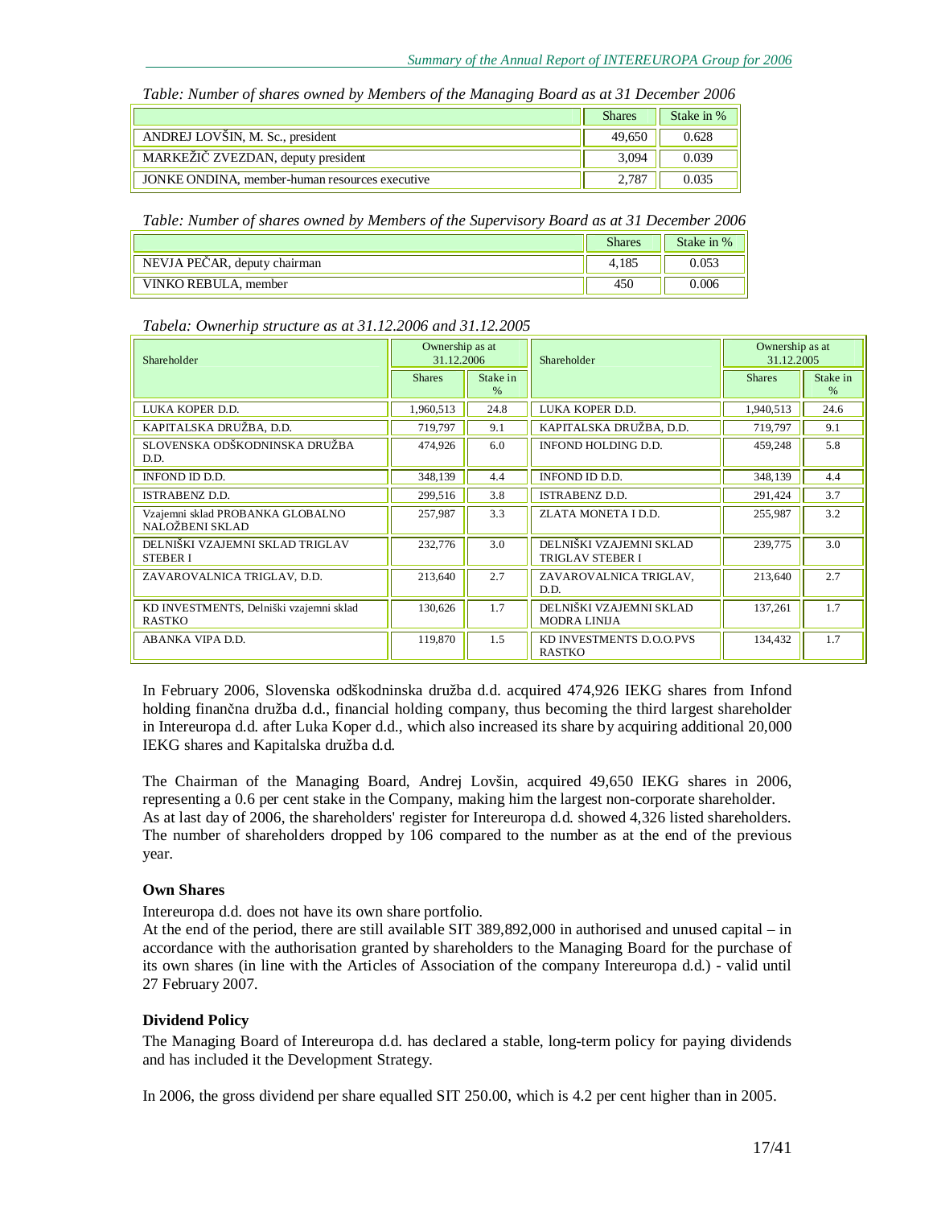*Table: Number of shares owned by Members of the Managing Board as at 31 December 2006*

| | Shares | Stake in % |
|---|---|---|
| ANDREJ LOVŠIN, M. Sc., president | 49,650 | 0.628 |
| MARKEŽIČ ZVEZDAN, deputy president | 3,094 | 0.039 |
| JONKE ONDINA, member-human resources executive | 2,787 | 0.035 |

*Table: Number of shares owned by Members of the Supervisory Board as at 31 December 2006*

| | Shares | Stake in % |
|---|---|---|
| NEVJA PEČAR, deputy chairman | 4,185 | 0.053 |
| VINKO REBULA, member | 450 | 0.006 |

*Tabela: Ownerhip structure as at 31.12.2006 and 31.12.2005*

| Shareholder | Ownership as at 31.12.2006 | | Shareholder | Ownership as at 31.12.2005 | |
|---|---|---|---|---|---|
| | Shares | Stake in % | | Shares | Stake in % |
| LUKA KOPER D.D. | 1,960,513 | 24.8 | LUKA KOPER D.D. | 1,940,513 | 24.6 |
| KAPITALSKA DRUŽBA, D.D. | 719,797 | 9.1 | KAPITALSKA DRUŽBA, D.D. | 719,797 | 9.1 |
| SLOVENSKA ODŠKODNINSKA DRUŽBA D.D. | 474,926 | 6.0 | INFOND HOLDING D.D. | 459,248 | 5.8 |
| INFOND ID D.D. | 348,139 | 4.4 | INFOND ID D.D. | 348,139 | 4.4 |
| ISTRABENZ D.D. | 299,516 | 3.8 | ISTRABENZ D.D. | 291,424 | 3.7 |
| Vzajemni sklad PROBANKA GLOBALNO NALOŽBENI SKLAD | 257,987 | 3.3 | ZLATA MONETA I D.D. | 255,987 | 3.2 |
| DELNIŠKI VZAJEMNI SKLAD TRIGLAV STEBER I | 232,776 | 3.0 | DELNIŠKI VZAJEMNI SKLAD TRIGLAV STEBER I | 239,775 | 3.0 |
| ZAVAROVALNICA TRIGLAV, D.D. | 213,640 | 2.7 | ZAVAROVALNICA TRIGLAV, D.D. | 213,640 | 2.7 |
| KD INVESTMENTS, Delniški vzajemni sklad RASTKO | 130,626 | 1.7 | DELNIŠKI VZAJEMNI SKLAD MODRA LINIJA | 137,261 | 1.7 |
| ABANKA VIPA D.D. | 119,870 | 1.5 | KD INVESTMENTS D.O.O.PVS RASTKO | 134,432 | 1.7 |

In February 2006, Slovenska odškodninska družba d.d. acquired 474,926 IEKG shares from Infond holding finančna družba d.d., financial holding company, thus becoming the third largest shareholder in Intereuropa d.d. after Luka Koper d.d., which also increased its share by acquiring additional 20,000 IEKG shares and Kapitalska družba d.d.

The Chairman of the Managing Board, Andrej Lovšin, acquired 49,650 IEKG shares in 2006, representing a 0.6 per cent stake in the Company, making him the largest non-corporate shareholder.
As at last day of 2006, the shareholders' register for Intereuropa d.d. showed 4,326 listed shareholders. The number of shareholders dropped by 106 compared to the number as at the end of the previous year.

**Own Shares**

Intereuropa d.d. does not have its own share portfolio.
At the end of the period, there are still available SIT 389,892,000 in authorised and unused capital – in accordance with the authorisation granted by shareholders to the Managing Board for the purchase of its own shares (in line with the Articles of Association of the company Intereuropa d.d.) - valid until 27 February 2007.

**Dividend Policy**

The Managing Board of Intereuropa d.d. has declared a stable, long-term policy for paying dividends and has included it the Development Strategy.

In 2006, the gross dividend per share equalled SIT 250.00, which is 4.2 per cent higher than in 2005.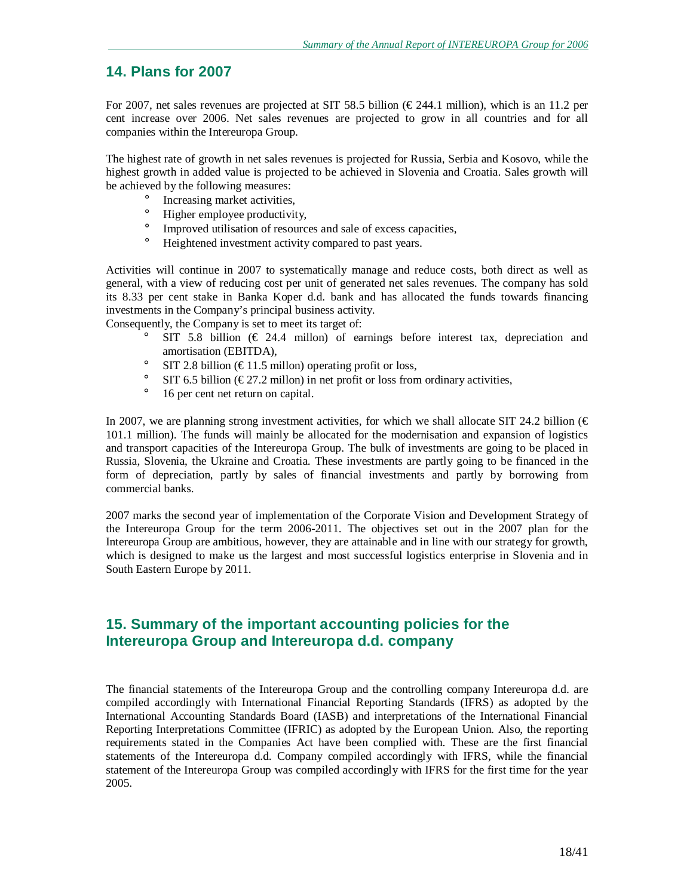## 14. Plans for 2007

For 2007, net sales revenues are projected at SIT 58.5 billion (€ 244.1 million), which is an 11.2 per cent increase over 2006. Net sales revenues are projected to grow in all countries and for all companies within the Intereuropa Group.

The highest rate of growth in net sales revenues is projected for Russia, Serbia and Kosovo, while the highest growth in added value is projected to be achieved in Slovenia and Croatia. Sales growth will be achieved by the following measures:

- Increasing market activities,
- Higher employee productivity,
- Improved utilisation of resources and sale of excess capacities,
- Heightened investment activity compared to past years.

Activities will continue in 2007 to systematically manage and reduce costs, both direct as well as general, with a view of reducing cost per unit of generated net sales revenues. The company has sold its 8.33 per cent stake in Banka Koper d.d. bank and has allocated the funds towards financing investments in the Company's principal business activity.

Consequently, the Company is set to meet its target of:

- SIT 5.8 billion (€ 24.4 millon) of earnings before interest tax, depreciation and amortisation (EBITDA),
- SIT 2.8 billion (€ 11.5 millon) operating profit or loss,
- SIT 6.5 billion (€ 27.2 millon) in net profit or loss from ordinary activities,
- 16 per cent net return on capital.

In 2007, we are planning strong investment activities, for which we shall allocate SIT 24.2 billion (€ 101.1 million). The funds will mainly be allocated for the modernisation and expansion of logistics and transport capacities of the Intereuropa Group. The bulk of investments are going to be placed in Russia, Slovenia, the Ukraine and Croatia. These investments are partly going to be financed in the form of depreciation, partly by sales of financial investments and partly by borrowing from commercial banks.

2007 marks the second year of implementation of the Corporate Vision and Development Strategy of the Intereuropa Group for the term 2006-2011. The objectives set out in the 2007 plan for the Intereuropa Group are ambitious, however, they are attainable and in line with our strategy for growth, which is designed to make us the largest and most successful logistics enterprise in Slovenia and in South Eastern Europe by 2011.

## 15. Summary of the important accounting policies for the Intereuropa Group and Intereuropa d.d. company

The financial statements of the Intereuropa Group and the controlling company Intereuropa d.d. are compiled accordingly with International Financial Reporting Standards (IFRS) as adopted by the International Accounting Standards Board (IASB) and interpretations of the International Financial Reporting Interpretations Committee (IFRIC) as adopted by the European Union. Also, the reporting requirements stated in the Companies Act have been complied with. These are the first financial statements of the Intereuropa d.d. Company compiled accordingly with IFRS, while the financial statement of the Intereuropa Group was compiled accordingly with IFRS for the first time for the year 2005.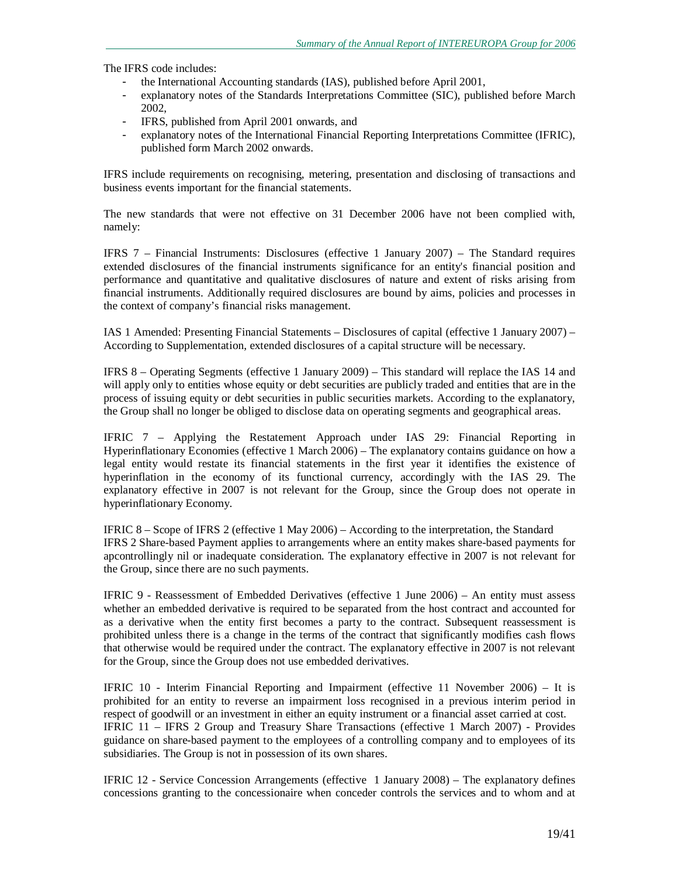The IFRS code includes:

- the International Accounting standards (IAS), published before April 2001,
- explanatory notes of the Standards Interpretations Committee (SIC), published before March 2002,
- IFRS, published from April 2001 onwards, and
- explanatory notes of the International Financial Reporting Interpretations Committee (IFRIC), published form March 2002 onwards.

IFRS include requirements on recognising, metering, presentation and disclosing of transactions and business events important for the financial statements.

The new standards that were not effective on 31 December 2006 have not been complied with, namely:

IFRS 7 – Financial Instruments: Disclosures (effective 1 January 2007) – The Standard requires extended disclosures of the financial instruments significance for an entity's financial position and performance and quantitative and qualitative disclosures of nature and extent of risks arising from financial instruments. Additionally required disclosures are bound by aims, policies and processes in the context of company's financial risks management.

IAS 1 Amended: Presenting Financial Statements – Disclosures of capital (effective 1 January 2007) – According to Supplementation, extended disclosures of a capital structure will be necessary.

IFRS 8 – Operating Segments (effective 1 January 2009) – This standard will replace the IAS 14 and will apply only to entities whose equity or debt securities are publicly traded and entities that are in the process of issuing equity or debt securities in public securities markets. According to the explanatory, the Group shall no longer be obliged to disclose data on operating segments and geographical areas.

IFRIC 7 – Applying the Restatement Approach under IAS 29: Financial Reporting in Hyperinflationary Economies (effective 1 March 2006) – The explanatory contains guidance on how a legal entity would restate its financial statements in the first year it identifies the existence of hyperinflation in the economy of its functional currency, accordingly with the IAS 29. The explanatory effective in 2007 is not relevant for the Group, since the Group does not operate in hyperinflationary Economy.

IFRIC 8 – Scope of IFRS 2 (effective 1 May 2006) – According to the interpretation, the Standard IFRS 2 Share-based Payment applies to arrangements where an entity makes share-based payments for apcontrollingly nil or inadequate consideration. The explanatory effective in 2007 is not relevant for the Group, since there are no such payments.

IFRIC 9 - Reassessment of Embedded Derivatives (effective 1 June 2006) – An entity must assess whether an embedded derivative is required to be separated from the host contract and accounted for as a derivative when the entity first becomes a party to the contract. Subsequent reassessment is prohibited unless there is a change in the terms of the contract that significantly modifies cash flows that otherwise would be required under the contract. The explanatory effective in 2007 is not relevant for the Group, since the Group does not use embedded derivatives.

IFRIC 10 - Interim Financial Reporting and Impairment (effective 11 November 2006) – It is prohibited for an entity to reverse an impairment loss recognised in a previous interim period in respect of goodwill or an investment in either an equity instrument or a financial asset carried at cost.

IFRIC 11 – IFRS 2 Group and Treasury Share Transactions (effective 1 March 2007) - Provides guidance on share-based payment to the employees of a controlling company and to employees of its subsidiaries. The Group is not in possession of its own shares.

IFRIC 12 - Service Concession Arrangements (effective 1 January 2008) – The explanatory defines concessions granting to the concessionaire when conceder controls the services and to whom and at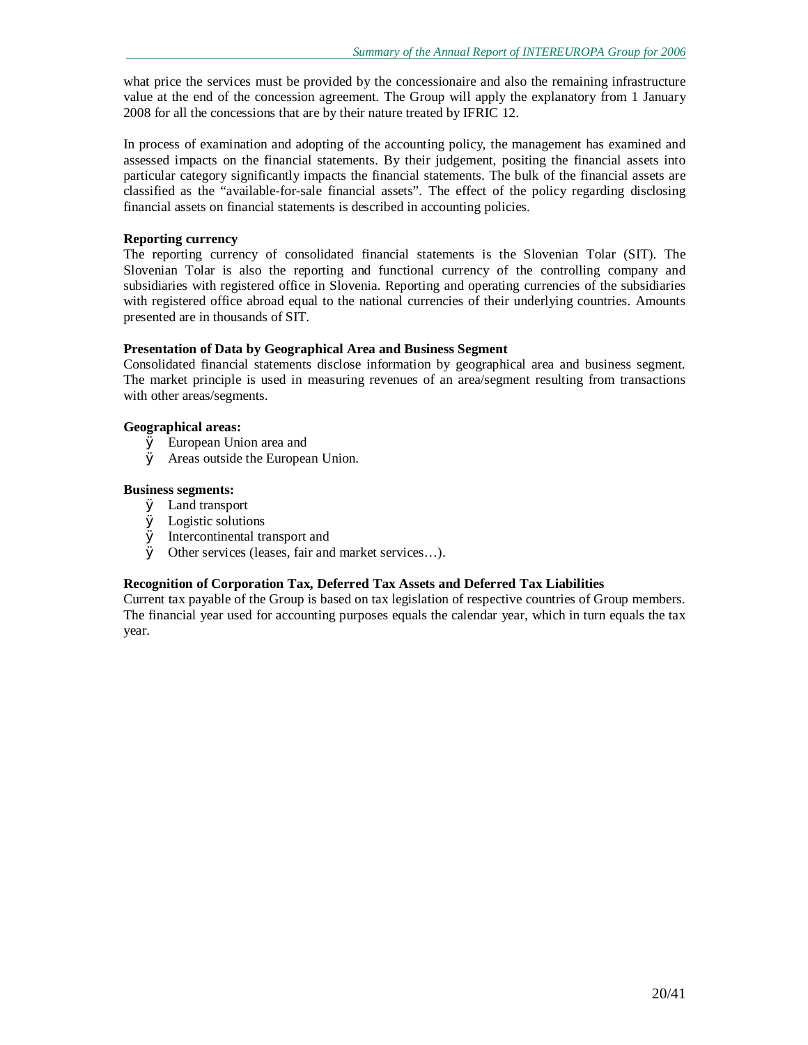what price the services must be provided by the concessionaire and also the remaining infrastructure value at the end of the concession agreement. The Group will apply the explanatory from 1 January 2008 for all the concessions that are by their nature treated by IFRIC 12.

In process of examination and adopting of the accounting policy, the management has examined and assessed impacts on the financial statements. By their judgement, positing the financial assets into particular category significantly impacts the financial statements. The bulk of the financial assets are classified as the "available-for-sale financial assets". The effect of the policy regarding disclosing financial assets on financial statements is described in accounting policies.

**Reporting currency**

The reporting currency of consolidated financial statements is the Slovenian Tolar (SIT). The Slovenian Tolar is also the reporting and functional currency of the controlling company and subsidiaries with registered office in Slovenia. Reporting and operating currencies of the subsidiaries with registered office abroad equal to the national currencies of their underlying countries. Amounts presented are in thousands of SIT.

**Presentation of Data by Geographical Area and Business Segment**

Consolidated financial statements disclose information by geographical area and business segment. The market principle is used in measuring revenues of an area/segment resulting from transactions with other areas/segments.

**Geographical areas:**

- European Union area and
- Areas outside the European Union.

**Business segments:**

- Land transport
- Logistic solutions
- Intercontinental transport and
- Other services (leases, fair and market services…).

**Recognition of Corporation Tax, Deferred Tax Assets and Deferred Tax Liabilities**

Current tax payable of the Group is based on tax legislation of respective countries of Group members. The financial year used for accounting purposes equals the calendar year, which in turn equals the tax year.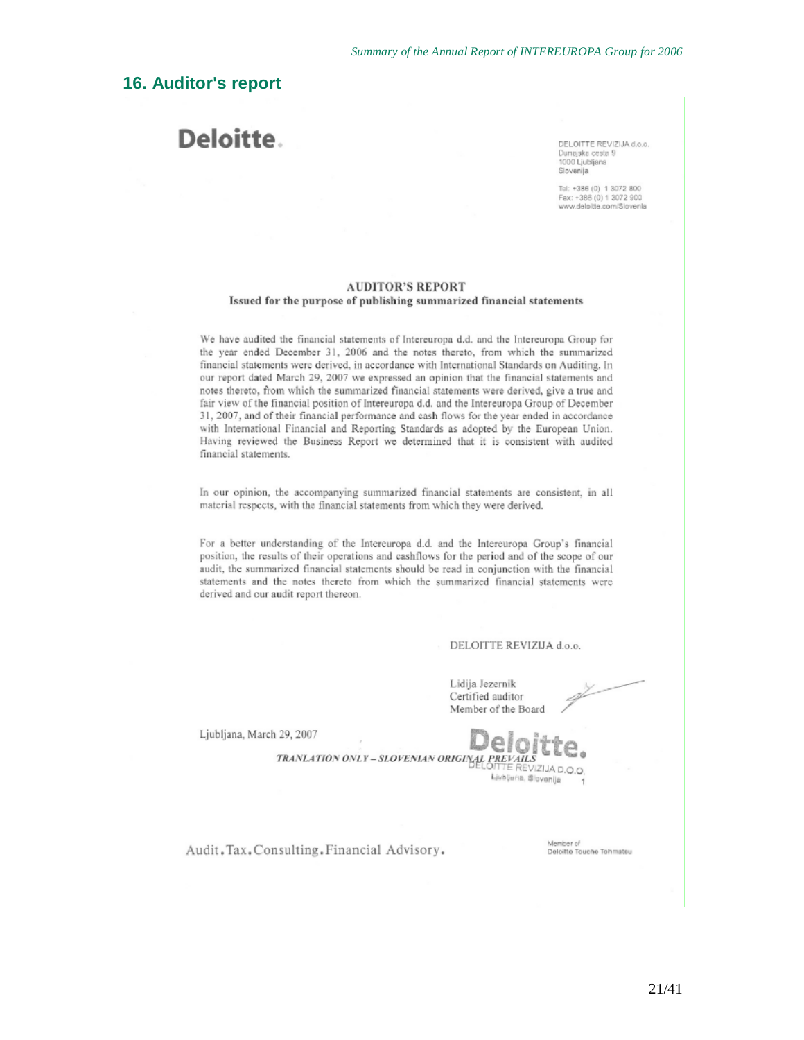## 16. Auditor's report

**Deloitte.**

DELOITTE REVIZIJA d.o.o.
Dunajska cesta 9
1000 Ljubljana
Slovenija

Tel: +386 (0) 1 3072 800
Fax: +386 (0) 1 3072 900
www.deloitte.com/Slovenia

**AUDITOR'S REPORT**
**Issued for the purpose of publishing summarized financial statements**

We have audited the financial statements of Intereuropa d.d. and the Intereuropa Group for the year ended December 31, 2006 and the notes thereto, from which the summarized financial statements were derived, in accordance with International Standards on Auditing. In our report dated March 29, 2007 we expressed an opinion that the financial statements and notes thereto, from which the summarized financial statements were derived, give a true and fair view of the financial position of Intereuropa d.d. and the Intereuropa Group of December 31, 2007, and of their financial performance and cash flows for the year ended in accordance with International Financial and Reporting Standards as adopted by the European Union. Having reviewed the Business Report we determined that it is consistent with audited financial statements.

In our opinion, the accompanying summarized financial statements are consistent, in all material respects, with the financial statements from which they were derived.

For a better understanding of the Intereuropa d.d. and the Intereuropa Group's financial position, the results of their operations and cashflows for the period and of the scope of our audit, the summarized financial statements should be read in conjunction with the financial statements and the notes thereto from which the summarized financial statements were derived and our audit report thereon.

DELOITTE REVIZIJA d.o.o.

Lidija Jezernik
Certified auditor
Member of the Board

Ljubljana, March 29, 2007

*TRANLATION ONLY – SLOVENIAN ORIGINAL PREVAILS*

Deloitte.
DELOITTE REVIZIJA D.O.O.
Ljubljana, Slovenija 1

Audit.Tax.Consulting.Financial Advisory.

Member of
Deloitte Touche Tohmatsu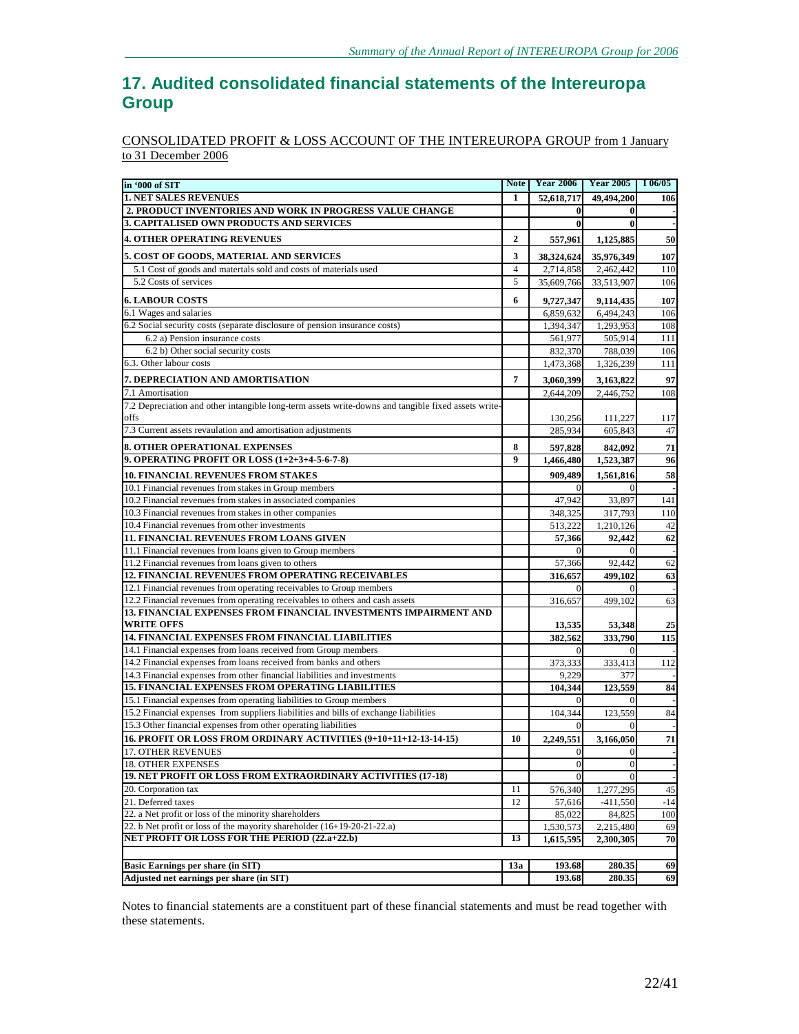## 17. Audited consolidated financial statements of the Intereuropa Group

CONSOLIDATED PROFIT & LOSS ACCOUNT OF THE INTEREUROPA GROUP from 1 January to 31 December 2006

| in '000 of SIT | Note | Year 2006 | Year 2005 | I 06/05 |
|---|---|---|---|---|
| **1. NET SALES REVENUES** | 1 | **52,618,717** | **49,494,200** | **106** |
| **2. PRODUCT INVENTORIES AND WORK IN PROGRESS VALUE CHANGE** | | **0** | **0** | - |
| **3. CAPITALISED OWN PRODUCTS AND SERVICES** | | **0** | **0** | - |
| **4. OTHER OPERATING REVENUES** | 2 | **557,961** | **1,125,885** | **50** |
| **5. COST OF GOODS, MATERIAL AND SERVICES** | 3 | **38,324,624** | **35,976,349** | **107** |
| 5.1 Cost of goods and matertals sold and costs of materials used | 4 | 2,714,858 | 2,462,442 | 110 |
| 5.2 Costs of services | 5 | 35,609,766 | 33,513,907 | 106 |
| **6. LABOUR COSTS** | 6 | **9,727,347** | **9,114,435** | **107** |
| 6.1 Wages and salaries | | 6,859,632 | 6,494,243 | 106 |
| 6.2 Social security costs (separate disclosure of pension insurance costs) | | 1,394,347 | 1,293,953 | 108 |
| 6.2 a) Pension insurance costs | | 561,977 | 505,914 | 111 |
| 6.2 b) Other social security costs | | 832,370 | 788,039 | 106 |
| 6.3. Other labour costs | | 1,473,368 | 1,326,239 | 111 |
| **7. DEPRECIATION AND AMORTISATION** | 7 | **3,060,399** | **3,163,822** | **97** |
| 7.1 Amortisation | | 2,644,209 | 2,446,752 | 108 |
| 7.2 Depreciation and other intangible long-term assets write-downs and tangible fixed assets write-offs | | 130,256 | 111,227 | 117 |
| 7.3 Current assets revaulation and amortisation adjustments | | 285,934 | 605,843 | 47 |
| **8. OTHER OPERATIONAL EXPENSES** | 8 | **597,828** | **842,092** | **71** |
| **9. OPERATING PROFIT OR LOSS (1+2+3+4-5-6-7-8)** | 9 | **1,466,480** | **1,523,387** | **96** |
| **10. FINANCIAL REVENUES FROM STAKES** | | **909,489** | **1,561,816** | **58** |
| 10.1 Financial revenues from stakes in Group members | | 0 | 0 | - |
| 10.2 Financial revenues from stakes in associated companies | | 47,942 | 33,897 | 141 |
| 10.3 Financial revenues from stakes in other companies | | 348,325 | 317,793 | 110 |
| 10.4 Financial revenues from other investments | | 513,222 | 1,210,126 | 42 |
| **11. FINANCIAL REVENUES FROM LOANS GIVEN** | | **57,366** | **92,442** | **62** |
| 11.1 Financial revenues from loans given to Group members | | 0 | 0 | - |
| 11.2 Financial revenues from loans given to others | | 57,366 | 92,442 | 62 |
| **12. FINANCIAL REVENUES FROM OPERATING RECEIVABLES** | | **316,657** | **499,102** | **63** |
| 12.1 Financial revenues from operating receivables to Group members | | 0 | 0 | - |
| 12.2 Financial revenues from operating receivables to others and cash assets | | 316,657 | 499,102 | 63 |
| **13. FINANCIAL EXPENSES FROM FINANCIAL INVESTMENTS IMPAIRMENT AND WRITE OFFS** | | **13,535** | **53,348** | **25** |
| **14. FINANCIAL EXPENSES FROM FINANCIAL LIABILITIES** | | **382,562** | **333,790** | **115** |
| 14.1 Financial expenses from loans received from Group members | | 0 | 0 | - |
| 14.2 Financial expenses from loans received from banks and others | | 373,333 | 333,413 | 112 |
| 14.3 Financial expenses from other financial liabilities and investments | | 9,229 | 377 | - |
| **15. FINANCIAL EXPENSES FROM OPERATING LIABILITIES** | | **104,344** | **123,559** | **84** |
| 15.1 Financial expenses from operating liabilities to Group members | | 0 | | - |
| 15.2 Financial expenses from suppliers liabilities and bills of exchange liabilities | | 104,344 | 123,559 | 84 |
| 15.3 Other financial expenses from other operating liabilities | | 0 | 0 | - |
| **16. PROFIT OR LOSS FROM ORDINARY ACTIVITIES (9+10+11+12-13-14-15)** | 10 | **2,249,551** | **3,166,050** | **71** |
| 17. OTHER REVENUES | | 0 | 0 | - |
| 18. OTHER EXPENSES | | 0 | 0 | - |
| **19. NET PROFIT OR LOSS FROM EXTRAORDINARY ACTIVITIES (17-18)** | | 0 | 0 | - |
| 20. Corporation tax | 11 | 576,340 | 1,277,295 | 45 |
| 21. Deferred taxes | 12 | 57,616 | -411,550 | -14 |
| 22. a Net profit or loss of the minority shareholders | | 85,022 | 84,825 | 100 |
| 22. b Net profit or loss of the mayority shareholder (16+19-20-21-22.a) | | 1,530,573 | 2,215,480 | 69 |
| **NET PROFIT OR LOSS FOR THE PERIOD (22.a+22.b)** | 13 | **1,615,595** | **2,300,305** | **70** |
| | | | | |
| **Basic Earnings per share (in SIT)** | 13a | **193.68** | **280.35** | **69** |
| **Adjusted net earnings per share (in SIT)** | | **193.68** | **280.35** | **69** |

Notes to financial statements are a constituent part of these financial statements and must be read together with these statements.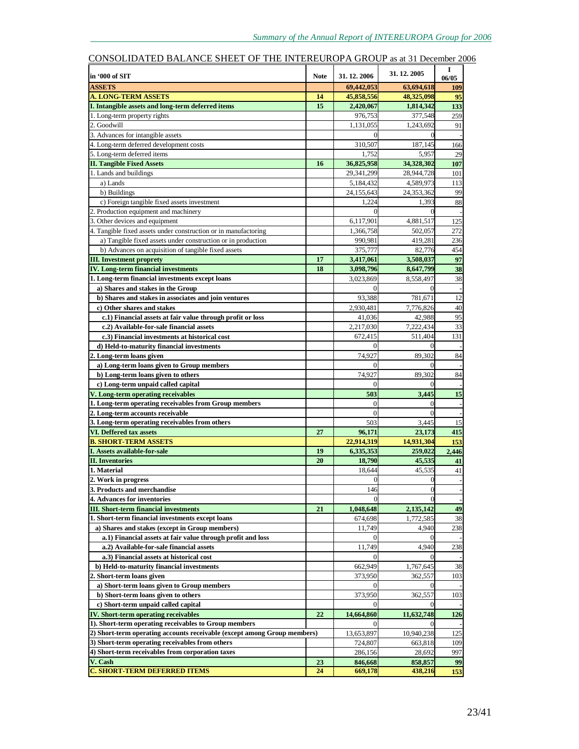## CONSOLIDATED BALANCE SHEET OF THE INTEREUROPA GROUP as at 31 December 2006

| in '000 of SIT | Note | 31. 12. 2006 | 31. 12. 2005 | I 06/05 |
|---|---|---|---|---|
| **ASSETS** | | **69,442,053** | **63,694,618** | **109** |
| **A. LONG-TERM ASSETS** | **14** | **45,858,556** | **48,325,098** | **95** |
| **I. Intangible assets and long-term deferred items** | **15** | **2,420,067** | **1,814,342** | **133** |
| 1. Long-term property rights | | 976,753 | 377,548 | 259 |
| 2. Goodwill | | 1,131,055 | 1,243,692 | 91 |
| 3. Advances for intangible assets | | 0 | 0 | - |
| 4. Long-term deferred development costs | | 310,507 | 187,145 | 166 |
| 5. Long-term deferred items | | 1,752 | 5,957 | 29 |
| **II. Tangible Fixed Assets** | **16** | **36,825,958** | **34,328,302** | **107** |
| 1. Lands and buildings | | 29,341,299 | 28,944,728 | 101 |
| a) Lands | | 5,184,432 | 4,589,973 | 113 |
| b) Buildings | | 24,155,643 | 24,353,362 | 99 |
| c) Foreign tangible fixed assets investment | | 1,224 | 1,393 | 88 |
| 2. Production equipment and machinery | | 0 | 0 | - |
| 3. Other devices and equipment | | 6,117,901 | 4,881,517 | 125 |
| 4. Tangible fixed assets under construction or in manufactoring | | 1,366,758 | 502,057 | 272 |
| a) Tangible fixed assets under construction or in production | | 990,981 | 419,281 | 236 |
| b) Advances on acquisition of tangible fixed assets | | 375,777 | 82,776 | 454 |
| **III. Investment proprety** | **17** | **3,417,061** | **3,508,037** | **97** |
| **IV. Long-term financial investments** | **18** | **3,098,796** | **8,647,799** | **38** |
| **1. Long-term financial investments except loans** | | 3,023,869 | 8,558,497 | 38 |
| **a) Shares and stakes in the Group** | | 0 | 0 | - |
| **b) Shares and stakes in associates and join ventures** | | 93,388 | 781,671 | 12 |
| **c) Other shares and stakes** | | 2,930,481 | 7,776,826 | 40 |
| **c.1) Financial assets at fair value through profit or loss** | | 41,036 | 42,988 | 95 |
| **c.2) Available-for-sale financial assets** | | 2,217,030 | 7,222,434 | 33 |
| **c.3) Financial investments at historical cost** | | 672,415 | 511,404 | 131 |
| **d) Held-to-maturity financial investments** | | 0 | 0 | - |
| **2. Long-term loans given** | | 74,927 | 89,302 | 84 |
| **a) Long-term loans given to Group members** | | 0 | 0 | - |
| **b) Long-term loans given to others** | | 74,927 | 89,302 | 84 |
| **c) Long-term unpaid called capital** | | 0 | 0 | - |
| **V. Long-term operating receivables** | | **503** | **3,445** | **15** |
| **1. Long-term operating receivables from Group members** | | 0 | 0 | - |
| **2. Long-term accounts receivable** | | 0 | 0 | - |
| **3. Long-term operating receivables from others** | | 503 | 3,445 | 15 |
| **VI. Deffered tax assets** | **27** | **96,171** | **23,173** | **415** |
| **B. SHORT-TERM ASSETS** | | **22,914,319** | **14,931,304** | **153** |
| **I. Assets available-for-sale** | **19** | **6,335,353** | **259,022** | **2,446** |
| **II. Inventories** | **20** | **18,790** | **45,535** | **41** |
| **1. Material** | | 18,644 | 45,535 | 41 |
| **2. Work in progress** | | 0 | 0 | - |
| **3. Products and merchandise** | | 146 | 0 | - |
| **4. Advances for inventories** | | 0 | 0 | - |
| **III. Short-term financial investments** | **21** | **1,048,648** | **2,135,142** | **49** |
| **1. Short-term financial investments except loans** | | 674,698 | 1,772,585 | 38 |
| **a) Shares and stakes (except in Group members)** | | 11,749 | 4,940 | 238 |
| **a.1) Financial assets at fair value through profit and loss** | | 0 | 0 | - |
| **a.2) Available-for-sale financial assets** | | 11,749 | 4,940 | 238 |
| **a.3) Financial assets at historical cost** | | 0 | 0 | - |
| **b) Held-to-maturity financial investments** | | 662,949 | 1,767,645 | 38 |
| **2. Short-term loans given** | | 373,950 | 362,557 | 103 |
| **a) Short-term loans given to Group members** | | 0 | 0 | - |
| **b) Short-term loans given to others** | | 373,950 | 362,557 | 103 |
| **c) Short-term unpaid called capital** | | 0 | 0 | - |
| **IV. Short-term operating receivables** | **22** | **14,664,860** | **11,632,748** | **126** |
| **1). Short-term operating receivables to Group members** | | 0 | 0 | - |
| **2) Short-term operating accounts receivable (except among Group members)** | | 13,653,897 | 10,940,238 | 125 |
| **3) Short-term operating receivables from others** | | 724,807 | 663,818 | 109 |
| **4) Short-term receivables from corporation taxes** | | 286,156 | 28,692 | 997 |
| **V. Cash** | **23** | **846,668** | **858,857** | **99** |
| **C. SHORT-TERM DEFERRED ITEMS** | **24** | **669,178** | **438,216** | **153** |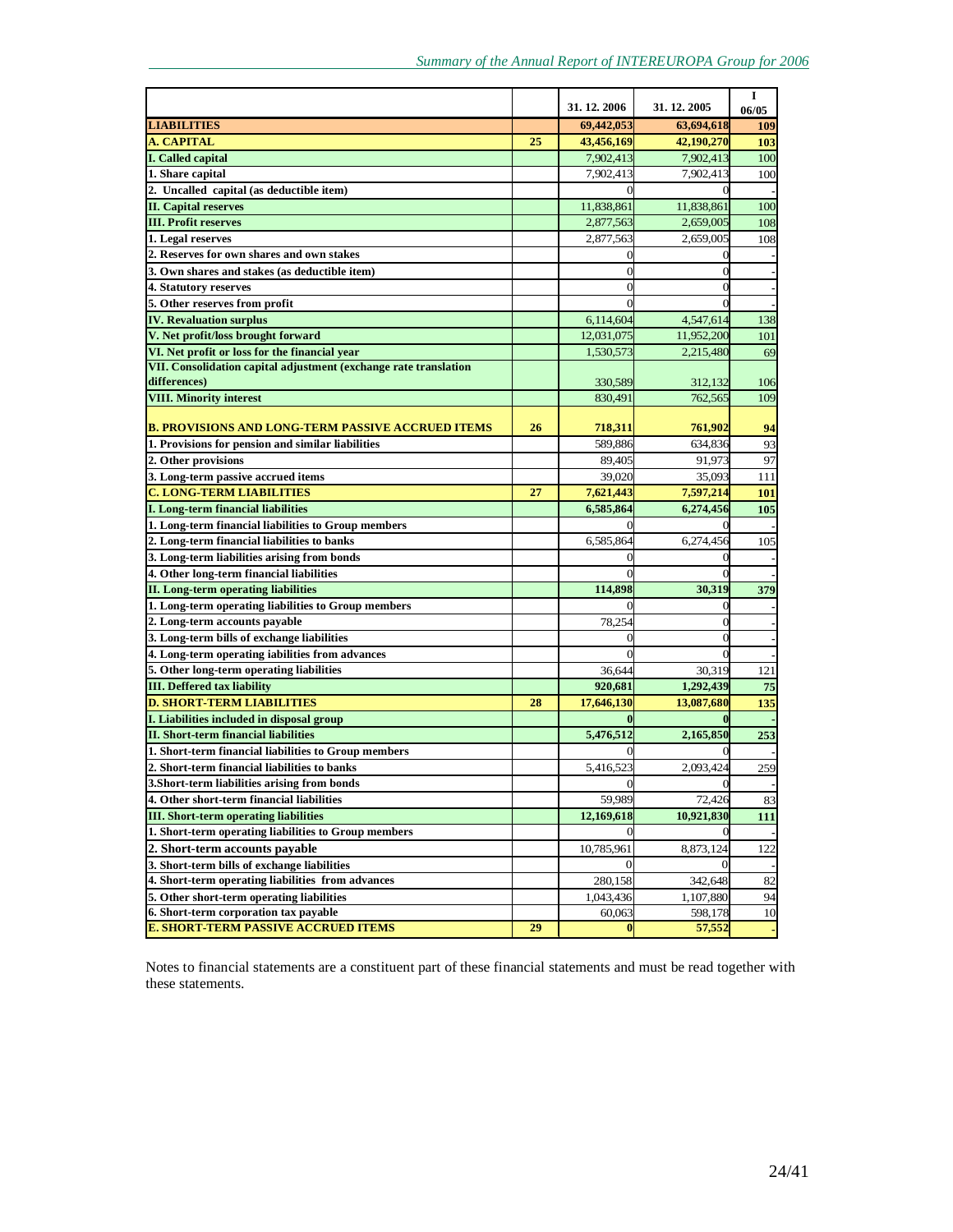| | | 31. 12. 2006 | 31. 12. 2005 | I 06/05 |
|---|---|---|---|---|
| **LIABILITIES** | | **69,442,053** | **63,694,618** | **109** |
| **A. CAPITAL** | **25** | **43,456,169** | **42,190,270** | **103** |
| **I. Called capital** | | 7,902,413 | 7,902,413 | 100 |
| **1. Share capital** | | 7,902,413 | 7,902,413 | 100 |
| **2. Uncalled capital (as deductible item)** | | 0 | 0 | - |
| **II. Capital reserves** | | 11,838,861 | 11,838,861 | 100 |
| **III. Profit reserves** | | 2,877,563 | 2,659,005 | 108 |
| **1. Legal reserves** | | 2,877,563 | 2,659,005 | 108 |
| **2. Reserves for own shares and own stakes** | | 0 | 0 | - |
| **3. Own shares and stakes (as deductible item)** | | 0 | 0 | - |
| **4. Statutory reserves** | | 0 | 0 | - |
| **5. Other reserves from profit** | | 0 | 0 | - |
| **IV. Revaluation surplus** | | 6,114,604 | 4,547,614 | 138 |
| **V. Net profit/loss brought forward** | | 12,031,075 | 11,952,200 | 101 |
| **VI. Net profit or loss for the financial year** | | 1,530,573 | 2,215,480 | 69 |
| **VII. Consolidation capital adjustment (exchange rate translation differences)** | | 330,589 | 312,132 | 106 |
| **VIII. Minority interest** | | 830,491 | 762,565 | 109 |
| **B. PROVISIONS AND LONG-TERM PASSIVE ACCRUED ITEMS** | **26** | **718,311** | **761,902** | **94** |
| **1. Provisions for pension and similar liabilities** | | 589,886 | 634,836 | 93 |
| **2. Other provisions** | | 89,405 | 91,973 | 97 |
| **3. Long-term passive accrued items** | | 39,020 | 35,093 | 111 |
| **C. LONG-TERM LIABILITIES** | **27** | **7,621,443** | **7,597,214** | **101** |
| **I. Long-term financial liabilities** | | **6,585,864** | **6,274,456** | **105** |
| **1. Long-term financial liabilities to Group members** | | 0 | 0 | - |
| **2. Long-term financial liabilities to banks** | | 6,585,864 | 6,274,456 | 105 |
| **3. Long-term liabilities arising from bonds** | | 0 | 0 | - |
| **4. Other long-term financial liabilities** | | 0 | 0 | - |
| **II. Long-term operating liabilities** | | **114,898** | **30,319** | **379** |
| **1. Long-term operating liabilities to Group members** | | 0 | 0 | - |
| **2. Long-term accounts payable** | | 78,254 | 0 | - |
| **3. Long-term bills of exchange liabilities** | | 0 | 0 | - |
| **4. Long-term operating iabilities from advances** | | 0 | 0 | - |
| **5. Other long-term operating liabilities** | | 36,644 | 30,319 | 121 |
| **III. Deffered tax liability** | | **920,681** | **1,292,439** | **75** |
| **D. SHORT-TERM LIABILITIES** | **28** | **17,646,130** | **13,087,680** | **135** |
| **I. Liabilities included in disposal group** | | **0** | **0** | - |
| **II. Short-term financial liabilities** | | **5,476,512** | **2,165,850** | **253** |
| **1. Short-term financial liabilities to Group members** | | 0 | 0 | - |
| **2. Short-term financial liabilities to banks** | | 5,416,523 | 2,093,424 | 259 |
| **3.Short-term liabilities arising from bonds** | | 0 | 0 | - |
| **4. Other short-term financial liabilities** | | 59,989 | 72,426 | 83 |
| **III. Short-term operating liabilities** | | **12,169,618** | **10,921,830** | **111** |
| **1. Short-term operating liabilities to Group members** | | 0 | 0 | - |
| **2. Short-term accounts payable** | | 10,785,961 | 8,873,124 | 122 |
| **3. Short-term bills of exchange liabilities** | | 0 | 0 | - |
| **4. Short-term operating liabilities from advances** | | 280,158 | 342,648 | 82 |
| **5. Other short-term operating liabilities** | | 1,043,436 | 1,107,880 | 94 |
| **6. Short-term corporation tax payable** | | 60,063 | 598,178 | 10 |
| **E. SHORT-TERM PASSIVE ACCRUED ITEMS** | **29** | **0** | **57,552** | **-** |

Notes to financial statements are a constituent part of these financial statements and must be read together with these statements.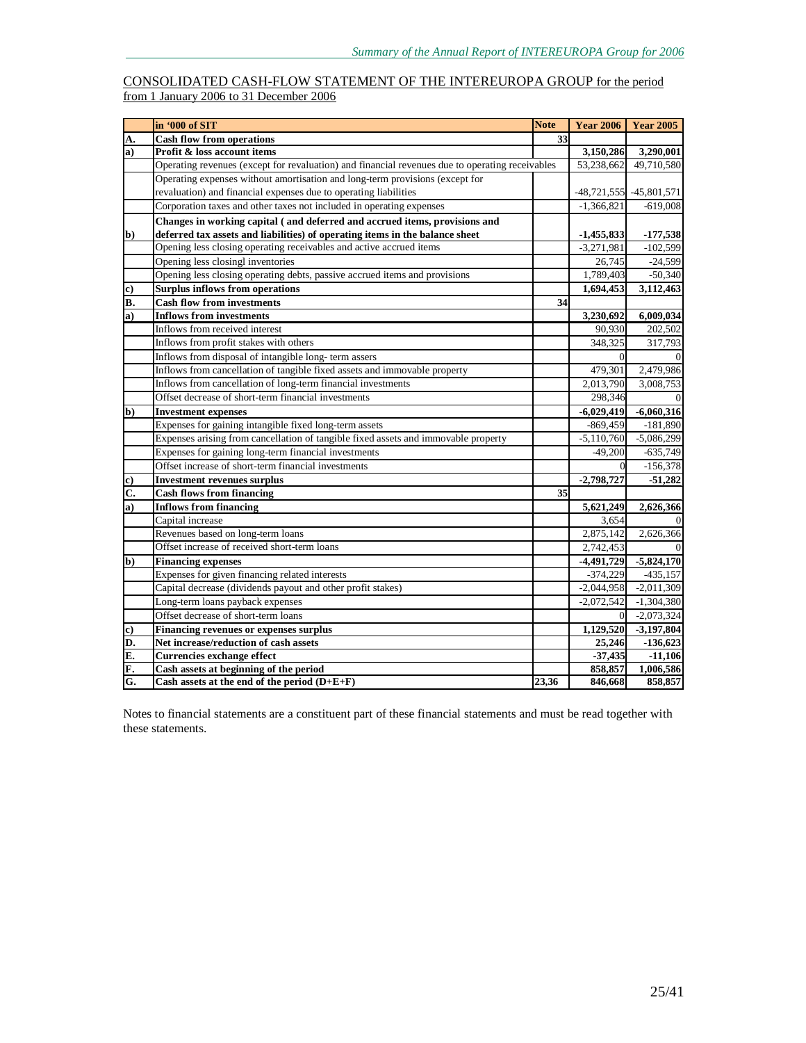CONSOLIDATED CASH-FLOW STATEMENT OF THE INTEREUROPA GROUP for the period from 1 January 2006 to 31 December 2006

| | in '000 of SIT | Note | Year 2006 | Year 2005 |
|---|---|---|---|---|
| **A.** | **Cash flow from operations** | **33** | | |
| **a)** | **Profit & loss account items** | | **3,150,286** | **3,290,001** |
| | Operating revenues (except for revaluation) and financial revenues due to operating receivables | | 53,238,662 | 49,710,580 |
| | Operating expenses without amortisation and long-term provisions (except for revaluation) and financial expenses due to operating liabilities | | -48,721,555 | -45,801,571 |
| | Corporation taxes and other taxes not included in operating expenses | | -1,366,821 | -619,008 |
| **b)** | **Changes in working capital ( and deferred and accrued items, provisions and deferred tax assets and liabilities) of operating items in the balance sheet** | | **-1,455,833** | **-177,538** |
| | Opening less closing operating receivables and active accrued items | | -3,271,981 | -102,599 |
| | Opening less closingl inventories | | 26,745 | -24,599 |
| | Opening less closing operating debts, passive accrued items and provisions | | 1,789,403 | -50,340 |
| **c)** | **Surplus inflows from operations** | | **1,694,453** | **3,112,463** |
| **B.** | **Cash flow from investments** | **34** | | |
| **a)** | **Inflows from investments** | | **3,230,692** | **6,009,034** |
| | Inflows from received interest | | 90,930 | 202,502 |
| | Inflows from profit stakes with others | | 348,325 | 317,793 |
| | Inflows from disposal of intangible long- term assets | | 0 | 0 |
| | Inflows from cancellation of tangible fixed assets and immovable property | | 479,301 | 2,479,986 |
| | Inflows from cancellation of long-term financial investments | | 2,013,790 | 3,008,753 |
| | Offset decrease of short-term financial investments | | 298,346 | 0 |
| **b)** | **Investment expenses** | | **-6,029,419** | **-6,060,316** |
| | Expenses for gaining intangible fixed long-term assets | | -869,459 | -181,890 |
| | Expenses arising from cancellation of tangible fixed assets and immovable property | | -5,110,760 | -5,086,299 |
| | Expenses for gaining long-term financial investments | | -49,200 | -635,749 |
| | Offset increase of short-term financial investments | | 0 | -156,378 |
| **c)** | **Investment revenues surplus** | | **-2,798,727** | **-51,282** |
| **C.** | **Cash flows from financing** | **35** | | |
| **a)** | **Inflows from financing** | | **5,621,249** | **2,626,366** |
| | Capital increase | | 3,654 | 0 |
| | Revenues based on long-term loans | | 2,875,142 | 2,626,366 |
| | Offset increase of received short-term loans | | 2,742,453 | 0 |
| **b)** | **Financing expenses** | | **-4,491,729** | **-5,824,170** |
| | Expenses for given financing related interests | | -374,229 | -435,157 |
| | Capital decrease (dividends payout and other profit stakes) | | -2,044,958 | -2,011,309 |
| | Long-term loans payback expenses | | -2,072,542 | -1,304,380 |
| | Offset decrease of short-term loans | | 0 | -2,073,324 |
| **c)** | **Financing revenues or expenses surplus** | | **1,129,520** | **-3,197,804** |
| **D.** | **Net increase/reduction of cash assets** | | **25,246** | **-136,623** |
| **E.** | **Currencies exchange effect** | | **-37,435** | **-11,106** |
| **F.** | **Cash assets at beginning of the period** | | **858,857** | **1,006,586** |
| **G.** | **Cash assets at the end of the period (D+E+F)** | **23,36** | **846,668** | **858,857** |

Notes to financial statements are a constituent part of these financial statements and must be read together with these statements.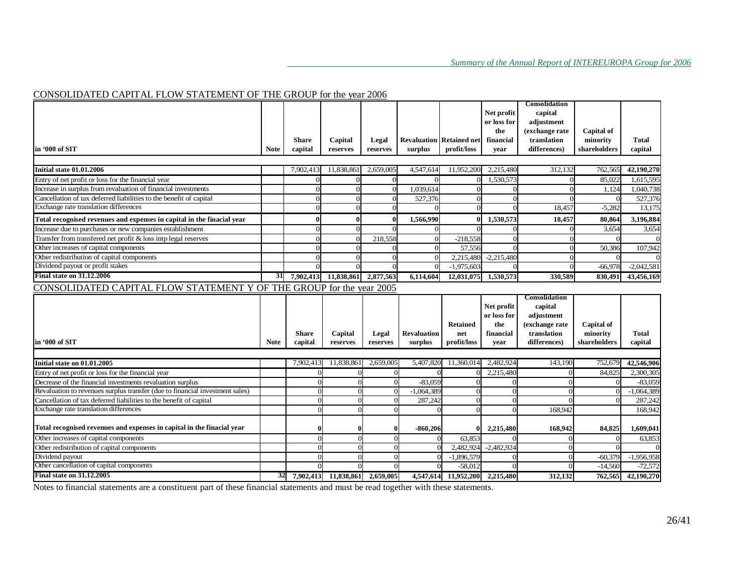## CONSOLIDATED CAPITAL FLOW STATEMENT OF THE GROUP for the year 2006

| in '000 of SIT | Note | Share capital | Capital reserves | Legal reserves | Revaluation surplus | Retained net profit/loss | Net profit or loss for the financial year | Consolidation capital adjustment (exchange rate translation differences) | Capital of minority shareholders | Total capital |
|---|---|---|---|---|---|---|---|---|---|---|
| **Initial state 01.01.2006** | | 7,902,413 | 11,838,861 | 2,659,005 | 4,547,614 | 11,952,200 | 2,215,480 | 312,132 | 762,565 | **42,190,270** |
| Entry of net profit or loss for the financial year | | 0 | 0 | 0 | 0 | 0 | 1,530,573 | 0 | 85,022 | 1,615,595 |
| Increase in surplus from revaluation of financial investments | | 0 | 0 | 0 | 1,039,614 | 0 | 0 | 0 | 1,124 | 1,040,738 |
| Cancellation of tax deferred liabilities to the benefit of capital | | 0 | 0 | 0 | 527,376 | 0 | 0 | 0 | 0 | 527,376 |
| Exchange rate translation differences | | 0 | 0 | 0 | 0 | 0 | 0 | 18,457 | -5,282 | 13,175 |
| **Total recognised revenues and expenses in capital in the finacial year** | | **0** | **0** | **0** | **1,566,990** | **0** | **1,530,573** | **18,457** | **80,864** | **3,196,884** |
| Increase due to purchases or new companies establishment | | 0 | 0 | 0 | 0 | 0 | 0 | 0 | 3,654 | 3,654 |
| Transfer from transfered net profit & loss intp legal reserves | | 0 | 0 | 218,558 | 0 | -218,558 | 0 | 0 | 0 | 0 |
| Other increases of capital components | | 0 | 0 | 0 | 0 | 57,556 | 0 | 0 | 50,386 | 107,942 |
| Other redistribution of capital components | | 0 | 0 | 0 | 0 | 2,215,480 | -2,215,480 | 0 | 0 | 0 |
| Dividend payout or profit stakes | | 0 | 0 | 0 | 0 | -1,975,603 | 0 | 0 | -66,978 | -2,042,581 |
| **Final state on 31.12.2006** | **31** | **7,902,413** | **11,838,861** | **2,877,563** | **6,114,604** | **12,031,075** | **1,530,573** | **330,589** | **830,491** | **43,456,169** |

## CONSOLIDATED CAPITAL FLOW STATEMENT Y OF THE GROUP for the year 2005

| in '000 of SIT | Note | Share capital | Capital reserves | Legal reserves | Revaluation surplus | Retained net profit/loss | Net profit or loss for the financial year | Consolidation capital adjustment (exchange rate translation differences) | Capital of minority shareholders | Total capital |
|---|---|---|---|---|---|---|---|---|---|---|
| **Initial state on 01.01.2005** | | 7,902,413 | 11,838,861 | 2,659,005 | 5,407,820 | 11,360,014 | 2,482,924 | 143,190 | 752,679 | **42,546,906** |
| Entry of net profit or loss for the financial year | | 0 | 0 | 0 | 0 | 0 | 2,215,480 | 0 | 84,825 | 2,300,305 |
| Decrease of the financial investments revaluation surplus | | 0 | 0 | 0 | -83,059 | 0 | 0 | 0 | 0 | -83,059 |
| Revaluation to revenues surplus transfer (due to financial investment sales) | | 0 | 0 | 0 | -1,064,389 | 0 | 0 | 0 | 0 | -1,064,389 |
| Cancellation of tax deferred liabilities to the benefit of capital | | 0 | 0 | 0 | 287,242 | 0 | 0 | 0 | 0 | 287,242 |
| Exchange rate translation differences | | 0 | 0 | 0 | 0 | 0 | 0 | 168,942 | | 168,942 |
| **Total recognised revenues and expenses in capital in the finacial year** | | **0** | **0** | **0** | **-860,206** | **0** | **2,215,480** | **168,942** | **84,825** | **1,609,041** |
| Other increases of capital components | | 0 | 0 | 0 | 0 | 63,853 | 0 | 0 | 0 | 63,853 |
| Other redistribution of capital components | | 0 | 0 | 0 | 0 | 2,482,924 | -2,482,924 | 0 | 0 | 0 |
| Dividend payout | | 0 | 0 | 0 | 0 | -1,896,579 | 0 | 0 | -60,379 | -1,956,958 |
| Other cancellation of capital components | | 0 | 0 | 0 | 0 | -58,012 | 0 | 0 | -14,560 | -72,572 |
| **Final state on 31.12.2005** | **32** | **7,902,413** | **11,838,861** | **2,659,005** | **4,547,614** | **11,952,200** | **2,215,480** | **312,132** | **762,565** | **42,190,270** |

Notes to financial statements are a constituent part of these financial statements and must be read together with these statements.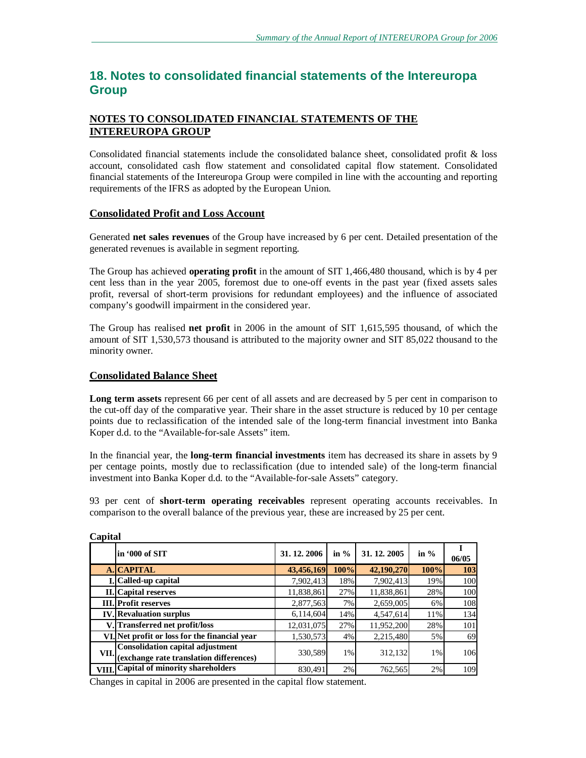## 18. Notes to consolidated financial statements of the Intereuropa Group

### NOTES TO CONSOLIDATED FINANCIAL STATEMENTS OF THE INTEREUROPA GROUP

Consolidated financial statements include the consolidated balance sheet, consolidated profit & loss account, consolidated cash flow statement and consolidated capital flow statement. Consolidated financial statements of the Intereuropa Group were compiled in line with the accounting and reporting requirements of the IFRS as adopted by the European Union.

### Consolidated Profit and Loss Account

Generated **net sales revenues** of the Group have increased by 6 per cent. Detailed presentation of the generated revenues is available in segment reporting.

The Group has achieved **operating profit** in the amount of SIT 1,466,480 thousand, which is by 4 per cent less than in the year 2005, foremost due to one-off events in the past year (fixed assets sales profit, reversal of short-term provisions for redundant employees) and the influence of associated company's goodwill impairment in the considered year.

The Group has realised **net profit** in 2006 in the amount of SIT 1,615,595 thousand, of which the amount of SIT 1,530,573 thousand is attributed to the majority owner and SIT 85,022 thousand to the minority owner.

### Consolidated Balance Sheet

**Long term assets** represent 66 per cent of all assets and are decreased by 5 per cent in comparison to the cut-off day of the comparative year. Their share in the asset structure is reduced by 10 per centage points due to reclassification of the intended sale of the long-term financial investment into Banka Koper d.d. to the "Available-for-sale Assets" item.

In the financial year, the **long-term financial investments** item has decreased its share in assets by 9 per centage points, mostly due to reclassification (due to intended sale) of the long-term financial investment into Banka Koper d.d. to the "Available-for-sale Assets" category.

93 per cent of **short-term operating receivables** represent operating accounts receivables. In comparison to the overall balance of the previous year, these are increased by 25 per cent.

**Capital**

| | in '000 of SIT | 31. 12. 2006 | in % | 31. 12. 2005 | in % | I 06/05 |
|---|---|---|---|---|---|---|
| **A.** | **CAPITAL** | **43,456,169** | **100%** | **42,190,270** | **100%** | **103** |
| **I.** | **Called-up capital** | 7,902,413 | 18% | 7,902,413 | 19% | 100 |
| **II.** | **Capital reserves** | 11,838,861 | 27% | 11,838,861 | 28% | 100 |
| **III.** | **Profit reserves** | 2,877,563 | 7% | 2,659,005 | 6% | 108 |
| **IV.** | **Revaluation surplus** | 6,114,604 | 14% | 4,547,614 | 11% | 134 |
| **V.** | **Transferred net profit/loss** | 12,031,075 | 27% | 11,952,200 | 28% | 101 |
| **VI.** | **Net profit or loss for the financial year** | 1,530,573 | 4% | 2,215,480 | 5% | 69 |
| **VII.** | **Consolidation capital adjustment (exchange rate translation differences)** | 330,589 | 1% | 312,132 | 1% | 106 |
| **VIII.** | **Capital of minority shareholders** | 830,491 | 2% | 762,565 | 2% | 109 |

Changes in capital in 2006 are presented in the capital flow statement.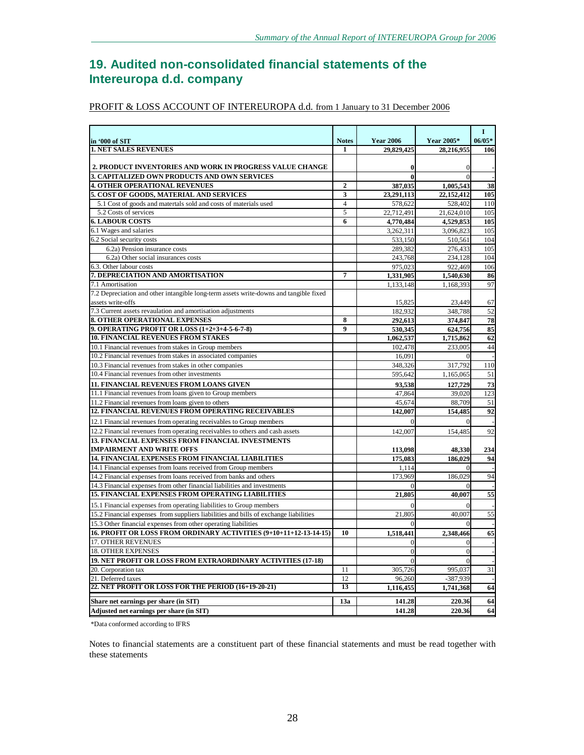## 19. Audited non-consolidated financial statements of the Intereuropa d.d. company

PROFIT & LOSS ACCOUNT OF INTEREUROPA d.d. from 1 January to 31 December 2006

| in '000 of SIT | Notes | Year 2006 | Year 2005* | I 06/05* |
|---|---|---|---|---|
| **1. NET SALES REVENUES** | 1 | **29,829,425** | **28,216,955** | **106** |
| **2. PRODUCT INVENTORIES AND WORK IN PROGRESS VALUE CHANGE** | | **0** | 0 | - |
| **3. CAPITALIZED OWN PRODUCTS AND OWN SERVICES** | | **0** | 0 | - |
| **4. OTHER OPERATIONAL REVENUES** | 2 | **387,035** | **1,005,543** | **38** |
| **5. COST OF GOODS, MATERIAL AND SERVICES** | 3 | **23,291,113** | **22,152,412** | **105** |
| 5.1 Cost of goods and matertals sold and costs of materials used | 4 | 578,622 | 528,402 | 110 |
| 5.2 Costs of services | 5 | 22,712,491 | 21,624,010 | 105 |
| **6. LABOUR COSTS** | 6 | **4,770,484** | **4,529,853** | **105** |
| 6.1 Wages and salaries | | 3,262,311 | 3,096,823 | 105 |
| 6.2 Social security costs | | 533,150 | 510,561 | 104 |
| 6.2a) Pension insurance costs | | 289,382 | 276,433 | 105 |
| 6.2a) Other social insurances costs | | 243,768 | 234,128 | 104 |
| 6.3. Other labour costs | | 975,023 | 922,469 | 106 |
| **7. DEPRECIATION AND AMORTISATION** | 7 | **1,331,905** | **1,540,630** | **86** |
| 7.1 Amortisation | | 1,133,148 | 1,168,393 | 97 |
| 7.2 Depreciation and other intangible long-term assets write-downs and tangible fixed assets write-offs | | 15,825 | 23,449 | 67 |
| 7.3 Current assets revaluation and amortisation adjustments | | 182,932 | 348,788 | 52 |
| **8. OTHER OPERATIONAL EXPENSES** | 8 | **292,613** | **374,847** | **78** |
| **9. OPERATING PROFIT OR LOSS (1+2+3+4-5-6-7-8)** | 9 | **530,345** | **624,756** | **85** |
| **10. FINANCIAL REVENUES FROM STAKES** | | **1,062,537** | **1,715,862** | **62** |
| 10.1 Financial revenues from stakes in Group members | | 102,478 | 233,005 | 44 |
| 10.2 Financial revenues from stakes in associated companies | | 16,091 | 0 | - |
| 10.3 Financial revenues from stakes in other companies | | 348,326 | 317,792 | 110 |
| 10.4 Financial revenues from other investments | | 595,642 | 1,165,065 | 51 |
| **11. FINANCIAL REVENUES FROM LOANS GIVEN** | | **93,538** | **127,729** | **73** |
| 11.1 Financial revenues from loans given to Group members | | 47,864 | 39,020 | 123 |
| 11.2 Financial revenues from loans given to others | | 45,674 | 88,709 | 51 |
| **12. FINANCIAL REVENUES FROM OPERATING RECEIVABLES** | | **142,007** | **154,485** | **92** |
| 12.1 Financial revenues from operating receivables to Group members | | 0 | 0 | - |
| 12.2 Financial revenues from operating receivables to others and cash assets | | 142,007 | 154,485 | 92 |
| **13. FINANCIAL EXPENSES FROM FINANCIAL INVESTMENTS IMPAIRMENT AND WRITE OFFS** | | **113,098** | **48,330** | **234** |
| **14. FINANCIAL EXPENSES FROM FINANCIAL LIABILITIES** | | **175,083** | **186,029** | **94** |
| 14.1 Financial expenses from loans received from Group members | | 1,114 | 0 | - |
| 14.2 Financial expenses from loans received from banks and others | | 173,969 | 186,029 | 94 |
| 14.3 Financial expenses from other financial liabilities and investments | | 0 | 0 | - |
| **15. FINANCIAL EXPENSES FROM OPERATING LIABILITIES** | | **21,805** | **40,007** | **55** |
| 15.1 Financial expenses from operating liabilities to Group members | | 0 | 0 | - |
| 15.2 Financial expenses from suppliers liabilities and bills of exchange liabilities | | 21,805 | 40,007 | 55 |
| 15.3 Other financial expenses from other operating liabilities | | 0 | 0 | - |
| **16. PROFIT OR LOSS FROM ORDINARY ACTIVITIES (9+10+11+12-13-14-15)** | 10 | **1,518,441** | **2,348,466** | **65** |
| 17. OTHER REVENUES | | 0 | 0 | - |
| 18. OTHER EXPENSES | | 0 | 0 | - |
| **19. NET PROFIT OR LOSS FROM EXTRAORDINARY ACTIVITIES (17-18)** | | 0 | 0 | - |
| 20. Corporation tax | 11 | 305,726 | 995,037 | 31 |
| 21. Deferred taxes | 12 | 96,260 | -387,939 | - |
| **22. NET PROFIT OR LOSS FOR THE PERIOD (16+19-20-21)** | 13 | **1,116,455** | **1,741,368** | **64** |
| **Share net earnings per share (in SIT)** | 13a | **141.28** | **220.36** | **64** |
| **Adjusted net earnings per share (in SIT)** | | **141.28** | **220.36** | **64** |

*Data conformed according to IFRS

Notes to financial statements are a constituent part of these financial statements and must be read together with these statements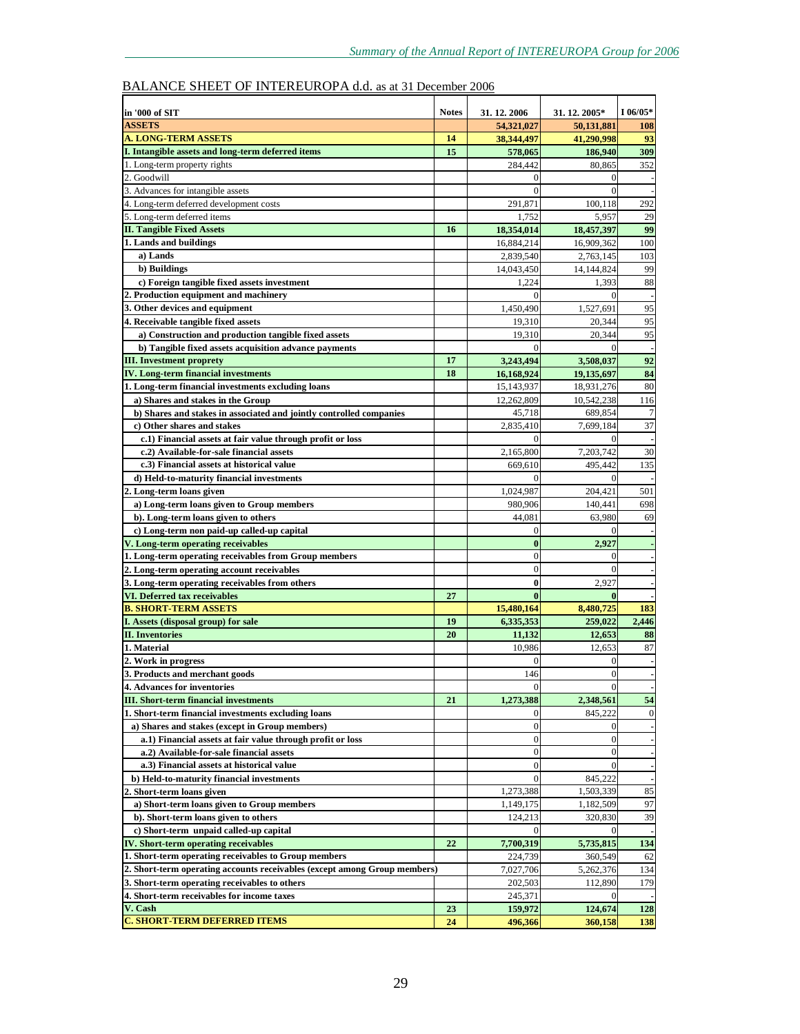BALANCE SHEET OF INTEREUROPA d.d. as at 31 December 2006

| in '000 of SIT | Notes | 31. 12. 2006 | 31. 12. 2005* | I 06/05* |
|---|---|---|---|---|
| **ASSETS** | | **54,321,027** | **50,131,881** | **108** |
| **A. LONG-TERM ASSETS** | **14** | **38,344,497** | **41,290,998** | **93** |
| **I. Intangible assets and long-term deferred items** | **15** | **578,065** | **186,940** | **309** |
| 1. Long-term property rights | | 284,442 | 80,865 | 352 |
| 2. Goodwill | | 0 | 0 | - |
| 3. Advances for intangible assets | | 0 | 0 | - |
| 4. Long-term deferred development costs | | 291,871 | 100,118 | 292 |
| 5. Long-term deferred items | | 1,752 | 5,957 | 29 |
| **II. Tangible Fixed Assets** | **16** | **18,354,014** | **18,457,397** | **99** |
| **1. Lands and buildings** | | 16,884,214 | 16,909,362 | 100 |
| **a) Lands** | | 2,839,540 | 2,763,145 | 103 |
| **b) Buildings** | | 14,043,450 | 14,144,824 | 99 |
| **c) Foreign tangible fixed assets investment** | | 1,224 | 1,393 | 88 |
| **2. Production equipment and machinery** | | 0 | 0 | - |
| **3. Other devices and equipment** | | 1,450,490 | 1,527,691 | 95 |
| **4. Receivable tangible fixed assets** | | 19,310 | 20,344 | 95 |
| **a) Construction and production tangible fixed assets** | | 19,310 | 20,344 | 95 |
| **b) Tangible fixed assets acquisition advance payments** | | 0 | 0 | - |
| **III. Investment proprety** | **17** | **3,243,494** | **3,508,037** | **92** |
| **IV. Long-term financial investments** | **18** | **16,168,924** | **19,135,697** | **84** |
| **1. Long-term financial investments excluding loans** | | 15,143,937 | 18,931,276 | 80 |
| **a) Shares and stakes in the Group** | | 12,262,809 | 10,542,238 | 116 |
| **b) Shares and stakes in associated and jointly controlled companies** | | 45,718 | 689,854 | 7 |
| **c) Other shares and stakes** | | 2,835,410 | 7,699,184 | 37 |
| **c.1) Financial assets at fair value through profit or loss** | | 0 | 0 | - |
| **c.2) Available-for-sale financial assets** | | 2,165,800 | 7,203,742 | 30 |
| **c.3) Financial assets at historical value** | | 669,610 | 495,442 | 135 |
| **d) Held-to-maturity financial investments** | | 0 | 0 | - |
| **2. Long-term loans given** | | 1,024,987 | 204,421 | 501 |
| **a) Long-term loans given to Group members** | | 980,906 | 140,441 | 698 |
| **b). Long-term loans given to others** | | 44,081 | 63,980 | 69 |
| **c) Long-term non paid-up called-up capital** | | 0 | 0 | - |
| **V. Long-term operating receivables** | | **0** | **2,927** | - |
| **1. Long-term operating receivables from Group members** | | 0 | 0 | - |
| **2. Long-term operating account receivables** | | 0 | 0 | - |
| **3. Long-term operating receivables from others** | | **0** | 2,927 | - |
| **VI. Deferred tax receivables** | **27** | **0** | **0** | - |
| **B. SHORT-TERM ASSETS** | | **15,480,164** | **8,480,725** | **183** |
| **I. Assets (disposal group) for sale** | **19** | **6,335,353** | **259,022** | **2,446** |
| **II. Inventories** | **20** | **11,132** | **12,653** | **88** |
| **1. Material** | | 10,986 | 12,653 | 87 |
| **2. Work in progress** | | 0 | 0 | - |
| **3. Products and merchant goods** | | 146 | 0 | - |
| **4. Advances for inventories** | | 0 | 0 | - |
| **III. Short-term financial investments** | **21** | **1,273,388** | **2,348,561** | **54** |
| **1. Short-term financial investments excluding loans** | | 0 | 845,222 | 0 |
| **a) Shares and stakes (except in Group members)** | | 0 | 0 | - |
| **a.1) Financial assets at fair value through profit or loss** | | 0 | 0 | - |
| **a.2) Available-for-sale financial assets** | | 0 | 0 | - |
| **a.3) Financial assets at historical value** | | 0 | 0 | - |
| **b) Held-to-maturity financial investments** | | 0 | 845,222 | - |
| **2. Short-term loans given** | | 1,273,388 | 1,503,339 | 85 |
| **a) Short-term loans given to Group members** | | 1,149,175 | 1,182,509 | 97 |
| **b). Short-term loans given to others** | | 124,213 | 320,830 | 39 |
| **c) Short-term unpaid called-up capital** | | 0 | 0 | - |
| **IV. Short-term operating receivables** | **22** | **7,700,319** | **5,735,815** | **134** |
| **1. Short-term operating receivables to Group members** | | 224,739 | 360,549 | 62 |
| **2. Short-term operating accounts receivables (except among Group members)** | | 7,027,706 | 5,262,376 | 134 |
| **3. Short-term operating receivables to others** | | 202,503 | 112,890 | 179 |
| **4. Short-term receivables for income taxes** | | 245,371 | 0 | - |
| **V. Cash** | **23** | **159,972** | **124,674** | **128** |
| **C. SHORT-TERM DEFERRED ITEMS** | **24** | **496,366** | **360,158** | **138** |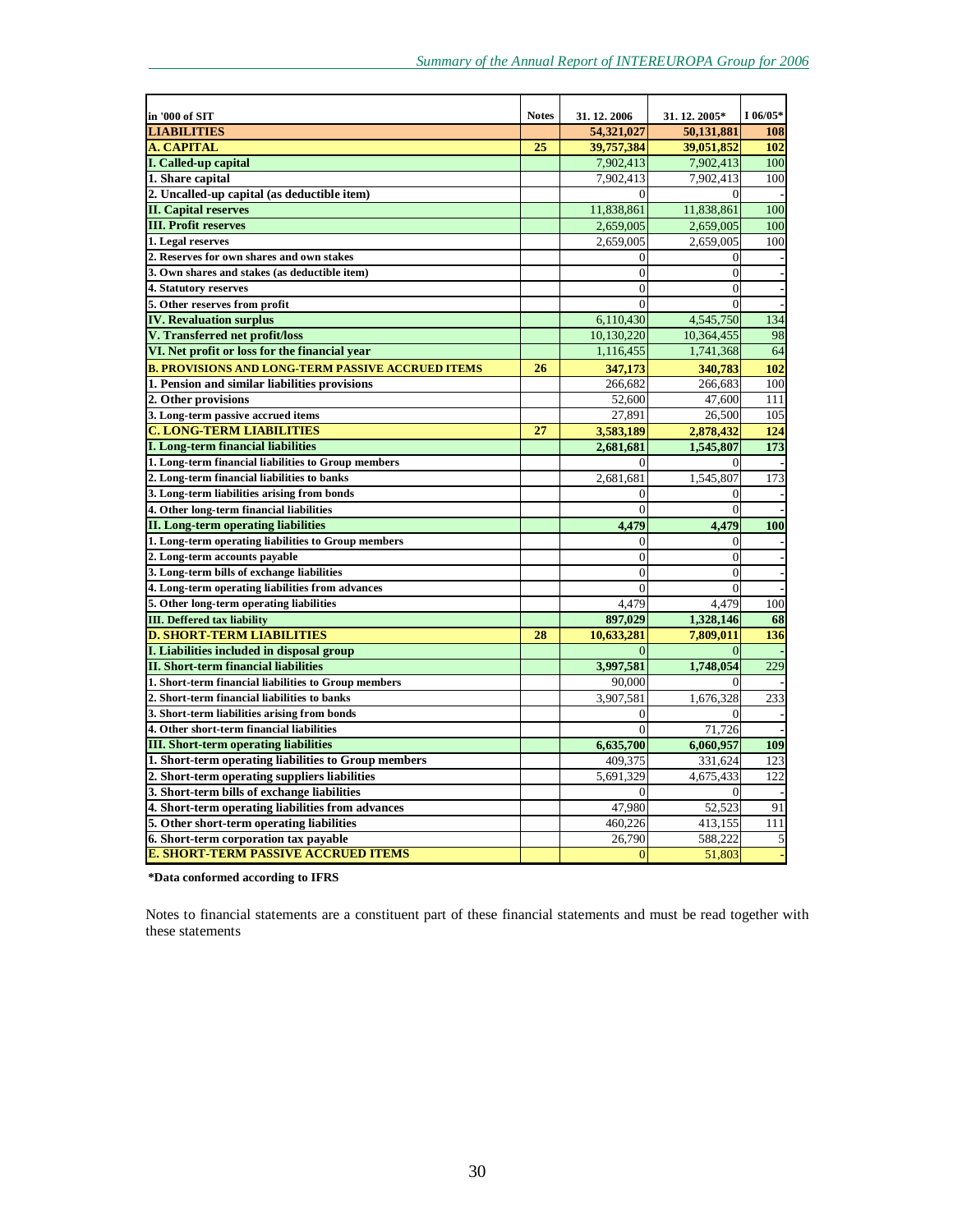| in '000 of SIT | Notes | 31. 12. 2006 | 31. 12. 2005* | I 06/05* |
|---|---|---|---|---|
| **LIABILITIES** | | **54,321,027** | **50,131,881** | **108** |
| **A. CAPITAL** | **25** | **39,757,384** | **39,051,852** | **102** |
| **I. Called-up capital** | | 7,902,413 | 7,902,413 | 100 |
| **1. Share capital** | | 7,902,413 | 7,902,413 | 100 |
| **2. Uncalled-up capital (as deductible item)** | | 0 | 0 | - |
| **II. Capital reserves** | | 11,838,861 | 11,838,861 | 100 |
| **III. Profit reserves** | | 2,659,005 | 2,659,005 | 100 |
| **1. Legal reserves** | | 2,659,005 | 2,659,005 | 100 |
| **2. Reserves for own shares and own stakes** | | 0 | 0 | - |
| **3. Own shares and stakes (as deductible item)** | | 0 | 0 | - |
| **4. Statutory reserves** | | 0 | 0 | - |
| **5. Other reserves from profit** | | 0 | 0 | - |
| **IV. Revaluation surplus** | | 6,110,430 | 4,545,750 | 134 |
| **V. Transferred net profit/loss** | | 10,130,220 | 10,364,455 | 98 |
| **VI. Net profit or loss for the financial year** | | 1,116,455 | 1,741,368 | 64 |
| **B. PROVISIONS AND LONG-TERM PASSIVE ACCRUED ITEMS** | **26** | **347,173** | **340,783** | **102** |
| **1. Pension and similar liabilities provisions** | | 266,682 | 266,683 | 100 |
| **2. Other provisions** | | 52,600 | 47,600 | 111 |
| **3. Long-term passive accrued items** | | 27,891 | 26,500 | 105 |
| **C. LONG-TERM LIABILITIES** | **27** | **3,583,189** | **2,878,432** | **124** |
| **I. Long-term financial liabilities** | | **2,681,681** | **1,545,807** | **173** |
| **1. Long-term financial liabilities to Group members** | | 0 | 0 | - |
| **2. Long-term financial liabilities to banks** | | 2,681,681 | 1,545,807 | 173 |
| **3. Long-term liabilities arising from bonds** | | 0 | 0 | - |
| **4. Other long-term financial liabilities** | | 0 | 0 | - |
| **II. Long-term operating liabilities** | | **4,479** | **4,479** | **100** |
| **1. Long-term operating liabilities to Group members** | | 0 | 0 | - |
| **2. Long-term accounts payable** | | 0 | 0 | - |
| **3. Long-term bills of exchange liabilities** | | 0 | 0 | - |
| **4. Long-term operating liabilities from advances** | | 0 | 0 | - |
| **5. Other long-term operating liabilities** | | 4,479 | 4,479 | 100 |
| **III. Deffered tax liability** | | **897,029** | **1,328,146** | **68** |
| **D. SHORT-TERM LIABILITIES** | **28** | **10,633,281** | **7,809,011** | **136** |
| **I. Liabilities included in disposal group** | | 0 | 0 | - |
| **II. Short-term financial liabilities** | | **3,997,581** | **1,748,054** | 229 |
| **1. Short-term financial liabilities to Group members** | | 90,000 | 0 | - |
| **2. Short-term financial liabilities to banks** | | 3,907,581 | 1,676,328 | 233 |
| **3. Short-term liabilities arising from bonds** | | 0 | 0 | - |
| **4. Other short-term financial liabilities** | | 0 | 71,726 | - |
| **III. Short-term operating liabilities** | | **6,635,700** | **6,060,957** | **109** |
| **1. Short-term operating liabilities to Group members** | | 409,375 | 331,624 | 123 |
| **2. Short-term operating suppliers liabilities** | | 5,691,329 | 4,675,433 | 122 |
| **3. Short-term bills of exchange liabilities** | | 0 | 0 | - |
| **4. Short-term operating liabilities from advances** | | 47,980 | 52,523 | 91 |
| **5. Other short-term operating liabilities** | | 460,226 | 413,155 | 111 |
| **6. Short-term corporation tax payable** | | 26,790 | 588,222 | 5 |
| **E. SHORT-TERM PASSIVE ACCRUED ITEMS** | | 0 | 51,803 | - |

**\*Data conformed according to IFRS**

Notes to financial statements are a constituent part of these financial statements and must be read together with these statements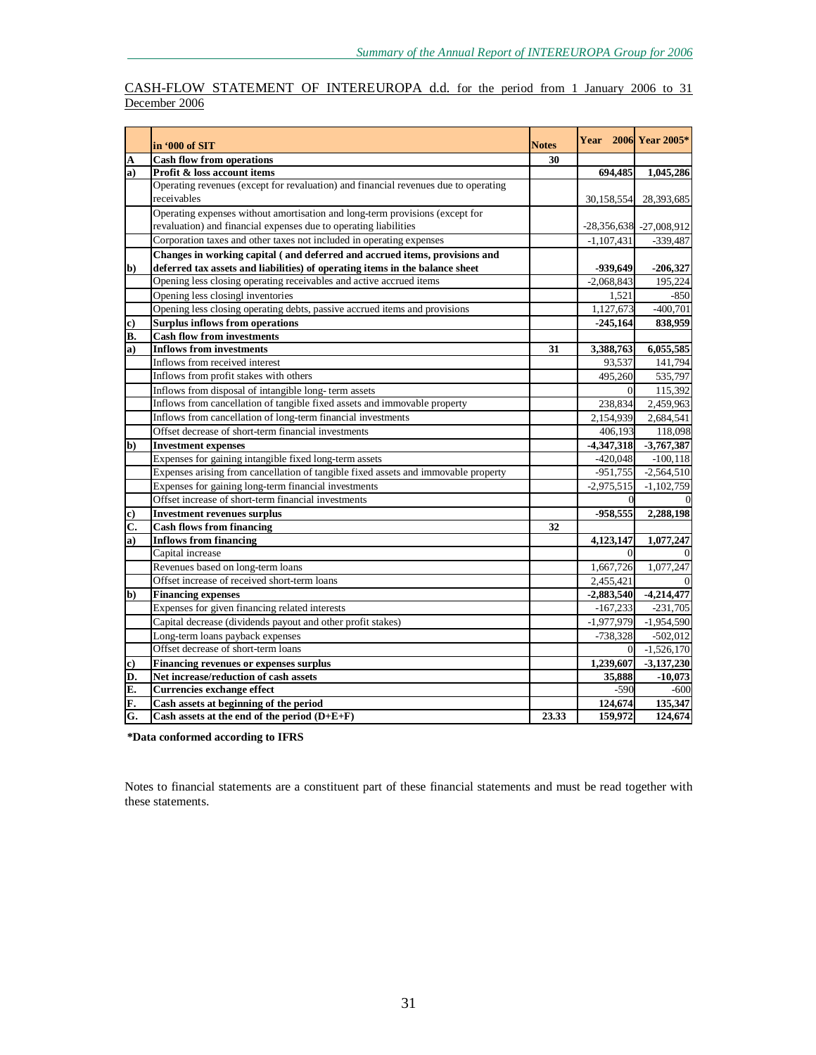<u>CASH-FLOW STATEMENT OF INTEREUROPA d.d. for the period from 1 January 2006 to 31 December 2006</u>

| | in '000 of SIT | Notes | Year 2006 | Year 2005* |
|---|---|---|---|---|
| **A** | **Cash flow from operations** | **30** | | |
| **a)** | **Profit & loss account items** | | **694,485** | **1,045,286** |
| | Operating revenues (except for revaluation) and financial revenues due to operating receivables | | 30,158,554 | 28,393,685 |
| | Operating expenses without amortisation and long-term provisions (except for revaluation) and financial expenses due to operating liabilities | | -28,356,638 | -27,008,912 |
| | Corporation taxes and other taxes not included in operating expenses | | -1,107,431 | -339,487 |
| **b)** | **Changes in working capital ( and deferred and accrued items, provisions and deferred tax assets and liabilities) of operating items in the balance sheet** | | **-939,649** | **-206,327** |
| | Opening less closing operating receivables and active accrued items | | -2,068,843 | 195,224 |
| | Opening less closingl inventories | | 1,521 | -850 |
| | Opening less closing operating debts, passive accrued items and provisions | | 1,127,673 | -400,701 |
| **c)** | **Surplus inflows from operations** | | **-245,164** | **838,959** |
| **B.** | **Cash flow from investments** | | | |
| **a)** | **Inflows from investments** | **31** | **3,388,763** | **6,055,585** |
| | Inflows from received interest | | 93,537 | 141,794 |
| | Inflows from profit stakes with others | | 495,260 | 535,797 |
| | Inflows from disposal of intangible long- term assets | | 0 | 115,392 |
| | Inflows from cancellation of tangible fixed assets and immovable property | | 238,834 | 2,459,963 |
| | Inflows from cancellation of long-term financial investments | | 2,154,939 | 2,684,541 |
| | Offset decrease of short-term financial investments | | 406,193 | 118,098 |
| **b)** | **Investment expenses** | | **-4,347,318** | **-3,767,387** |
| | Expenses for gaining intangible fixed long-term assets | | -420,048 | -100,118 |
| | Expenses arising from cancellation of tangible fixed assets and immovable property | | -951,755 | -2,564,510 |
| | Expenses for gaining long-term financial investments | | -2,975,515 | -1,102,759 |
| | Offset increase of short-term financial investments | | 0 | 0 |
| **c)** | **Investment revenues surplus** | | **-958,555** | **2,288,198** |
| **C.** | **Cash flows from financing** | **32** | | |
| **a)** | **Inflows from financing** | | **4,123,147** | **1,077,247** |
| | Capital increase | | 0 | 0 |
| | Revenues based on long-term loans | | 1,667,726 | 1,077,247 |
| | Offset increase of received short-term loans | | 2,455,421 | 0 |
| **b)** | **Financing expenses** | | **-2,883,540** | **-4,214,477** |
| | Expenses for given financing related interests | | -167,233 | -231,705 |
| | Capital decrease (dividends payout and other profit stakes) | | -1,977,979 | -1,954,590 |
| | Long-term loans payback expenses | | -738,328 | -502,012 |
| | Offset decrease of short-term loans | | 0 | -1,526,170 |
| **c)** | **Financing revenues or expenses surplus** | | **1,239,607** | **-3,137,230** |
| **D.** | **Net increase/reduction of cash assets** | | **35,888** | **-10,073** |
| **E.** | **Currencies exchange effect** | | -590 | -600 |
| **F.** | **Cash assets at beginning of the period** | | **124,674** | **135,347** |
| **G.** | **Cash assets at the end of the period (D+E+F)** | **23.33** | **159,972** | **124,674** |

**\*Data conformed according to IFRS**

Notes to financial statements are a constituent part of these financial statements and must be read together with these statements.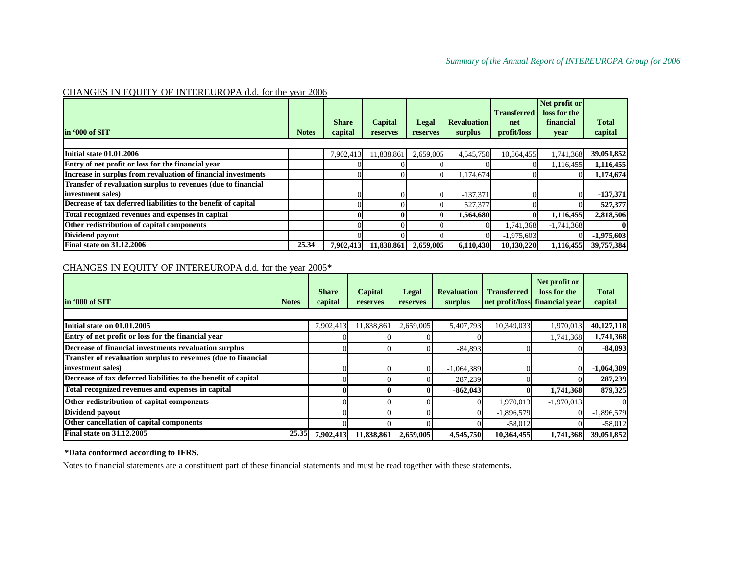## CHANGES IN EQUITY OF INTEREUROPA d.d. for the year 2006

| in '000 of SIT | Notes | Share capital | Capital reserves | Legal reserves | Revaluation surplus | Transferred net profit/loss | Net profit or loss for the financial year | Total capital |
|---|---|---|---|---|---|---|---|---|
| **Initial state 01.01.2006** | | 7,902,413 | 11,838,861 | 2,659,005 | 4,545,750 | 10,364,455 | 1,741,368 | **39,051,852** |
| **Entry of net profit or loss for the financial year** | | 0 | 0 | 0 | 0 | 0 | 1,116,455 | **1,116,455** |
| **Increase in surplus from revaluation of financial investments** | | 0 | 0 | 0 | 1,174,674 | 0 | 0 | **1,174,674** |
| **Transfer of revaluation surplus to revenues (due to financial investment sales)** | | 0 | 0 | 0 | -137,371 | 0 | 0 | **-137,371** |
| **Decrease of tax deferred liabilities to the benefit of capital** | | 0 | 0 | 0 | 527,377 | 0 | 0 | **527,377** |
| **Total recognized revenues and expenses in capital** | | **0** | **0** | **0** | **1,564,680** | **0** | **1,116,455** | **2,818,506** |
| **Other redistribution of capital components** | | 0 | 0 | 0 | 0 | 1,741,368 | -1,741,368 | **0** |
| **Dividend payout** | | 0 | 0 | 0 | 0 | -1,975,603 | 0 | **-1,975,603** |
| **Final state on 31.12.2006** | **25.34** | **7,902,413** | **11,838,861** | **2,659,005** | **6,110,430** | **10,130,220** | **1,116,455** | **39,757,384** |

## CHANGES IN EQUITY OF INTEREUROPA d.d. for the year 2005*

| in '000 of SIT | Notes | Share capital | Capital reserves | Legal reserves | Revaluation surplus | Transferred net profit/loss | Net profit or loss for the financial year | Total capital |
|---|---|---|---|---|---|---|---|---|
| **Initial state on 01.01.2005** | | 7,902,413 | 11,838,861 | 2,659,005 | 5,407,793 | 10,349,033 | 1,970,013 | **40,127,118** |
| **Entry of net profit or loss for the financial year** | | 0 | 0 | 0 | 0 | | 1,741,368 | **1,741,368** |
| **Decrease of financial investments revaluation surplus** | | 0 | 0 | 0 | -84,893 | 0 | 0 | **-84,893** |
| **Transfer of revaluation surplus to revenues (due to financial investment sales)** | | 0 | 0 | 0 | -1,064,389 | 0 | 0 | **-1,064,389** |
| **Decrease of tax deferred liabilities to the benefit of capital** | | 0 | 0 | 0 | 287,239 | 0 | 0 | **287,239** |
| **Total recognized revenues and expenses in capital** | | **0** | **0** | **0** | **-862,043** | **0** | **1,741,368** | **879,325** |
| **Other redistribution of capital components** | | 0 | 0 | 0 | 0 | 1,970,013 | -1,970,013 | 0 |
| **Dividend payout** | | 0 | 0 | 0 | 0 | -1,896,579 | 0 | -1,896,579 |
| **Other cancellation of capital components** | | 0 | 0 | 0 | 0 | -58,012 | 0 | -58,012 |
| **Final state on 31.12.2005** | **25.35** | **7,902,413** | **11,838,861** | **2,659,005** | **4,545,750** | **10,364,455** | **1,741,368** | **39,051,852** |

**\*Data conformed according to IFRS.**

Notes to financial statements are a constituent part of these financial statements and must be read together with these statements.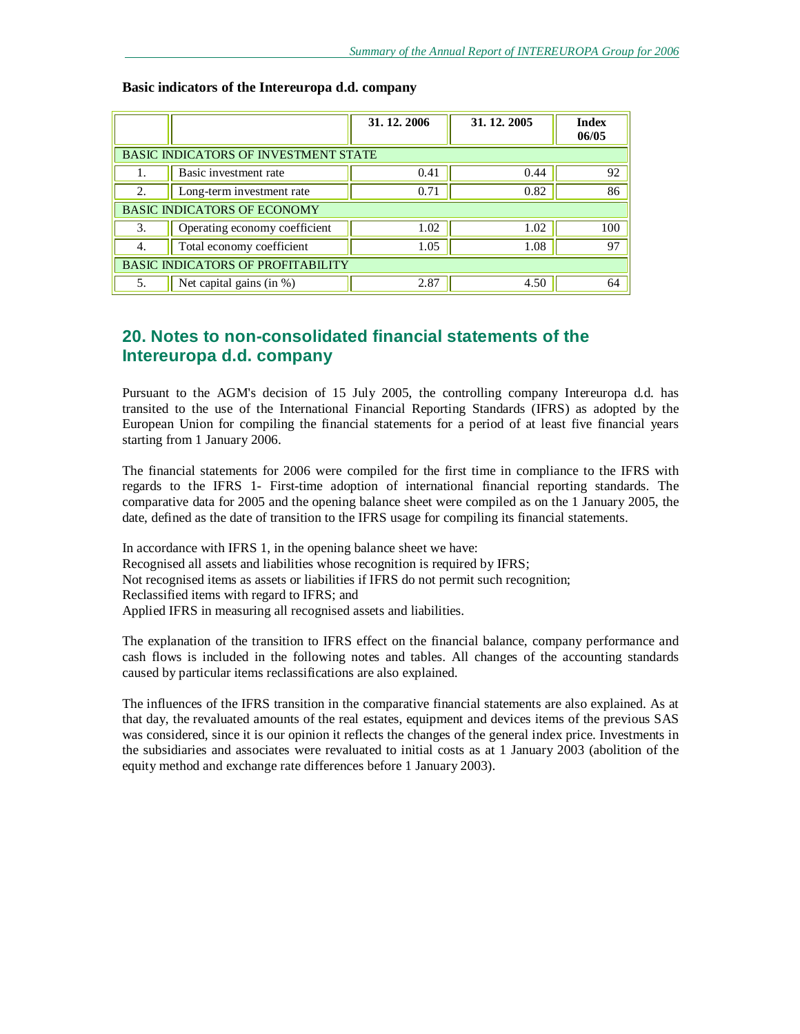**Basic indicators of the Intereuropa d.d. company**

| | | 31. 12. 2006 | 31. 12. 2005 | Index 06/05 |
|---|---|---|---|---|
| BASIC INDICATORS OF INVESTMENT STATE | | | | |
| 1. | Basic investment rate | 0.41 | 0.44 | 92 |
| 2. | Long-term investment rate | 0.71 | 0.82 | 86 |
| BASIC INDICATORS OF ECONOMY | | | | |
| 3. | Operating economy coefficient | 1.02 | 1.02 | 100 |
| 4. | Total economy coefficient | 1.05 | 1.08 | 97 |
| BASIC INDICATORS OF PROFITABILITY | | | | |
| 5. | Net capital gains (in %) | 2.87 | 4.50 | 64 |

## 20. Notes to non-consolidated financial statements of the Intereuropa d.d. company

Pursuant to the AGM's decision of 15 July 2005, the controlling company Intereuropa d.d. has transited to the use of the International Financial Reporting Standards (IFRS) as adopted by the European Union for compiling the financial statements for a period of at least five financial years starting from 1 January 2006.

The financial statements for 2006 were compiled for the first time in compliance to the IFRS with regards to the IFRS 1- First-time adoption of international financial reporting standards. The comparative data for 2005 and the opening balance sheet were compiled as on the 1 January 2005, the date, defined as the date of transition to the IFRS usage for compiling its financial statements.

In accordance with IFRS 1, in the opening balance sheet we have:
Recognised all assets and liabilities whose recognition is required by IFRS;
Not recognised items as assets or liabilities if IFRS do not permit such recognition;
Reclassified items with regard to IFRS; and
Applied IFRS in measuring all recognised assets and liabilities.

The explanation of the transition to IFRS effect on the financial balance, company performance and cash flows is included in the following notes and tables. All changes of the accounting standards caused by particular items reclassifications are also explained.

The influences of the IFRS transition in the comparative financial statements are also explained. As at that day, the revaluated amounts of the real estates, equipment and devices items of the previous SAS was considered, since it is our opinion it reflects the changes of the general index price. Investments in the subsidiaries and associates were revaluated to initial costs as at 1 January 2003 (abolition of the equity method and exchange rate differences before 1 January 2003).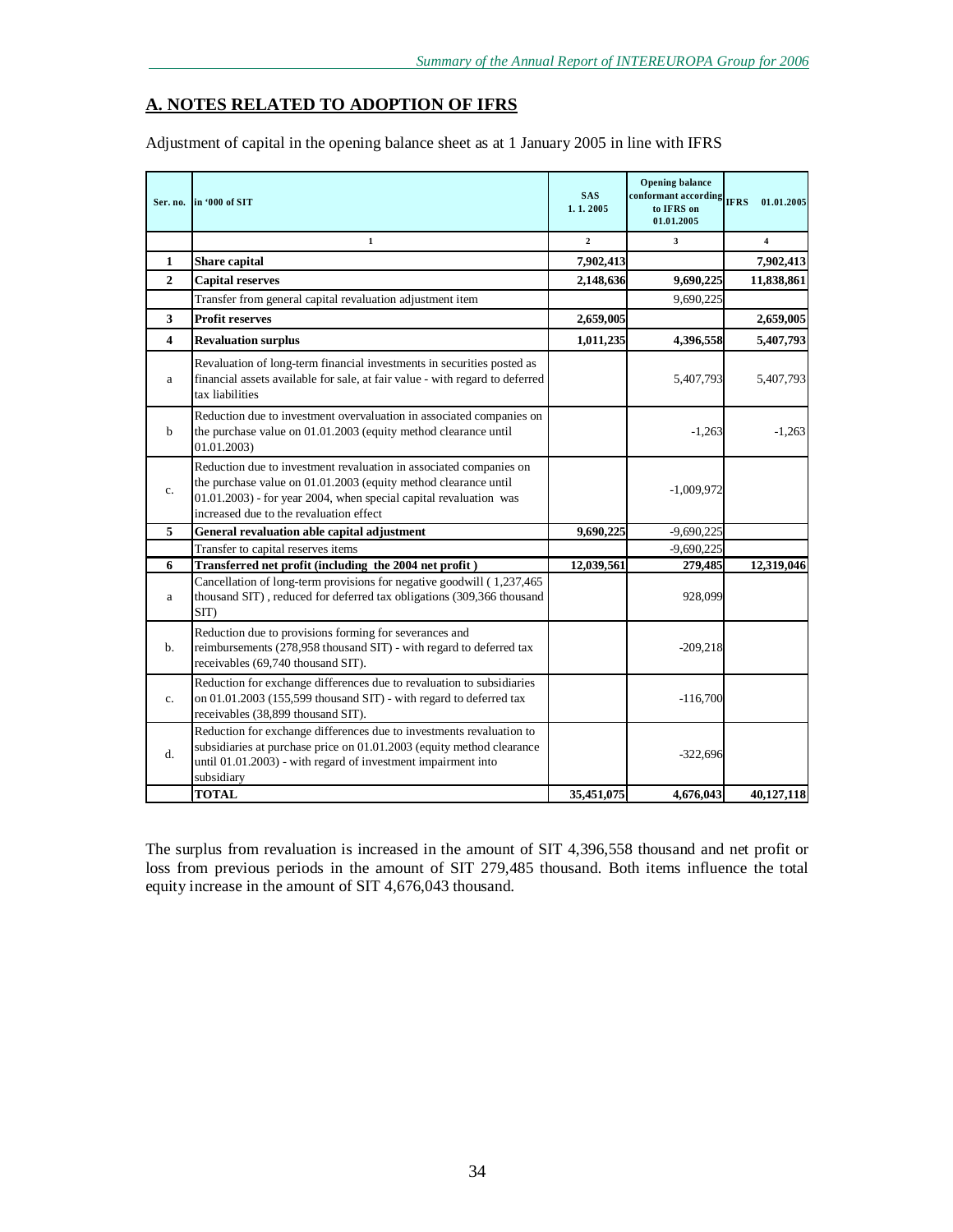## A. NOTES RELATED TO ADOPTION OF IFRS

Adjustment of capital in the opening balance sheet as at 1 January 2005 in line with IFRS

| Ser. no. | in '000 of SIT | SAS 1. 1. 2005 | Opening balance conformant according to IFRS on 01.01.2005 | IFRS 01.01.2005 |
|---|---|---|---|---|
| | 1 | 2 | 3 | 4 |
| **1** | **Share capital** | **7,902,413** | | **7,902,413** |
| **2** | **Capital reserves** | **2,148,636** | **9,690,225** | **11,838,861** |
| | Transfer from general capital revaluation adjustment item | | 9,690,225 | |
| **3** | **Profit reserves** | **2,659,005** | | **2,659,005** |
| **4** | **Revaluation surplus** | **1,011,235** | **4,396,558** | **5,407,793** |
| a | Revaluation of long-term financial investments in securities posted as financial assets available for sale, at fair value - with regard to deferred tax liabilities | | 5,407,793 | 5,407,793 |
| b | Reduction due to investment overvaluation in associated companies on the purchase value on 01.01.2003 (equity method clearance until 01.01.2003) | | -1,263 | -1,263 |
| c. | Reduction due to investment revaluation in associated companies on the purchase value on 01.01.2003 (equity method clearance until 01.01.2003) - for year 2004, when special capital revaluation was increased due to the revaluation effect | | -1,009,972 | |
| **5** | **General revaluation able capital adjustment** | **9,690,225** | -9,690,225 | |
| | Transfer to capital reserves items | | -9,690,225 | |
| **6** | **Transferred net profit (including the 2004 net profit )** | **12,039,561** | **279,485** | **12,319,046** |
| a | Cancellation of long-term provisions for negative goodwill ( 1,237,465 thousand SIT) , reduced for deferred tax obligations (309,366 thousand SIT) | | 928,099 | |
| b. | Reduction due to provisions forming for severances and reimbursements (278,958 thousand SIT) - with regard to deferred tax receivables (69,740 thousand SIT). | | -209,218 | |
| c. | Reduction for exchange differences due to revaluation to subsidiaries on 01.01.2003 (155,599 thousand SIT) - with regard to deferred tax receivables (38,899 thousand SIT). | | -116,700 | |
| d. | Reduction for exchange differences due to investments revaluation to subsidiaries at purchase price on 01.01.2003 (equity method clearance until 01.01.2003) - with regard of investment impairment into subsidiary | | -322,696 | |
| | **TOTAL** | **35,451,075** | **4,676,043** | **40,127,118** |

The surplus from revaluation is increased in the amount of SIT 4,396,558 thousand and net profit or loss from previous periods in the amount of SIT 279,485 thousand. Both items influence the total equity increase in the amount of SIT 4,676,043 thousand.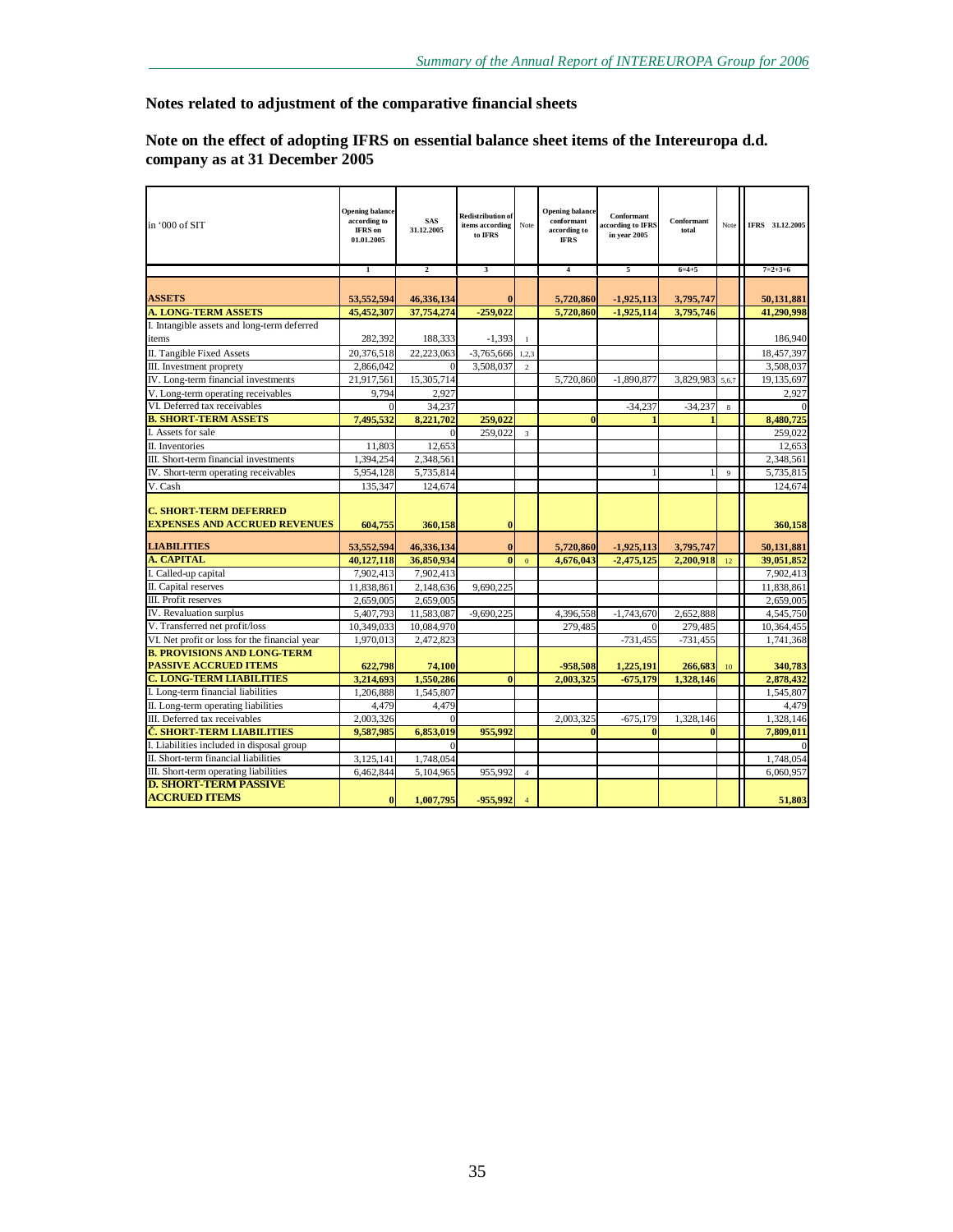## Notes related to adjustment of the comparative financial sheets

## Note on the effect of adopting IFRS on essential balance sheet items of the Intereuropa d.d. company as at 31 December 2005

| in '000 of SIT | Opening balance according to IFRS on 01.01.2005 | SAS 31.12.2005 | Redistribution of items according to IFRS | Note | Opening balance conformant according to IFRS | Conformant according to IFRS in year 2005 | Conformant total | Note | IFRS 31.12.2005 |
|---|---|---|---|---|---|---|---|---|---|
| | 1 | 2 | 3 | | 4 | 5 | 6=4+5 | | 7=2+3+6 |
| **ASSETS** | **53,552,594** | **46,336,134** | **0** | | **5,720,860** | **-1,925,113** | **3,795,747** | | **50,131,881** |
| **A. LONG-TERM ASSETS** | **45,452,307** | **37,754,274** | **-259,022** | | **5,720,860** | **-1,925,114** | **3,795,746** | | **41,290,998** |
| I. Intangible assets and long-term deferred items | 282,392 | 188,333 | -1,393 | 1 | | | | | 186,940 |
| II. Tangible Fixed Assets | 20,376,518 | 22,223,063 | -3,765,666 | 1,2,3 | | | | | 18,457,397 |
| III. Investment proprety | 2,866,042 | 0 | 3,508,037 | 2 | | | | | 3,508,037 |
| IV. Long-term financial investments | 21,917,561 | 15,305,714 | | | 5,720,860 | -1,890,877 | 3,829,983 | 5,6,7 | 19,135,697 |
| V. Long-term operating receivables | 9,794 | 2,927 | | | | | | | 2,927 |
| VI. Deferred tax receivables | 0 | 34,237 | | | | -34,237 | -34,237 | 8 | 0 |
| **B. SHORT-TERM ASSETS** | **7,495,532** | **8,221,702** | **259,022** | | **0** | **1** | **1** | | **8,480,725** |
| I. Assets for sale | | 0 | 259,022 | 3 | | | | | 259,022 |
| II. Inventories | 11,803 | 12,653 | | | | | | | 12,653 |
| III. Short-term financial investments | 1,394,254 | 2,348,561 | | | | | | | 2,348,561 |
| IV. Short-term operating receivables | 5,954,128 | 5,735,814 | | | | 1 | 1 | 9 | 5,735,815 |
| V. Cash | 135,347 | 124,674 | | | | | | | 124,674 |
| **C. SHORT-TERM DEFERRED EXPENSES AND ACCRUED REVENUES** | **604,755** | **360,158** | **0** | | | | | | **360,158** |
| **LIABILITIES** | **53,552,594** | **46,336,134** | **0** | | **5,720,860** | **-1,925,113** | **3,795,747** | | **50,131,881** |
| **A. CAPITAL** | **40,127,118** | **36,850,934** | **0** | 0 | **4,676,043** | **-2,475,125** | **2,200,918** | 12 | **39,051,852** |
| I. Called-up capital | 7,902,413 | 7,902,413 | | | | | | | 7,902,413 |
| II. Capital reserves | 11,838,861 | 2,148,636 | 9,690,225 | | | | | | 11,838,861 |
| III. Profit reserves | 2,659,005 | 2,659,005 | | | | | | | 2,659,005 |
| IV. Revaluation surplus | 5,407,793 | 11,583,087 | -9,690,225 | | 4,396,558 | -1,743,670 | 2,652,888 | | 4,545,750 |
| V. Transferred net profit/loss | 10,349,033 | 10,084,970 | | | 279,485 | 0 | 279,485 | | 10,364,455 |
| VI. Net profit or loss for the financial year | 1,970,013 | 2,472,823 | | | | -731,455 | -731,455 | | 1,741,368 |
| **B. PROVISIONS AND LONG-TERM PASSIVE ACCRUED ITEMS** | **622,798** | **74,100** | | | **-958,508** | **1,225,191** | **266,683** | 10 | **340,783** |
| **C. LONG-TERM LIABILITIES** | **3,214,693** | **1,550,286** | **0** | | **2,003,325** | **-675,179** | **1,328,146** | | **2,878,432** |
| I. Long-term financial liabilities | 1,206,888 | 1,545,807 | | | | | | | 1,545,807 |
| II. Long-term operating liabilities | 4,479 | 4,479 | | | | | | | 4,479 |
| III. Deferred tax receivables | 2,003,326 | 0 | | | 2,003,325 | -675,179 | 1,328,146 | | 1,328,146 |
| **Č. SHORT-TERM LIABILITIES** | **9,587,985** | **6,853,019** | **955,992** | | **0** | **0** | **0** | | **7,809,011** |
| I. Liabilities included in disposal group | | 0 | | | | | | | 0 |
| II. Short-term financial liabilities | 3,125,141 | 1,748,054 | | | | | | | 1,748,054 |
| III. Short-term operating liabilities | 6,462,844 | 5,104,965 | 955,992 | 4 | | | | | 6,060,957 |
| **D. SHORT-TERM PASSIVE ACCRUED ITEMS** | **0** | **1,007,795** | **-955,992** | 4 | | | | | **51,803** |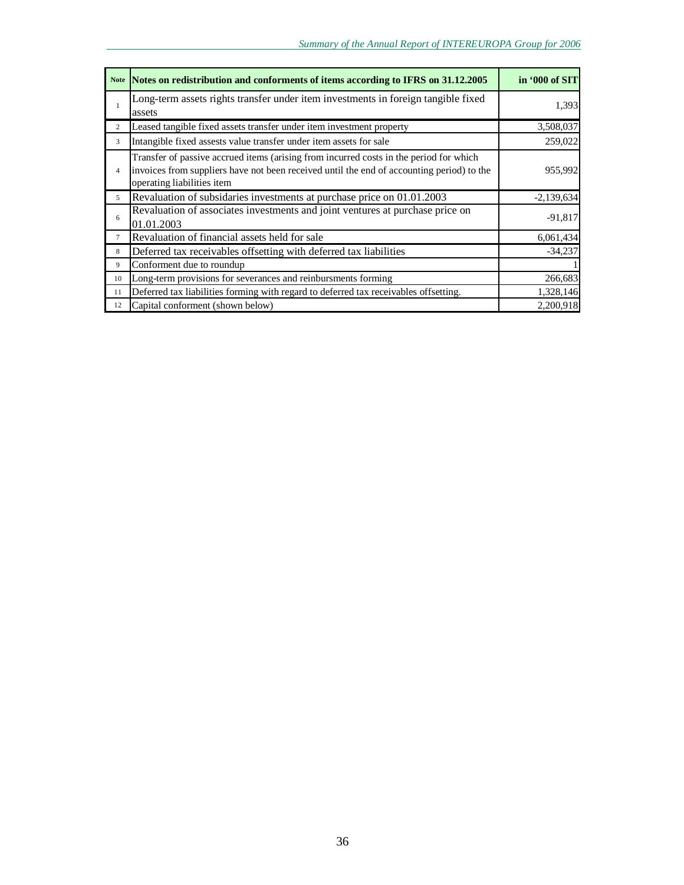| Note | Notes on redistribution and conforments of items according to IFRS on 31.12.2005 | in '000 of SIT |
|---|---|---|
| 1 | Long-term assets rights transfer under item investments in foreign tangible fixed assets | 1,393 |
| 2 | Leased tangible fixed assets transfer under item investment property | 3,508,037 |
| 3 | Intangible fixed assests value transfer under item assets for sale | 259,022 |
| 4 | Transfer of passive accrued items (arising from incurred costs in the period for which invoices from suppliers have not been received until the end of accounting period) to the operating liabilities item | 955,992 |
| 5 | Revaluation of subsidaries investments at purchase price on 01.01.2003 | -2,139,634 |
| 6 | Revaluation of associates investments and joint ventures at purchase price on 01.01.2003 | -91,817 |
| 7 | Revaluation of financial assets held for sale | 6,061,434 |
| 8 | Deferred tax receivables offsetting with deferred tax liabilities | -34,237 |
| 9 | Conforment due to roundup | 1 |
| 10 | Long-term provisions for severances and reinbursments forming | 266,683 |
| 11 | Deferred tax liabilities forming with regard to deferred tax receivables offsetting. | 1,328,146 |
| 12 | Capital conforment (shown below) | 2,200,918 |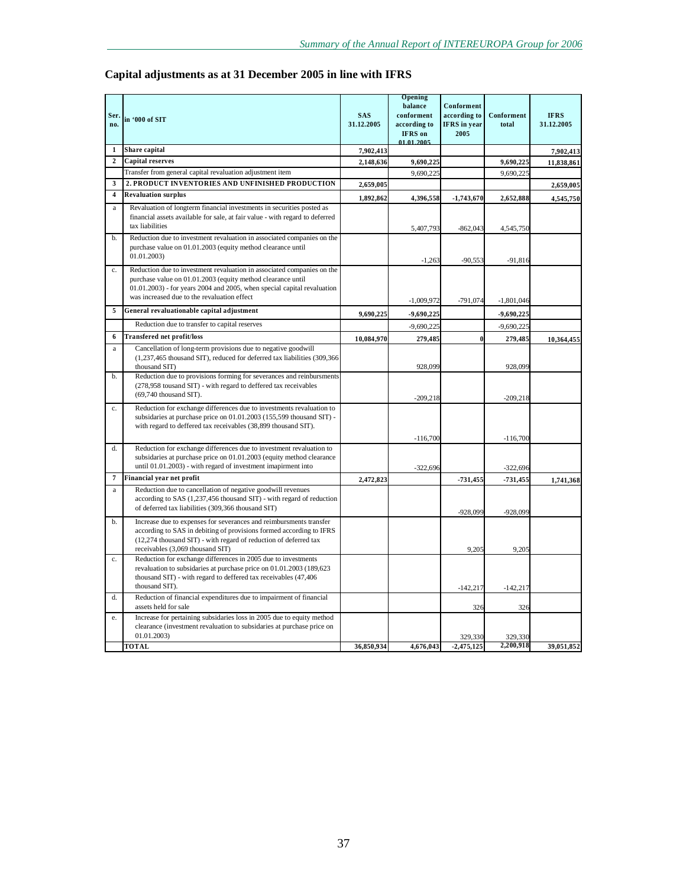## Capital adjustments as at 31 December 2005 in line with IFRS

| Ser. no. | in '000 of SIT | SAS 31.12.2005 | Opening balance conforment according to IFRS on 01.01.2005 | Conforment according to IFRS in year 2005 | Conforment total | IFRS 31.12.2005 |
|---|---|---|---|---|---|---|
| 1 | **Share capital** | **7,902,413** | | | | **7,902,413** |
| 2 | **Capital reserves** | **2,148,636** | **9,690,225** | | **9,690,225** | **11,838,861** |
| | Transfer from general capital revaluation adjustment item | | 9,690,225 | | 9,690,225 | |
| 3 | **2. PRODUCT INVENTORIES AND UNFINISHED PRODUCTION** | **2,659,005** | | | | **2,659,005** |
| 4 | **Revaluation surplus** | **1,892,862** | **4,396,558** | **-1,743,670** | **2,652,888** | **4,545,750** |
| a | Revaluation of longterm financial investments in securities posted as financial assets available for sale, at fair value - with regard to deferred tax liabilities | | 5,407,793 | -862,043 | 4,545,750 | |
| b. | Reduction due to investment revaluation in associated companies on the purchase value on 01.01.2003 (equity method clearance until 01.01.2003) | | -1,263 | -90,553 | -91,816 | |
| c. | Reduction due to investment revaluation in associated companies on the purchase value on 01.01.2003 (equity method clearance until 01.01.2003) - for years 2004 and 2005, when special capital revaluation was increased due to the revaluation effect | | -1,009,972 | -791,074 | -1,801,046 | |
| 5 | **General revaluationable capital adjustment** | **9,690,225** | **-9,690,225** | | **-9,690,225** | |
| | Reduction due to transfer to capital reserves | | -9,690,225 | | -9,690,225 | |
| 6 | **Transfered net profit/loss** | **10,084,970** | **279,485** | **0** | **279,485** | **10,364,455** |
| a | Cancellation of long-term provisions due to negative goodwill (1,237,465 thousand SIT), reduced for deferred tax liabilities (309,366 thousand SIT) | | 928,099 | | 928,099 | |
| b. | Reduction due to provisions forming for severances and reinbursments (278,958 tousand SIT) - with regard to deffered tax receivables (69,740 thousand SIT). | | -209,218 | | -209,218 | |
| c. | Reduction for exchange differences due to investments revaluation to subsidaries at purchase price on 01.01.2003 (155,599 thousand SIT) - with regard to deffered tax receivables (38,899 thousand SIT). | | -116,700 | | -116,700 | |
| d. | Reduction for exchange differences due to investment revaluation to subsidaries at purchase price on 01.01.2003 (equity method clearance until 01.01.2003) - with regard of investment imapirment into | | -322,696 | | -322,696 | |
| 7 | **Financial year net profit** | **2,472,823** | | **-731,455** | **-731,455** | **1,741,368** |
| a | Reduction due to cancellation of negative goodwill revenues according to SAS (1,237,456 thousand SIT) - with regard of reduction of deferred tax liabilities (309,366 thousand SIT) | | | -928,099 | -928,099 | |
| b. | Increase due to expenses for severances and reimbursments transfer according to SAS in debiting of provisions formed according to IFRS (12,274 thousand SIT) - with regard of reduction of deferred tax receivables (3,069 thousand SIT) | | | 9,205 | 9,205 | |
| c. | Reduction for exchange differences in 2005 due to investments revaluation to subsidaries at purchase price on 01.01.2003 (189,623 thousand SIT) - with regard to deffered tax receivables (47,406 thousand SIT). | | | -142,217 | -142,217 | |
| d. | Reduction of financial expenditures due to impairment of financial assets held for sale | | | 326 | 326 | |
| e. | Increase for pertaining subsidaries loss in 2005 due to equity method clearance (investment revaluation to subsidaries at purchase price on 01.01.2003) | | | 329,330 | 329,330 | |
| | **TOTAL** | **36,850,934** | **4,676,043** | **-2,475,125** | **2,200,918** | **39,051,852** |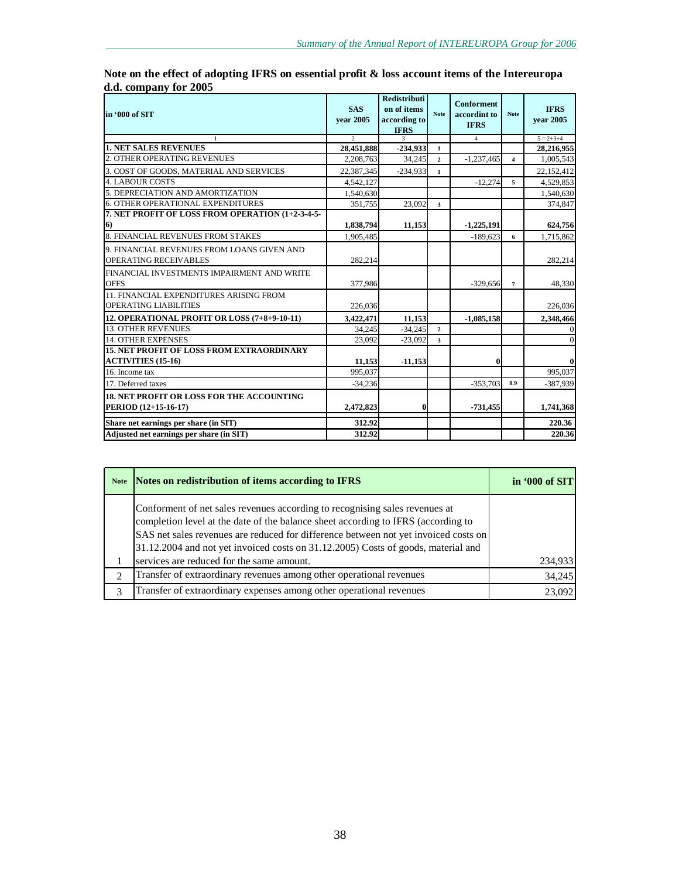**Note on the effect of adopting IFRS on essential profit & loss account items of the Intereuropa d.d. company for 2005**

| in '000 of SIT | SAS year 2005 | Redistribution of items according to IFRS | Note | Conforment accordint to IFRS | Note | IFRS year 2005 |
|---|---|---|---|---|---|---|
| 1 | 2 | 3 | | 4 | | 5 = 2+3+4 |
| **1. NET SALES REVENUES** | **28,451,888** | **-234,933** | 1 | | | **28,216,955** |
| 2. OTHER OPERATING REVENUES | 2,208,763 | 34,245 | 2 | -1,237,465 | 4 | 1,005,543 |
| 3. COST OF GOODS, MATERIAL AND SERVICES | 22,387,345 | -234,933 | 1 | | | 22,152,412 |
| 4. LABOUR COSTS | 4,542,127 | | | -12,274 | 5 | 4,529,853 |
| 5. DEPRECIATION AND AMORTIZATION | 1,540,630 | | | | | 1,540,630 |
| 6. OTHER OPERATIONAL EXPENDITURES | 351,755 | 23,092 | 3 | | | 374,847 |
| **7. NET PROFIT OF LOSS FROM OPERATION (1+2-3-4-5-6)** | **1,838,794** | **11,153** | | **-1,225,191** | | **624,756** |
| 8. FINANCIAL REVENUES FROM STAKES | 1,905,485 | | | -189,623 | 6 | 1,715,862 |
| 9. FINANCIAL REVENUES FROM LOANS GIVEN AND OPERATING RECEIVABLES | 282,214 | | | | | 282,214 |
| FINANCIAL INVESTMENTS IMPAIRMENT AND WRITE OFFS | 377,986 | | | -329,656 | 7 | 48,330 |
| 11. FINANCIAL EXPENDITURES ARISING FROM OPERATING LIABILITIES | 226,036 | | | | | 226,036 |
| **12. OPERATIONAL PROFIT OR LOSS (7+8+9-10-11)** | **3,422,471** | **11,153** | | **-1,085,158** | | **2,348,466** |
| 13. OTHER REVENUES | 34,245 | -34,245 | 2 | | | 0 |
| 14. OTHER EXPENSES | 23,092 | -23,092 | 3 | | | 0 |
| **15. NET PROFIT OF LOSS FROM EXTRAORDINARY ACTIVITIES (15-16)** | **11,153** | **-11,153** | | **0** | | **0** |
| 16. Income tax | 995,037 | | | | | 995,037 |
| 17. Deferred taxes | -34,236 | | | -353,703 | 8.9 | -387,939 |
| **18. NET PROFIT OR LOSS FOR THE ACCOUNTING PERIOD (12+15-16-17)** | **2,472,823** | **0** | | **-731,455** | | **1,741,368** |
| **Share net earnings per share (in SIT)** | **312.92** | | | | | **220.36** |
| **Adjusted net earnings per share (in SIT)** | **312.92** | | | | | **220.36** |

| Note | Notes on redistribution of items according to IFRS | in '000 of SIT |
|---|---|---|
| 1 | Conforment of net sales revenues according to recognising sales revenues at completion level at the date of the balance sheet according to IFRS (according to SAS net sales revenues are reduced for difference between not yet invoiced costs on 31.12.2004 and not yet invoiced costs on 31.12.2005) Costs of goods, material and services are reduced for the same amount. | 234,933 |
| 2 | Transfer of extraordinary revenues among other operational revenues | 34,245 |
| 3 | Transfer of extraordinary expenses among other operational revenues | 23,092 |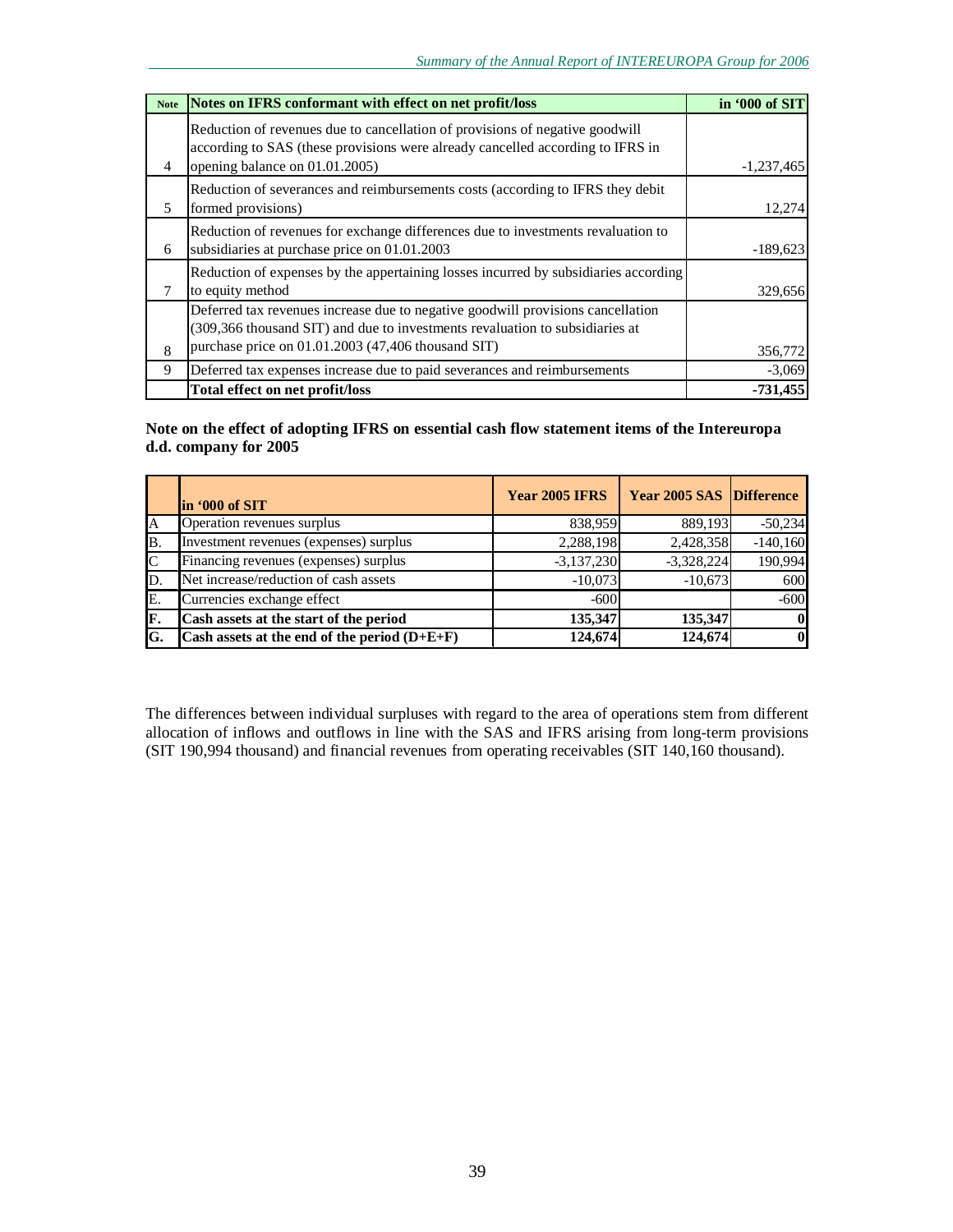| Note | Notes on IFRS conformant with effect on net profit/loss | in '000 of SIT |
|---|---|---|
| 4 | Reduction of revenues due to cancellation of provisions of negative goodwill according to SAS (these provisions were already cancelled according to IFRS in opening balance on 01.01.2005) | -1,237,465 |
| 5 | Reduction of severances and reimbursements costs (according to IFRS they debit formed provisions) | 12,274 |
| 6 | Reduction of revenues for exchange differences due to investments revaluation to subsidiaries at purchase price on 01.01.2003 | -189,623 |
| 7 | Reduction of expenses by the appertaining losses incurred by subsidiaries according to equity method | 329,656 |
| 8 | Deferred tax revenues increase due to negative goodwill provisions cancellation (309,366 thousand SIT) and due to investments revaluation to subsidiaries at purchase price on 01.01.2003 (47,406 thousand SIT) | 356,772 |
| 9 | Deferred tax expenses increase due to paid severances and reimbursements | -3,069 |
| | **Total effect on net profit/loss** | **-731,455** |

**Note on the effect of adopting IFRS on essential cash flow statement items of the Intereuropa d.d. company for 2005**

| | in '000 of SIT | Year 2005 IFRS | Year 2005 SAS | Difference |
|---|---|---|---|---|
| A | Operation revenues surplus | 838,959 | 889,193 | -50,234 |
| B. | Investment revenues (expenses) surplus | 2,288,198 | 2,428,358 | -140,160 |
| C | Financing revenues (expenses) surplus | -3,137,230 | -3,328,224 | 190,994 |
| D. | Net increase/reduction of cash assets | -10,073 | -10,673 | 600 |
| E. | Currencies exchange effect | -600 | | -600 |
| **F.** | **Cash assets at the start of the period** | **135,347** | **135,347** | **0** |
| **G.** | **Cash assets at the end of the period (D+E+F)** | **124,674** | **124,674** | **0** |

The differences between individual surpluses with regard to the area of operations stem from different allocation of inflows and outflows in line with the SAS and IFRS arising from long-term provisions (SIT 190,994 thousand) and financial revenues from operating receivables (SIT 140,160 thousand).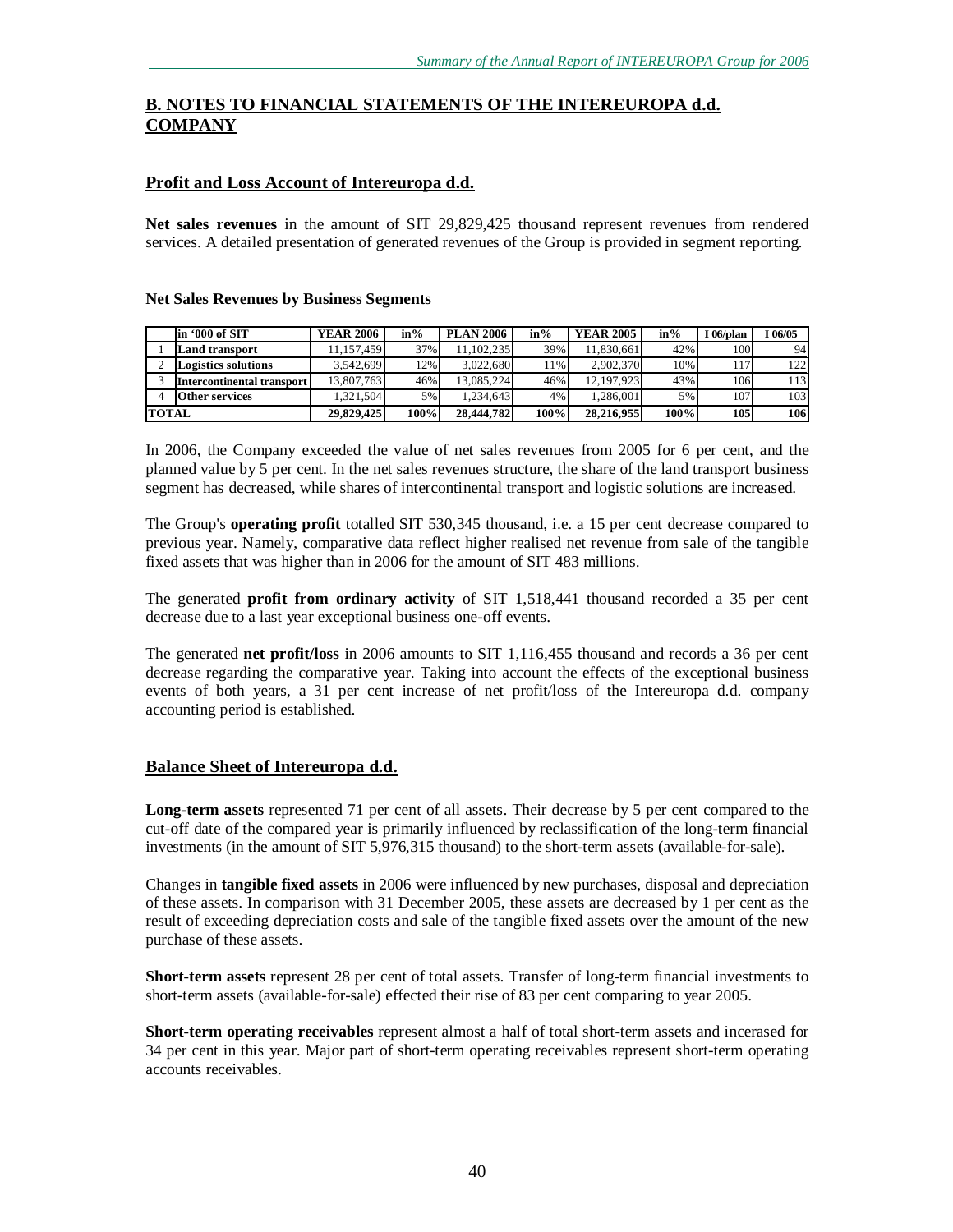## B. NOTES TO FINANCIAL STATEMENTS OF THE INTEREUROPA d.d. COMPANY

### Profit and Loss Account of Intereuropa d.d.

**Net sales revenues** in the amount of SIT 29,829,425 thousand represent revenues from rendered services. A detailed presentation of generated revenues of the Group is provided in segment reporting.

**Net Sales Revenues by Business Segments**

| | in '000 of SIT | YEAR 2006 | in% | PLAN 2006 | in% | YEAR 2005 | in% | I 06/plan | I 06/05 |
|---|---|---|---|---|---|---|---|---|---|
| 1 | **Land transport** | 11,157,459 | 37% | 11,102,235 | 39% | 11,830,661 | 42% | 100 | 94 |
| 2 | **Logistics solutions** | 3,542,699 | 12% | 3,022,680 | 11% | 2,902,370 | 10% | 117 | 122 |
| 3 | **Intercontinental transport** | 13,807,763 | 46% | 13,085,224 | 46% | 12,197,923 | 43% | 106 | 113 |
| 4 | **Other services** | 1,321,504 | 5% | 1,234,643 | 4% | 1,286,001 | 5% | 107 | 103 |
| **TOTAL** | | **29,829,425** | **100%** | **28,444,782** | **100%** | **28,216,955** | **100%** | **105** | **106** |

In 2006, the Company exceeded the value of net sales revenues from 2005 for 6 per cent, and the planned value by 5 per cent. In the net sales revenues structure, the share of the land transport business segment has decreased, while shares of intercontinental transport and logistic solutions are increased.

The Group's **operating profit** totalled SIT 530,345 thousand, i.e. a 15 per cent decrease compared to previous year. Namely, comparative data reflect higher realised net revenue from sale of the tangible fixed assets that was higher than in 2006 for the amount of SIT 483 millions.

The generated **profit from ordinary activity** of SIT 1,518,441 thousand recorded a 35 per cent decrease due to a last year exceptional business one-off events.

The generated **net profit/loss** in 2006 amounts to SIT 1,116,455 thousand and records a 36 per cent decrease regarding the comparative year. Taking into account the effects of the exceptional business events of both years, a 31 per cent increase of net profit/loss of the Intereuropa d.d. company accounting period is established.

### Balance Sheet of Intereuropa d.d.

**Long-term assets** represented 71 per cent of all assets. Their decrease by 5 per cent compared to the cut-off date of the compared year is primarily influenced by reclassification of the long-term financial investments (in the amount of SIT 5,976,315 thousand) to the short-term assets (available-for-sale).

Changes in **tangible fixed assets** in 2006 were influenced by new purchases, disposal and depreciation of these assets. In comparison with 31 December 2005, these assets are decreased by 1 per cent as the result of exceeding depreciation costs and sale of the tangible fixed assets over the amount of the new purchase of these assets.

**Short-term assets** represent 28 per cent of total assets. Transfer of long-term financial investments to short-term assets (available-for-sale) effected their rise of 83 per cent comparing to year 2005.

**Short-term operating receivables** represent almost a half of total short-term assets and incerased for 34 per cent in this year. Major part of short-term operating receivables represent short-term operating accounts receivables.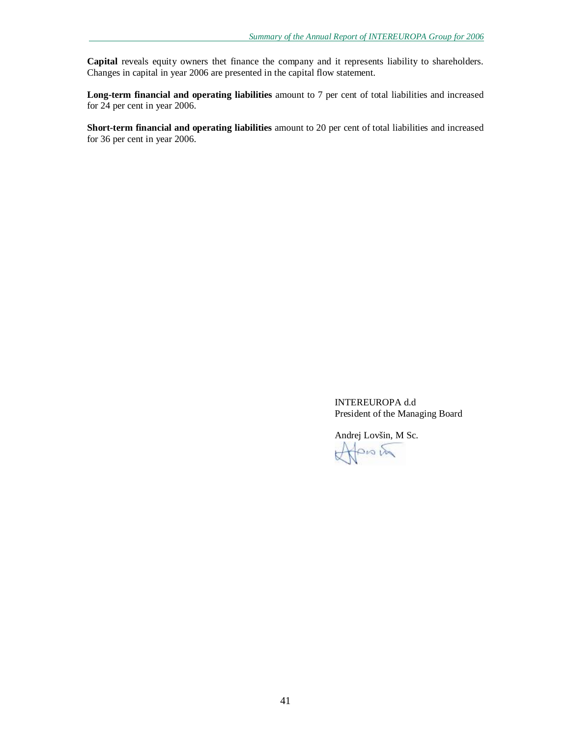**Capital** reveals equity owners thet finance the company and it represents liability to shareholders. Changes in capital in year 2006 are presented in the capital flow statement.

**Long-term financial and operating liabilities** amount to 7 per cent of total liabilities and increased for 24 per cent in year 2006.

**Short-term financial and operating liabilities** amount to 20 per cent of total liabilities and increased for 36 per cent in year 2006.

INTEREUROPA d.d
President of the Managing Board

Andrej Lovšin, M Sc.